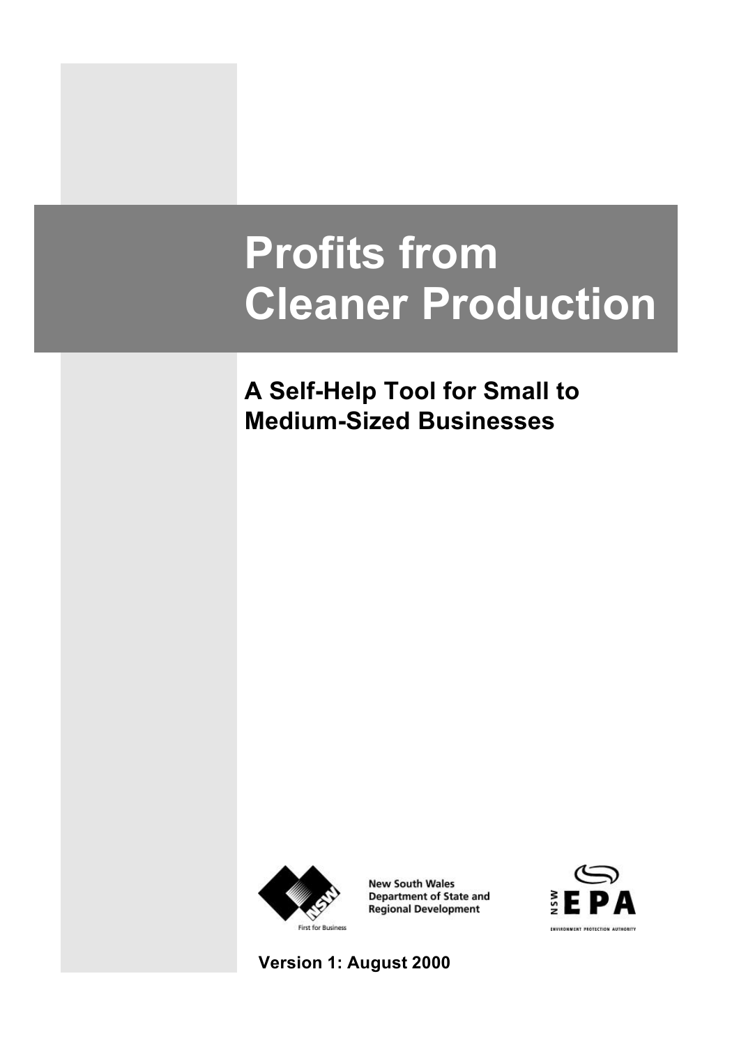# Profits from Cleaner Production

## A Self-Help Tool for Small to Medium-Sized Businesses

New South Wales Department of State and Regional Development

First for Business

NSW EPA

ENVIRONMENT PROTECTION AUTHORITY

**Version 1: August 2000**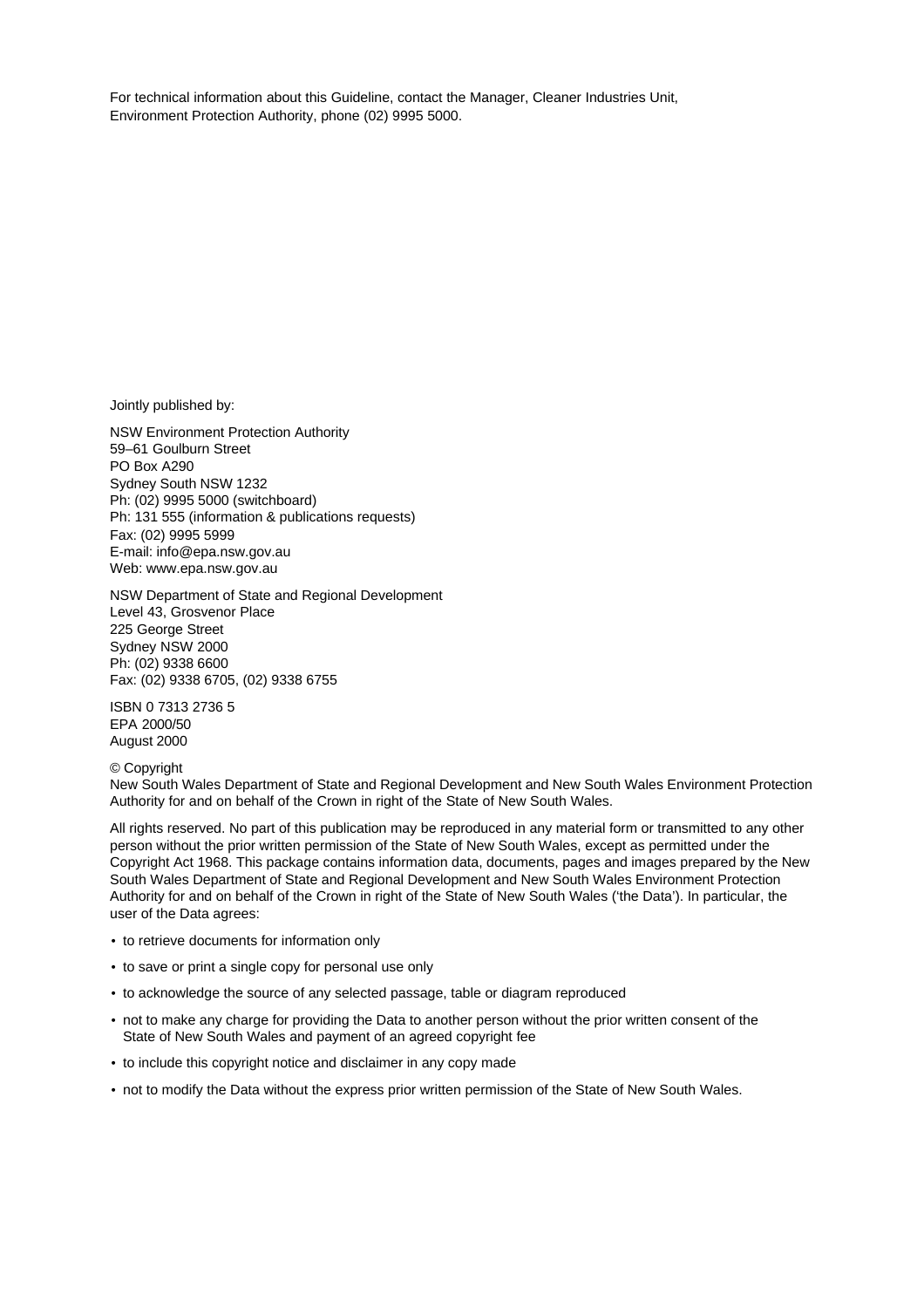For technical information about this Guideline, contact the Manager, Cleaner Industries Unit, Environment Protection Authority, phone (02) 9995 5000.

Jointly published by:

NSW Environment Protection Authority
59–61 Goulburn Street
PO Box A290
Sydney South NSW 1232
Ph: (02) 9995 5000 (switchboard)
Ph: 131 555 (information & publications requests)
Fax: (02) 9995 5999
E-mail: info@epa.nsw.gov.au
Web: www.epa.nsw.gov.au

NSW Department of State and Regional Development
Level 43, Grosvenor Place
225 George Street
Sydney NSW 2000
Ph: (02) 9338 6600
Fax: (02) 9338 6705, (02) 9338 6755

ISBN 0 7313 2736 5
EPA 2000/50
August 2000

© Copyright
New South Wales Department of State and Regional Development and New South Wales Environment Protection Authority for and on behalf of the Crown in right of the State of New South Wales.

All rights reserved. No part of this publication may be reproduced in any material form or transmitted to any other person without the prior written permission of the State of New South Wales, except as permitted under the Copyright Act 1968. This package contains information data, documents, pages and images prepared by the New South Wales Department of State and Regional Development and New South Wales Environment Protection Authority for and on behalf of the Crown in right of the State of New South Wales ('the Data'). In particular, the user of the Data agrees:

- to retrieve documents for information only
- to save or print a single copy for personal use only
- to acknowledge the source of any selected passage, table or diagram reproduced
- not to make any charge for providing the Data to another person without the prior written consent of the State of New South Wales and payment of an agreed copyright fee
- to include this copyright notice and disclaimer in any copy made
- not to modify the Data without the express prior written permission of the State of New South Wales.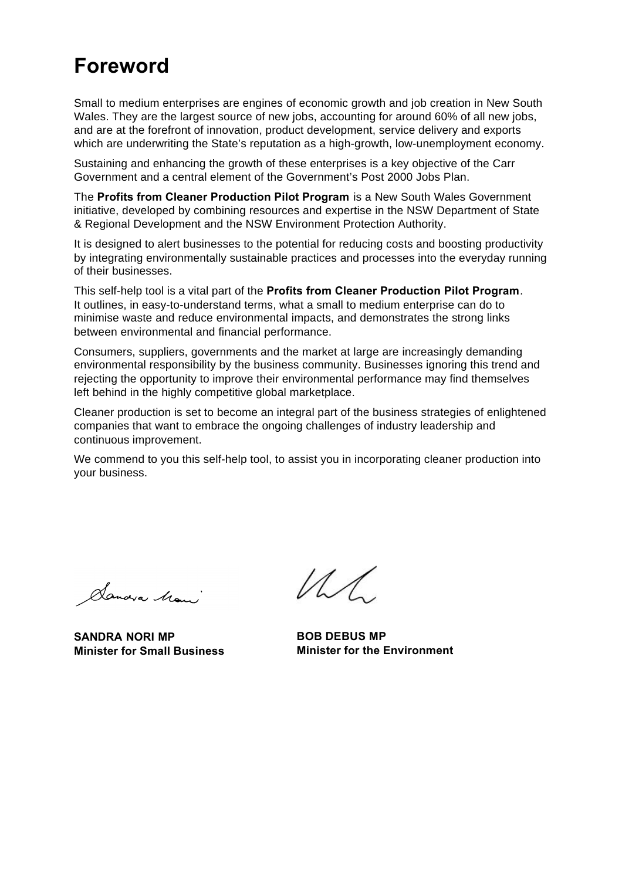# Foreword

Small to medium enterprises are engines of economic growth and job creation in New South Wales. They are the largest source of new jobs, accounting for around 60% of all new jobs, and are at the forefront of innovation, product development, service delivery and exports which are underwriting the State's reputation as a high-growth, low-unemployment economy.

Sustaining and enhancing the growth of these enterprises is a key objective of the Carr Government and a central element of the Government's Post 2000 Jobs Plan.

The **Profits from Cleaner Production Pilot Program** is a New South Wales Government initiative, developed by combining resources and expertise in the NSW Department of State & Regional Development and the NSW Environment Protection Authority.

It is designed to alert businesses to the potential for reducing costs and boosting productivity by integrating environmentally sustainable practices and processes into the everyday running of their businesses.

This self-help tool is a vital part of the **Profits from Cleaner Production Pilot Program**. It outlines, in easy-to-understand terms, what a small to medium enterprise can do to minimise waste and reduce environmental impacts, and demonstrates the strong links between environmental and financial performance.

Consumers, suppliers, governments and the market at large are increasingly demanding environmental responsibility by the business community. Businesses ignoring this trend and rejecting the opportunity to improve their environmental performance may find themselves left behind in the highly competitive global marketplace.

Cleaner production is set to become an integral part of the business strategies of enlightened companies that want to embrace the ongoing challenges of industry leadership and continuous improvement.

We commend to you this self-help tool, to assist you in incorporating cleaner production into your business.

**SANDRA NORI MP**
**Minister for Small Business**

**BOB DEBUS MP**
**Minister for the Environment**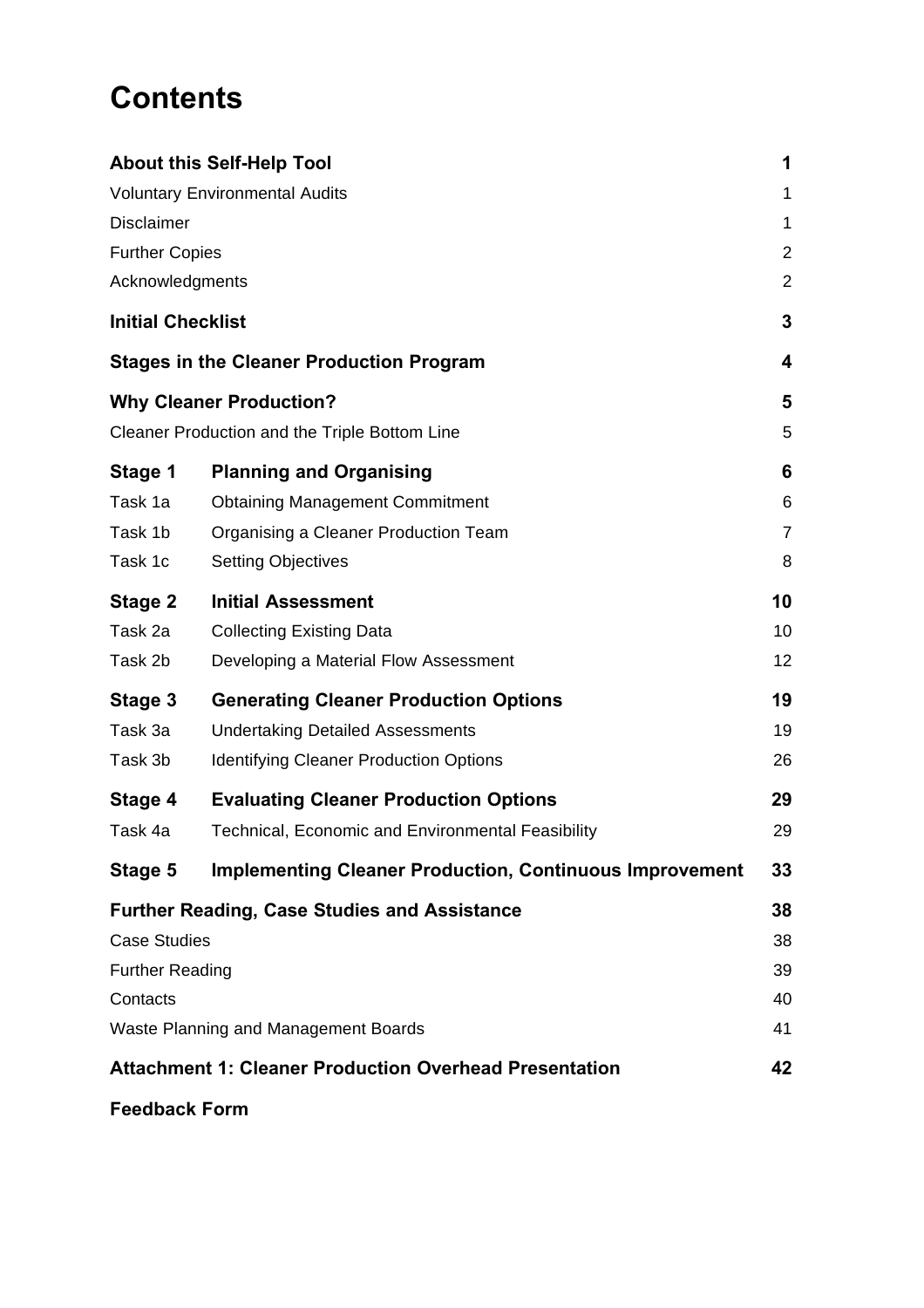# Contents

| | | |
|---|---|---|
| **About this Self-Help Tool** | | **1** |
| Voluntary Environmental Audits | | 1 |
| Disclaimer | | 1 |
| Further Copies | | 2 |
| Acknowledgments | | 2 |
| **Initial Checklist** | | **3** |
| **Stages in the Cleaner Production Program** | | **4** |
| **Why Cleaner Production?** | | **5** |
| Cleaner Production and the Triple Bottom Line | | 5 |
| **Stage 1** | **Planning and Organising** | **6** |
| Task 1a | Obtaining Management Commitment | 6 |
| Task 1b | Organising a Cleaner Production Team | 7 |
| Task 1c | Setting Objectives | 8 |
| **Stage 2** | **Initial Assessment** | **10** |
| Task 2a | Collecting Existing Data | 10 |
| Task 2b | Developing a Material Flow Assessment | 12 |
| **Stage 3** | **Generating Cleaner Production Options** | **19** |
| Task 3a | Undertaking Detailed Assessments | 19 |
| Task 3b | Identifying Cleaner Production Options | 26 |
| **Stage 4** | **Evaluating Cleaner Production Options** | **29** |
| Task 4a | Technical, Economic and Environmental Feasibility | 29 |
| **Stage 5** | **Implementing Cleaner Production, Continuous Improvement** | **33** |
| **Further Reading, Case Studies and Assistance** | | **38** |
| Case Studies | | 38 |
| Further Reading | | 39 |
| Contacts | | 40 |
| Waste Planning and Management Boards | | 41 |
| **Attachment 1: Cleaner Production Overhead Presentation** | | **42** |
| **Feedback Form** | | |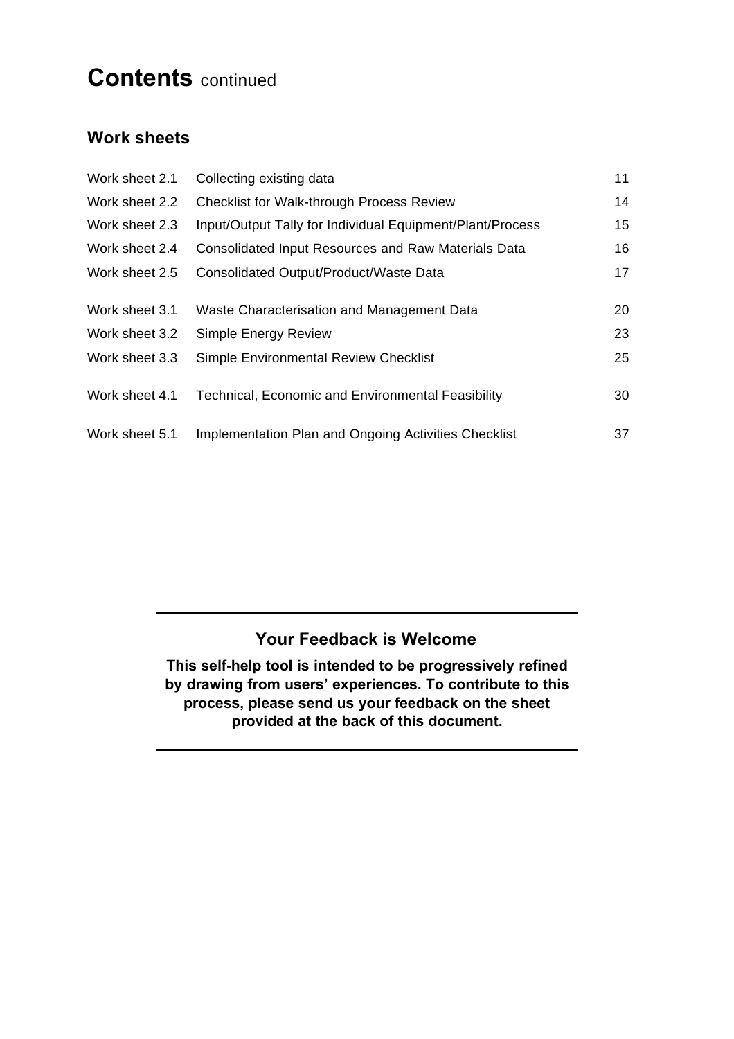# Contents continued

## Work sheets

| | | |
|---|---|---|
| Work sheet 2.1 | Collecting existing data | 11 |
| Work sheet 2.2 | Checklist for Walk-through Process Review | 14 |
| Work sheet 2.3 | Input/Output Tally for Individual Equipment/Plant/Process | 15 |
| Work sheet 2.4 | Consolidated Input Resources and Raw Materials Data | 16 |
| Work sheet 2.5 | Consolidated Output/Product/Waste Data | 17 |
| Work sheet 3.1 | Waste Characterisation and Management Data | 20 |
| Work sheet 3.2 | Simple Energy Review | 23 |
| Work sheet 3.3 | Simple Environmental Review Checklist | 25 |
| Work sheet 4.1 | Technical, Economic and Environmental Feasibility | 30 |
| Work sheet 5.1 | Implementation Plan and Ongoing Activities Checklist | 37 |

---

### Your Feedback is Welcome

**This self-help tool is intended to be progressively refined by drawing from users' experiences. To contribute to this process, please send us your feedback on the sheet provided at the back of this document.**

---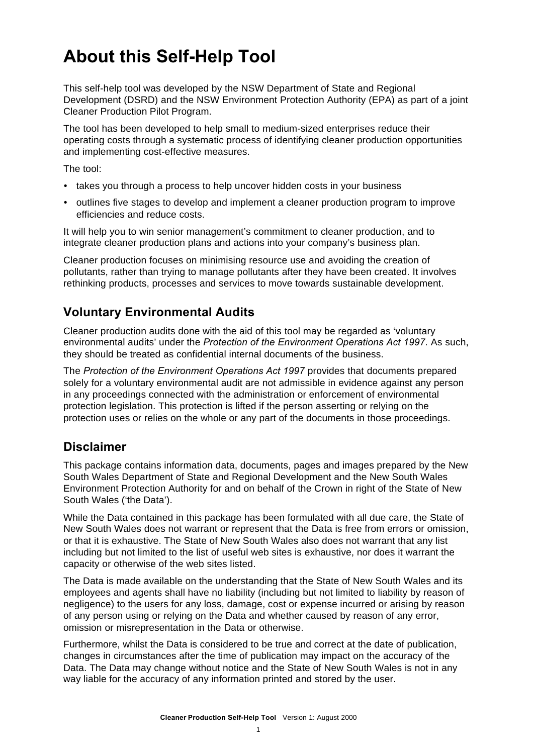# About this Self-Help Tool

This self-help tool was developed by the NSW Department of State and Regional Development (DSRD) and the NSW Environment Protection Authority (EPA) as part of a joint Cleaner Production Pilot Program.

The tool has been developed to help small to medium-sized enterprises reduce their operating costs through a systematic process of identifying cleaner production opportunities and implementing cost-effective measures.

The tool:

- takes you through a process to help uncover hidden costs in your business
- outlines five stages to develop and implement a cleaner production program to improve efficiencies and reduce costs.

It will help you to win senior management's commitment to cleaner production, and to integrate cleaner production plans and actions into your company's business plan.

Cleaner production focuses on minimising resource use and avoiding the creation of pollutants, rather than trying to manage pollutants after they have been created. It involves rethinking products, processes and services to move towards sustainable development.

## Voluntary Environmental Audits

Cleaner production audits done with the aid of this tool may be regarded as 'voluntary environmental audits' under the *Protection of the Environment Operations Act 1997*. As such, they should be treated as confidential internal documents of the business.

The *Protection of the Environment Operations Act 1997* provides that documents prepared solely for a voluntary environmental audit are not admissible in evidence against any person in any proceedings connected with the administration or enforcement of environmental protection legislation. This protection is lifted if the person asserting or relying on the protection uses or relies on the whole or any part of the documents in those proceedings.

## Disclaimer

This package contains information data, documents, pages and images prepared by the New South Wales Department of State and Regional Development and the New South Wales Environment Protection Authority for and on behalf of the Crown in right of the State of New South Wales ('the Data').

While the Data contained in this package has been formulated with all due care, the State of New South Wales does not warrant or represent that the Data is free from errors or omission, or that it is exhaustive. The State of New South Wales also does not warrant that any list including but not limited to the list of useful web sites is exhaustive, nor does it warrant the capacity or otherwise of the web sites listed.

The Data is made available on the understanding that the State of New South Wales and its employees and agents shall have no liability (including but not limited to liability by reason of negligence) to the users for any loss, damage, cost or expense incurred or arising by reason of any person using or relying on the Data and whether caused by reason of any error, omission or misrepresentation in the Data or otherwise.

Furthermore, whilst the Data is considered to be true and correct at the date of publication, changes in circumstances after the time of publication may impact on the accuracy of the Data. The Data may change without notice and the State of New South Wales is not in any way liable for the accuracy of any information printed and stored by the user.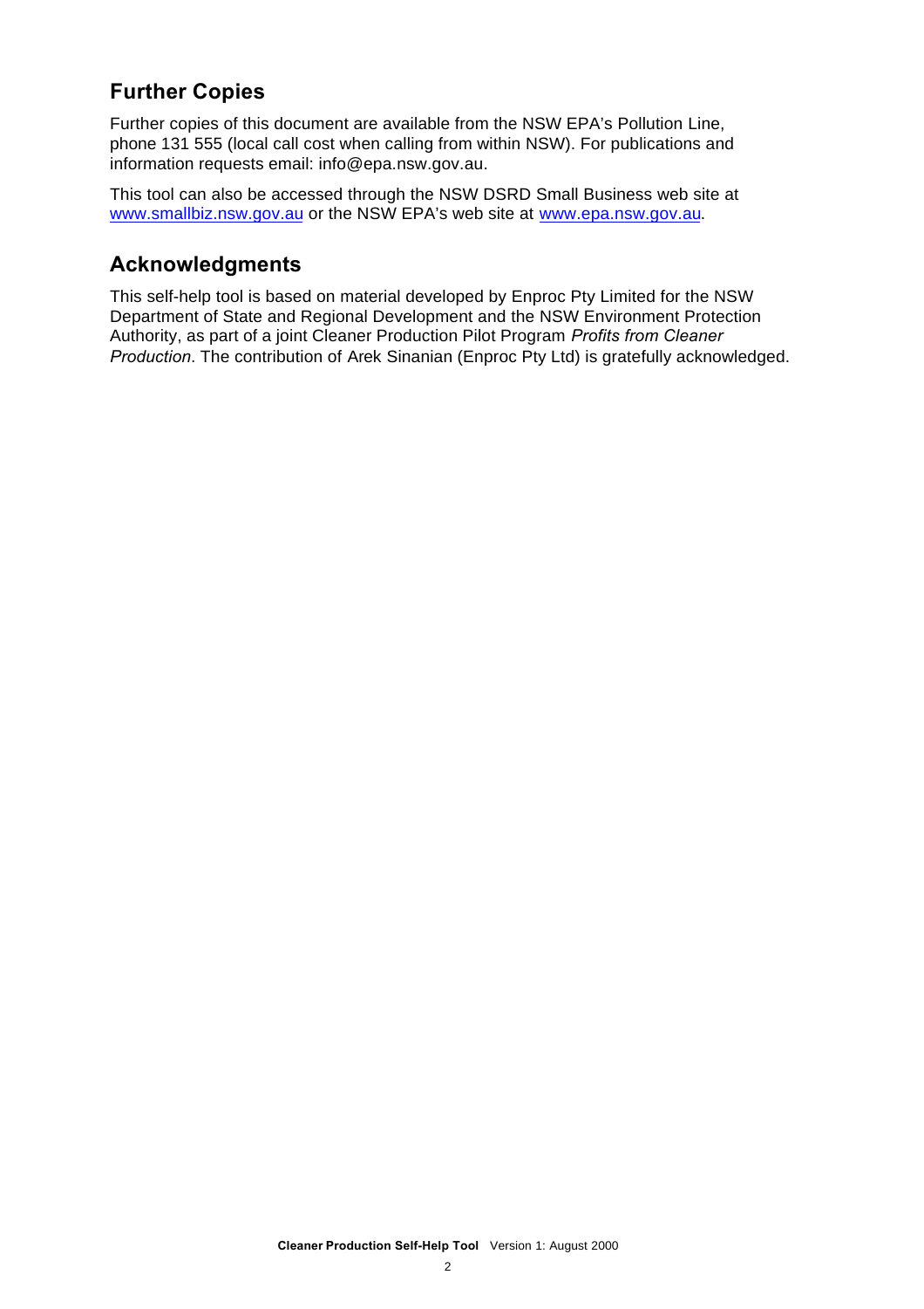## Further Copies

Further copies of this document are available from the NSW EPA's Pollution Line, phone 131 555 (local call cost when calling from within NSW). For publications and information requests email: info@epa.nsw.gov.au.

This tool can also be accessed through the NSW DSRD Small Business web site at www.smallbiz.nsw.gov.au or the NSW EPA's web site at www.epa.nsw.gov.au.

## Acknowledgments

This self-help tool is based on material developed by Enproc Pty Limited for the NSW Department of State and Regional Development and the NSW Environment Protection Authority, as part of a joint Cleaner Production Pilot Program *Profits from Cleaner Production*. The contribution of Arek Sinanian (Enproc Pty Ltd) is gratefully acknowledged.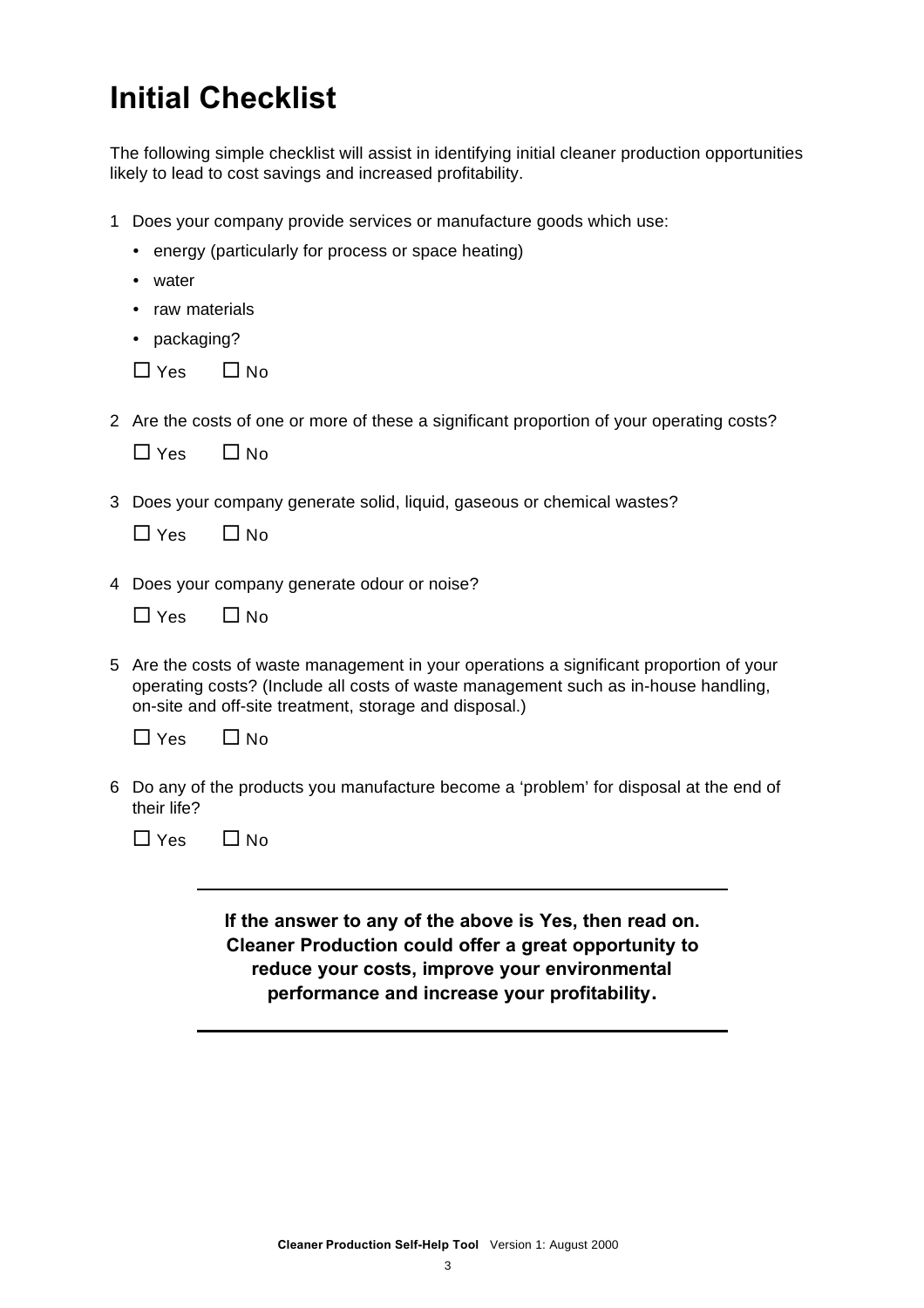# Initial Checklist

The following simple checklist will assist in identifying initial cleaner production opportunities likely to lead to cost savings and increased profitability.

1 Does your company provide services or manufacture goods which use:

- energy (particularly for process or space heating)
- water
- raw materials
- packaging?

☐ Yes ☐ No

2 Are the costs of one or more of these a significant proportion of your operating costs?

☐ Yes ☐ No

3 Does your company generate solid, liquid, gaseous or chemical wastes?

☐ Yes ☐ No

4 Does your company generate odour or noise?

☐ Yes ☐ No

5 Are the costs of waste management in your operations a significant proportion of your operating costs? (Include all costs of waste management such as in-house handling, on-site and off-site treatment, storage and disposal.)

☐ Yes ☐ No

6 Do any of the products you manufacture become a 'problem' for disposal at the end of their life?

☐ Yes ☐ No

---

**If the answer to any of the above is Yes, then read on. Cleaner Production could offer a great opportunity to reduce your costs, improve your environmental performance and increase your profitability.**

---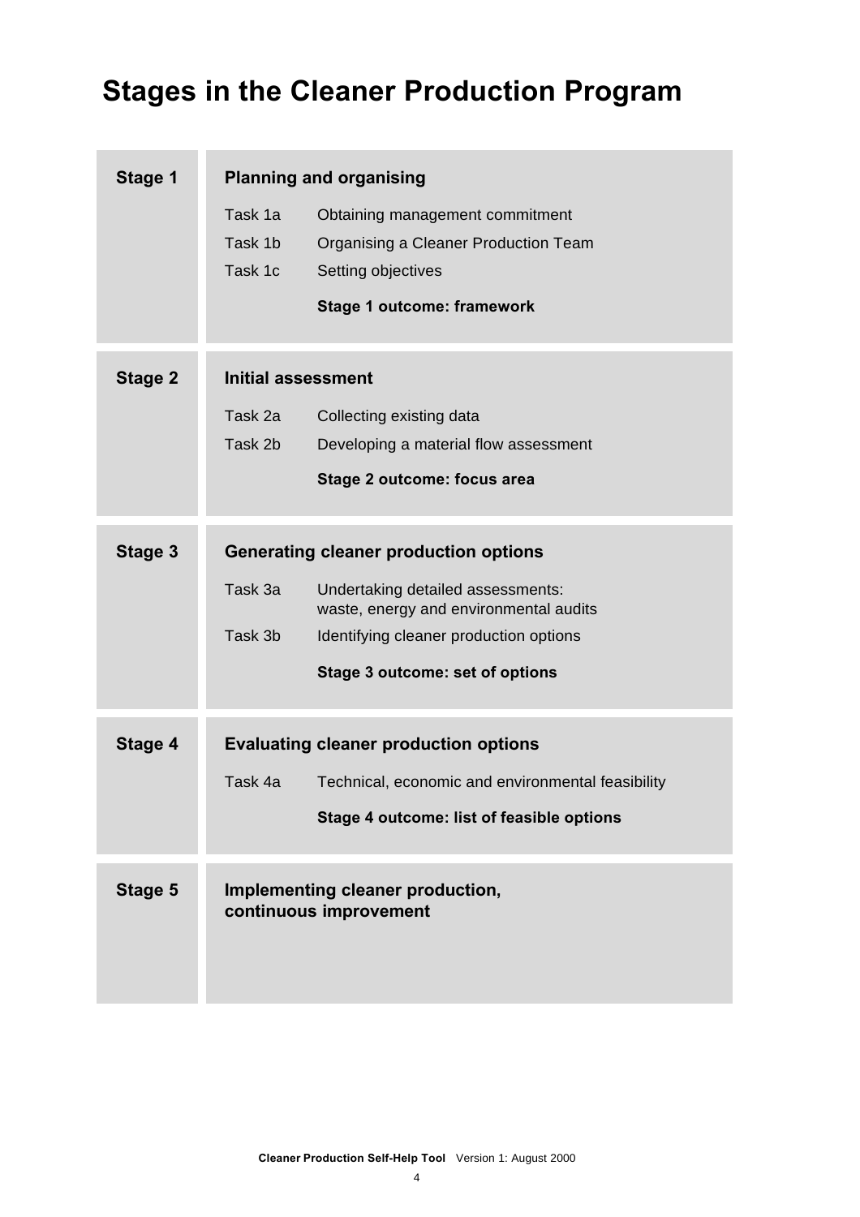# Stages in the Cleaner Production Program

| Stage | Description |
|---|---|
| **Stage 1** | **Planning and organising** |
| | Task 1a Obtaining management commitment |
| | Task 1b Organising a Cleaner Production Team |
| | Task 1c Setting objectives |
| | **Stage 1 outcome: framework** |
| **Stage 2** | **Initial assessment** |
| | Task 2a Collecting existing data |
| | Task 2b Developing a material flow assessment |
| | **Stage 2 outcome: focus area** |
| **Stage 3** | **Generating cleaner production options** |
| | Task 3a Undertaking detailed assessments: waste, energy and environmental audits |
| | Task 3b Identifying cleaner production options |
| | **Stage 3 outcome: set of options** |
| **Stage 4** | **Evaluating cleaner production options** |
| | Task 4a Technical, economic and environmental feasibility |
| | **Stage 4 outcome: list of feasible options** |
| **Stage 5** | **Implementing cleaner production, continuous improvement** |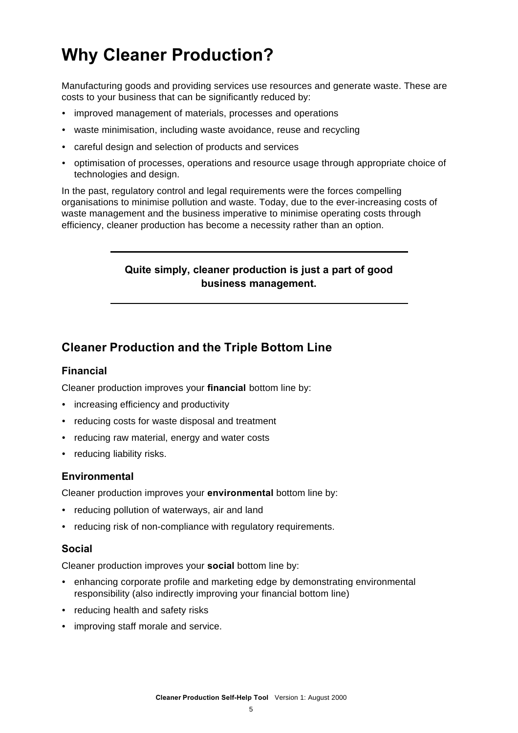# Why Cleaner Production?

Manufacturing goods and providing services use resources and generate waste. These are costs to your business that can be significantly reduced by:

- improved management of materials, processes and operations
- waste minimisation, including waste avoidance, reuse and recycling
- careful design and selection of products and services
- optimisation of processes, operations and resource usage through appropriate choice of technologies and design.

In the past, regulatory control and legal requirements were the forces compelling organisations to minimise pollution and waste. Today, due to the ever-increasing costs of waste management and the business imperative to minimise operating costs through efficiency, cleaner production has become a necessity rather than an option.

---

**Quite simply, cleaner production is just a part of good business management.**

---

## Cleaner Production and the Triple Bottom Line

### Financial

Cleaner production improves your **financial** bottom line by:

- increasing efficiency and productivity
- reducing costs for waste disposal and treatment
- reducing raw material, energy and water costs
- reducing liability risks.

### Environmental

Cleaner production improves your **environmental** bottom line by:

- reducing pollution of waterways, air and land
- reducing risk of non-compliance with regulatory requirements.

### Social

Cleaner production improves your **social** bottom line by:

- enhancing corporate profile and marketing edge by demonstrating environmental responsibility (also indirectly improving your financial bottom line)
- reducing health and safety risks
- improving staff morale and service.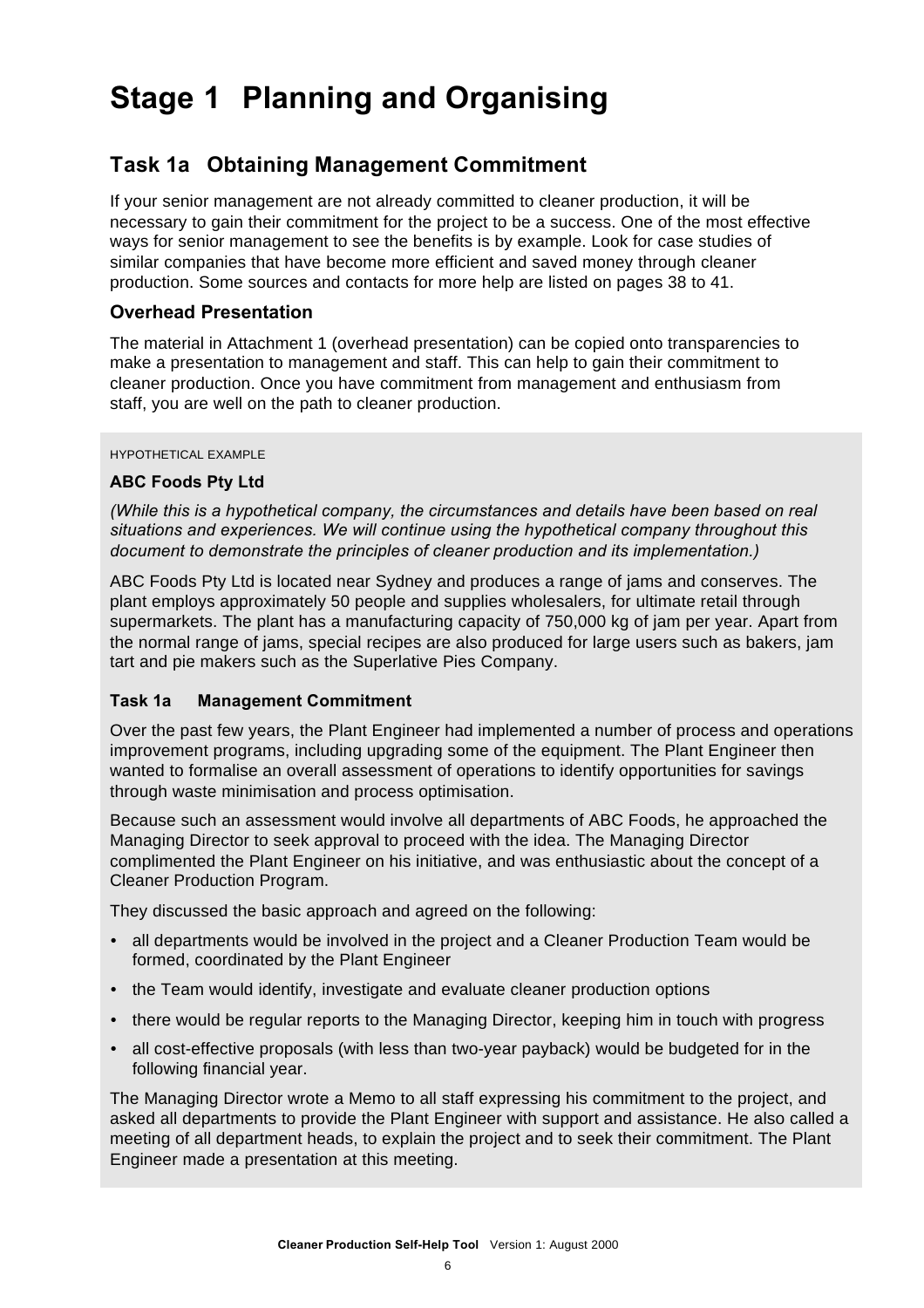# Stage 1 Planning and Organising

## Task 1a Obtaining Management Commitment

If your senior management are not already committed to cleaner production, it will be necessary to gain their commitment for the project to be a success. One of the most effective ways for senior management to see the benefits is by example. Look for case studies of similar companies that have become more efficient and saved money through cleaner production. Some sources and contacts for more help are listed on pages 38 to 41.

### Overhead Presentation

The material in Attachment 1 (overhead presentation) can be copied onto transparencies to make a presentation to management and staff. This can help to gain their commitment to cleaner production. Once you have commitment from management and enthusiasm from staff, you are well on the path to cleaner production.

HYPOTHETICAL EXAMPLE

**ABC Foods Pty Ltd**

*(While this is a hypothetical company, the circumstances and details have been based on real situations and experiences. We will continue using the hypothetical company throughout this document to demonstrate the principles of cleaner production and its implementation.)*

ABC Foods Pty Ltd is located near Sydney and produces a range of jams and conserves. The plant employs approximately 50 people and supplies wholesalers, for ultimate retail through supermarkets. The plant has a manufacturing capacity of 750,000 kg of jam per year. Apart from the normal range of jams, special recipes are also produced for large users such as bakers, jam tart and pie makers such as the Superlative Pies Company.

**Task 1a Management Commitment**

Over the past few years, the Plant Engineer had implemented a number of process and operations improvement programs, including upgrading some of the equipment. The Plant Engineer then wanted to formalise an overall assessment of operations to identify opportunities for savings through waste minimisation and process optimisation.

Because such an assessment would involve all departments of ABC Foods, he approached the Managing Director to seek approval to proceed with the idea. The Managing Director complimented the Plant Engineer on his initiative, and was enthusiastic about the concept of a Cleaner Production Program.

They discussed the basic approach and agreed on the following:

- all departments would be involved in the project and a Cleaner Production Team would be formed, coordinated by the Plant Engineer
- the Team would identify, investigate and evaluate cleaner production options
- there would be regular reports to the Managing Director, keeping him in touch with progress
- all cost-effective proposals (with less than two-year payback) would be budgeted for in the following financial year.

The Managing Director wrote a Memo to all staff expressing his commitment to the project, and asked all departments to provide the Plant Engineer with support and assistance. He also called a meeting of all department heads, to explain the project and to seek their commitment. The Plant Engineer made a presentation at this meeting.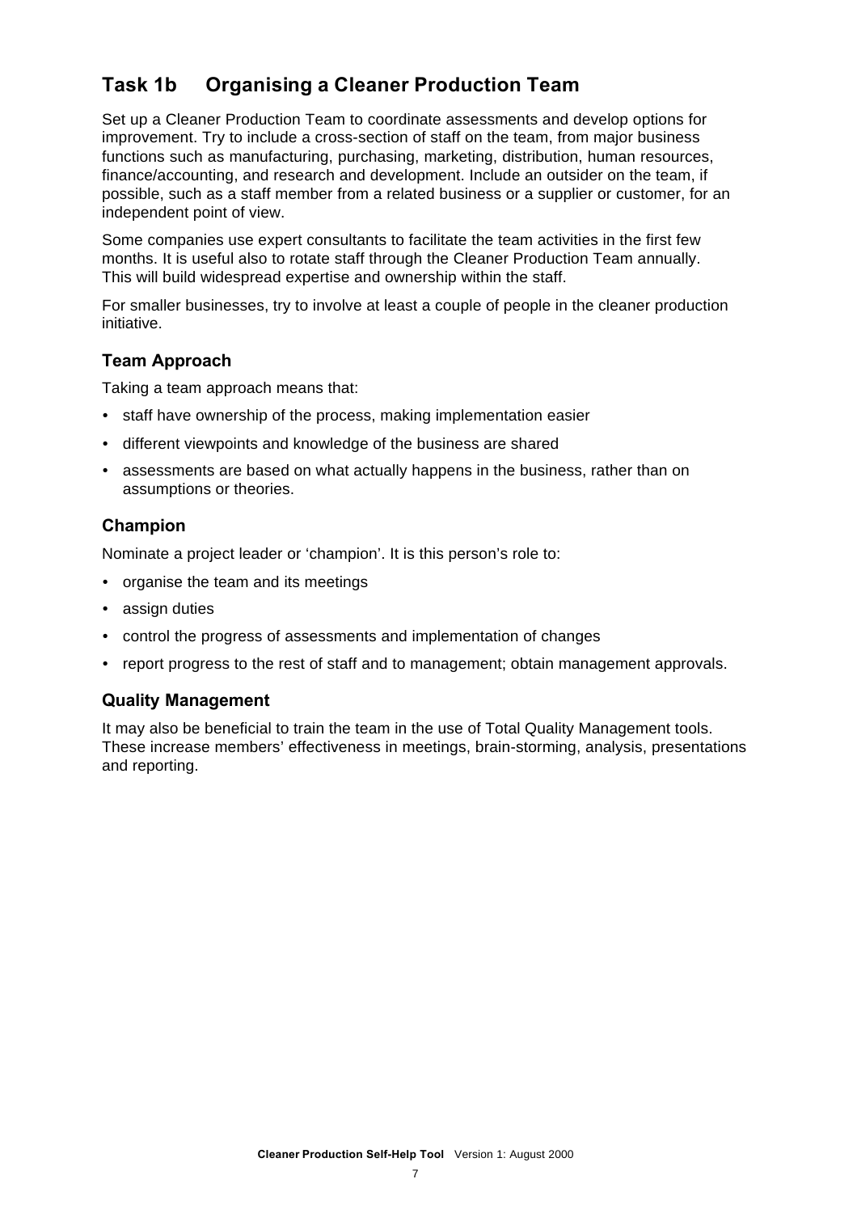## Task 1b Organising a Cleaner Production Team

Set up a Cleaner Production Team to coordinate assessments and develop options for improvement. Try to include a cross-section of staff on the team, from major business functions such as manufacturing, purchasing, marketing, distribution, human resources, finance/accounting, and research and development. Include an outsider on the team, if possible, such as a staff member from a related business or a supplier or customer, for an independent point of view.

Some companies use expert consultants to facilitate the team activities in the first few months. It is useful also to rotate staff through the Cleaner Production Team annually. This will build widespread expertise and ownership within the staff.

For smaller businesses, try to involve at least a couple of people in the cleaner production initiative.

### Team Approach

Taking a team approach means that:

- staff have ownership of the process, making implementation easier
- different viewpoints and knowledge of the business are shared
- assessments are based on what actually happens in the business, rather than on assumptions or theories.

### Champion

Nominate a project leader or 'champion'. It is this person's role to:

- organise the team and its meetings
- assign duties
- control the progress of assessments and implementation of changes
- report progress to the rest of staff and to management; obtain management approvals.

### Quality Management

It may also be beneficial to train the team in the use of Total Quality Management tools. These increase members' effectiveness in meetings, brain-storming, analysis, presentations and reporting.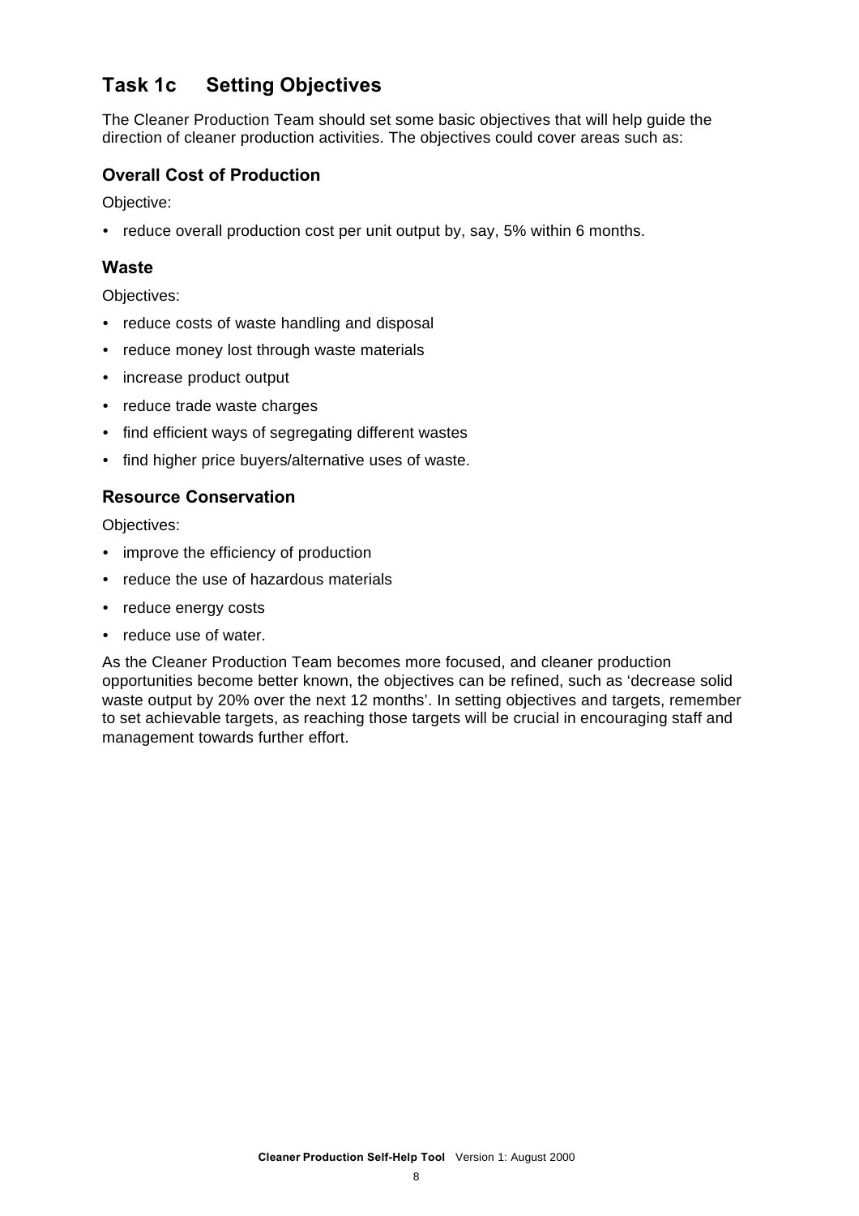## Task 1c Setting Objectives

The Cleaner Production Team should set some basic objectives that will help guide the direction of cleaner production activities. The objectives could cover areas such as:

### Overall Cost of Production

Objective:

- reduce overall production cost per unit output by, say, 5% within 6 months.

### Waste

Objectives:

- reduce costs of waste handling and disposal
- reduce money lost through waste materials
- increase product output
- reduce trade waste charges
- find efficient ways of segregating different wastes
- find higher price buyers/alternative uses of waste.

### Resource Conservation

Objectives:

- improve the efficiency of production
- reduce the use of hazardous materials
- reduce energy costs
- reduce use of water.

As the Cleaner Production Team becomes more focused, and cleaner production opportunities become better known, the objectives can be refined, such as 'decrease solid waste output by 20% over the next 12 months'. In setting objectives and targets, remember to set achievable targets, as reaching those targets will be crucial in encouraging staff and management towards further effort.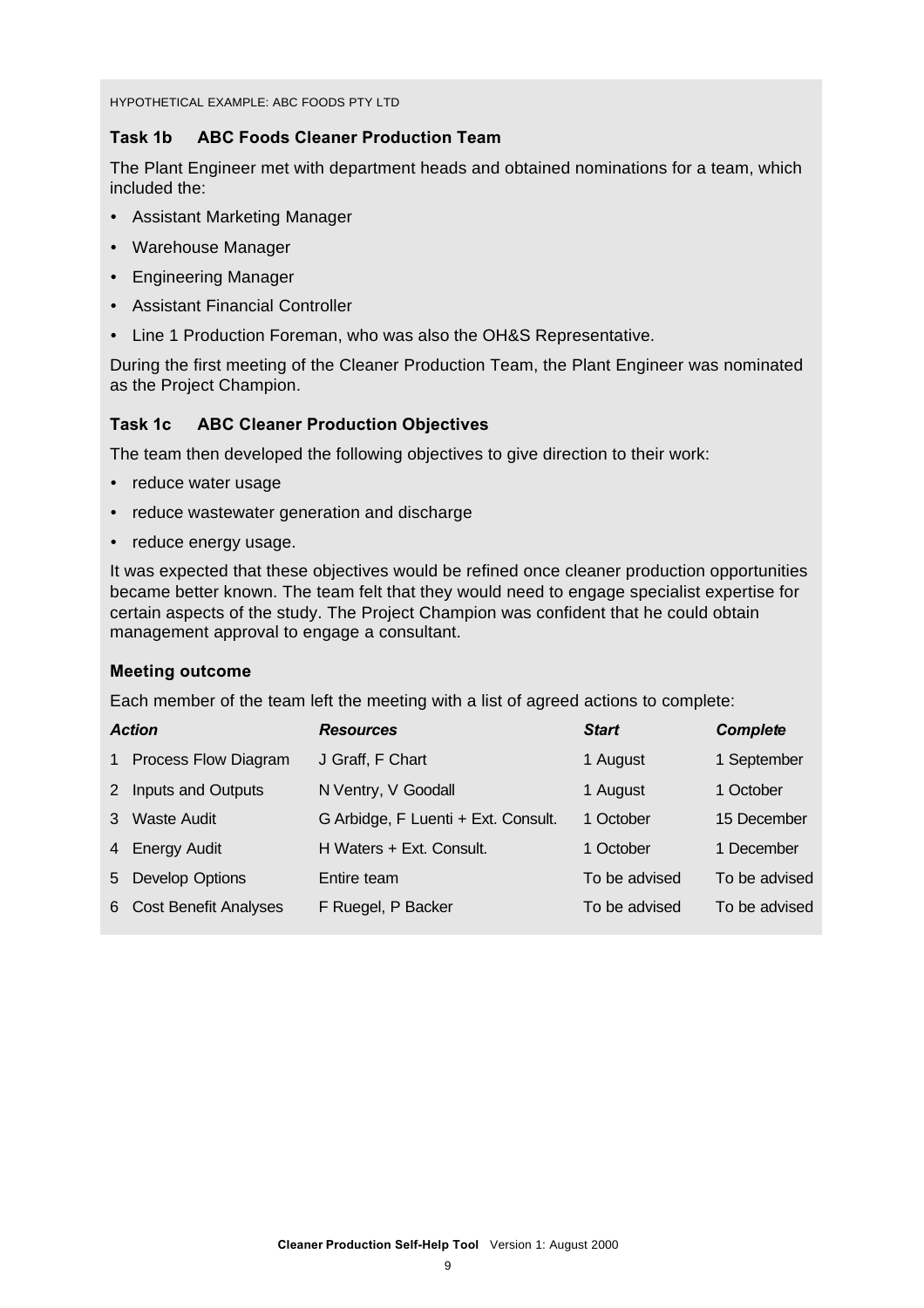HYPOTHETICAL EXAMPLE: ABC FOODS PTY LTD

### Task 1b ABC Foods Cleaner Production Team

The Plant Engineer met with department heads and obtained nominations for a team, which included the:

- Assistant Marketing Manager
- Warehouse Manager
- Engineering Manager
- Assistant Financial Controller
- Line 1 Production Foreman, who was also the OH&S Representative.

During the first meeting of the Cleaner Production Team, the Plant Engineer was nominated as the Project Champion.

### Task 1c ABC Cleaner Production Objectives

The team then developed the following objectives to give direction to their work:

- reduce water usage
- reduce wastewater generation and discharge
- reduce energy usage.

It was expected that these objectives would be refined once cleaner production opportunities became better known. The team felt that they would need to engage specialist expertise for certain aspects of the study. The Project Champion was confident that he could obtain management approval to engage a consultant.

### Meeting outcome

Each member of the team left the meeting with a list of agreed actions to complete:

| *Action* | *Resources* | *Start* | *Complete* |
|---|---|---|---|
| 1 Process Flow Diagram | J Graff, F Chart | 1 August | 1 September |
| 2 Inputs and Outputs | N Ventry, V Goodall | 1 August | 1 October |
| 3 Waste Audit | G Arbidge, F Luenti + Ext. Consult. | 1 October | 15 December |
| 4 Energy Audit | H Waters + Ext. Consult. | 1 October | 1 December |
| 5 Develop Options | Entire team | To be advised | To be advised |
| 6 Cost Benefit Analyses | F Ruegel, P Backer | To be advised | To be advised |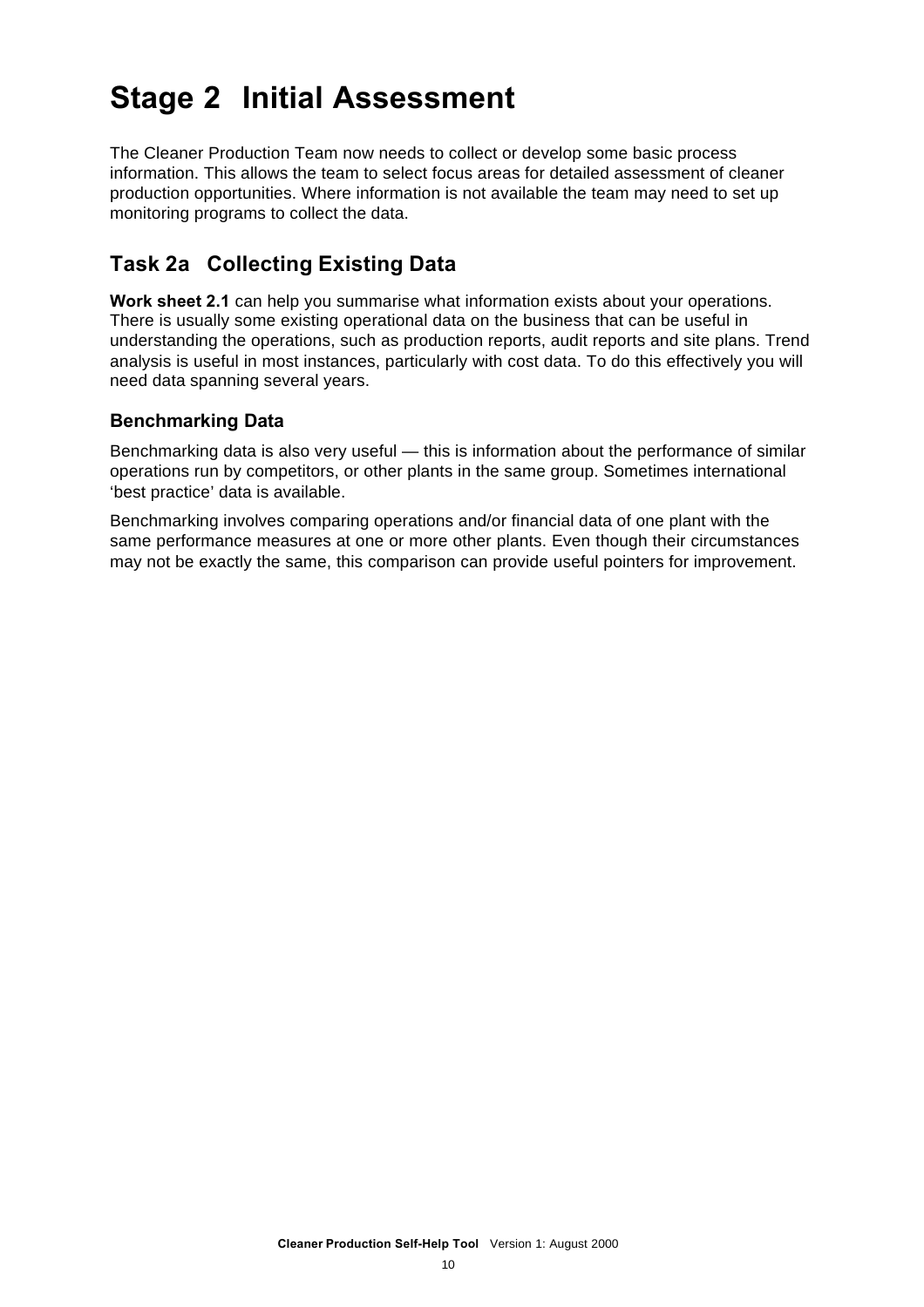# Stage 2 Initial Assessment

The Cleaner Production Team now needs to collect or develop some basic process information. This allows the team to select focus areas for detailed assessment of cleaner production opportunities. Where information is not available the team may need to set up monitoring programs to collect the data.

## Task 2a Collecting Existing Data

**Work sheet 2.1** can help you summarise what information exists about your operations. There is usually some existing operational data on the business that can be useful in understanding the operations, such as production reports, audit reports and site plans. Trend analysis is useful in most instances, particularly with cost data. To do this effectively you will need data spanning several years.

### Benchmarking Data

Benchmarking data is also very useful — this is information about the performance of similar operations run by competitors, or other plants in the same group. Sometimes international 'best practice' data is available.

Benchmarking involves comparing operations and/or financial data of one plant with the same performance measures at one or more other plants. Even though their circumstances may not be exactly the same, this comparison can provide useful pointers for improvement.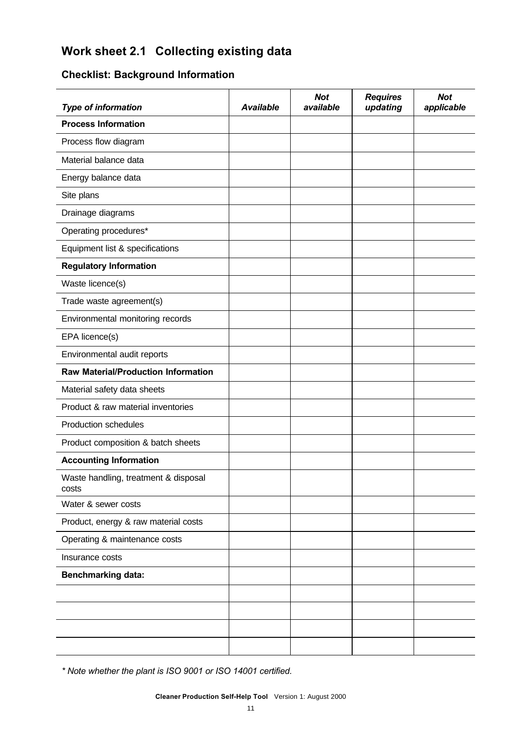# Work sheet 2.1 Collecting existing data

## Checklist: Background Information

| *Type of information* | *Available* | *Not available* | *Requires updating* | *Not applicable* |
|---|---|---|---|---|
| **Process Information** | | | | |
| Process flow diagram | | | | |
| Material balance data | | | | |
| Energy balance data | | | | |
| Site plans | | | | |
| Drainage diagrams | | | | |
| Operating procedures* | | | | |
| Equipment list & specifications | | | | |
| **Regulatory Information** | | | | |
| Waste licence(s) | | | | |
| Trade waste agreement(s) | | | | |
| Environmental monitoring records | | | | |
| EPA licence(s) | | | | |
| Environmental audit reports | | | | |
| **Raw Material/Production Information** | | | | |
| Material safety data sheets | | | | |
| Product & raw material inventories | | | | |
| Production schedules | | | | |
| Product composition & batch sheets | | | | |
| **Accounting Information** | | | | |
| Waste handling, treatment & disposal costs | | | | |
| Water & sewer costs | | | | |
| Product, energy & raw material costs | | | | |
| Operating & maintenance costs | | | | |
| Insurance costs | | | | |
| **Benchmarking data:** | | | | |
| | | | | |
| | | | | |
| | | | | |
| | | | | |

*\* Note whether the plant is ISO 9001 or ISO 14001 certified.*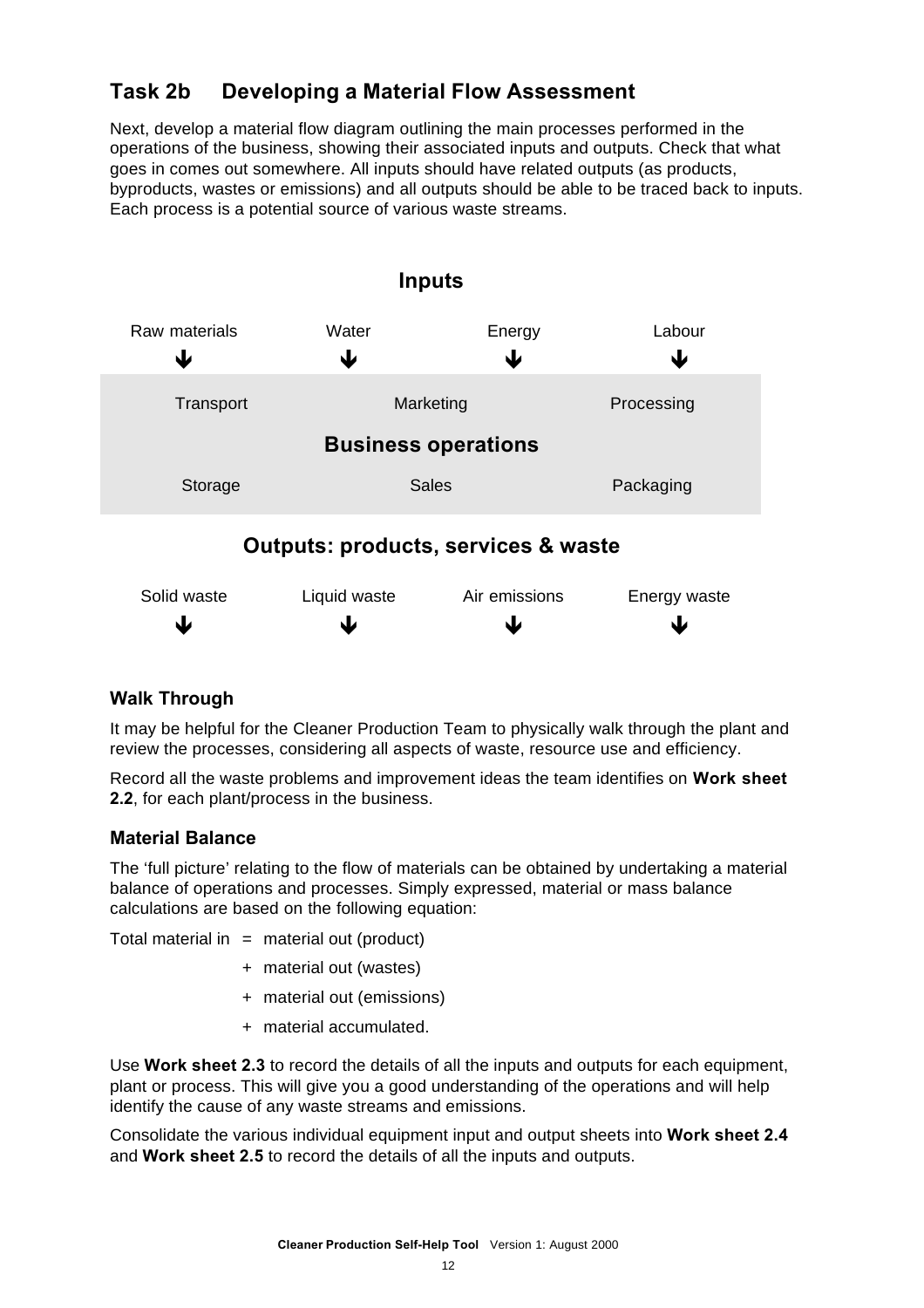## Task 2b Developing a Material Flow Assessment

Next, develop a material flow diagram outlining the main processes performed in the operations of the business, showing their associated inputs and outputs. Check that what goes in comes out somewhere. All inputs should have related outputs (as products, byproducts, wastes or emissions) and all outputs should be able to be traced back to inputs. Each process is a potential source of various waste streams.

**Inputs**

| Raw materials | Water | Energy | Labour |
|---|---|---|---|
| ↓ | ↓ | ↓ | ↓ |

| Transport | Marketing | Processing |
|---|---|---|
| | **Business operations** | |
| Storage | Sales | Packaging |

**Outputs: products, services & waste**

| Solid waste | Liquid waste | Air emissions | Energy waste |
|---|---|---|---|
| ↓ | ↓ | ↓ | ↓ |

### Walk Through

It may be helpful for the Cleaner Production Team to physically walk through the plant and review the processes, considering all aspects of waste, resource use and efficiency.

Record all the waste problems and improvement ideas the team identifies on **Work sheet 2.2**, for each plant/process in the business.

### Material Balance

The 'full picture' relating to the flow of materials can be obtained by undertaking a material balance of operations and processes. Simply expressed, material or mass balance calculations are based on the following equation:

Total material in = material out (product)
+ material out (wastes)
+ material out (emissions)
+ material accumulated.

Use **Work sheet 2.3** to record the details of all the inputs and outputs for each equipment, plant or process. This will give you a good understanding of the operations and will help identify the cause of any waste streams and emissions.

Consolidate the various individual equipment input and output sheets into **Work sheet 2.4** and **Work sheet 2.5** to record the details of all the inputs and outputs.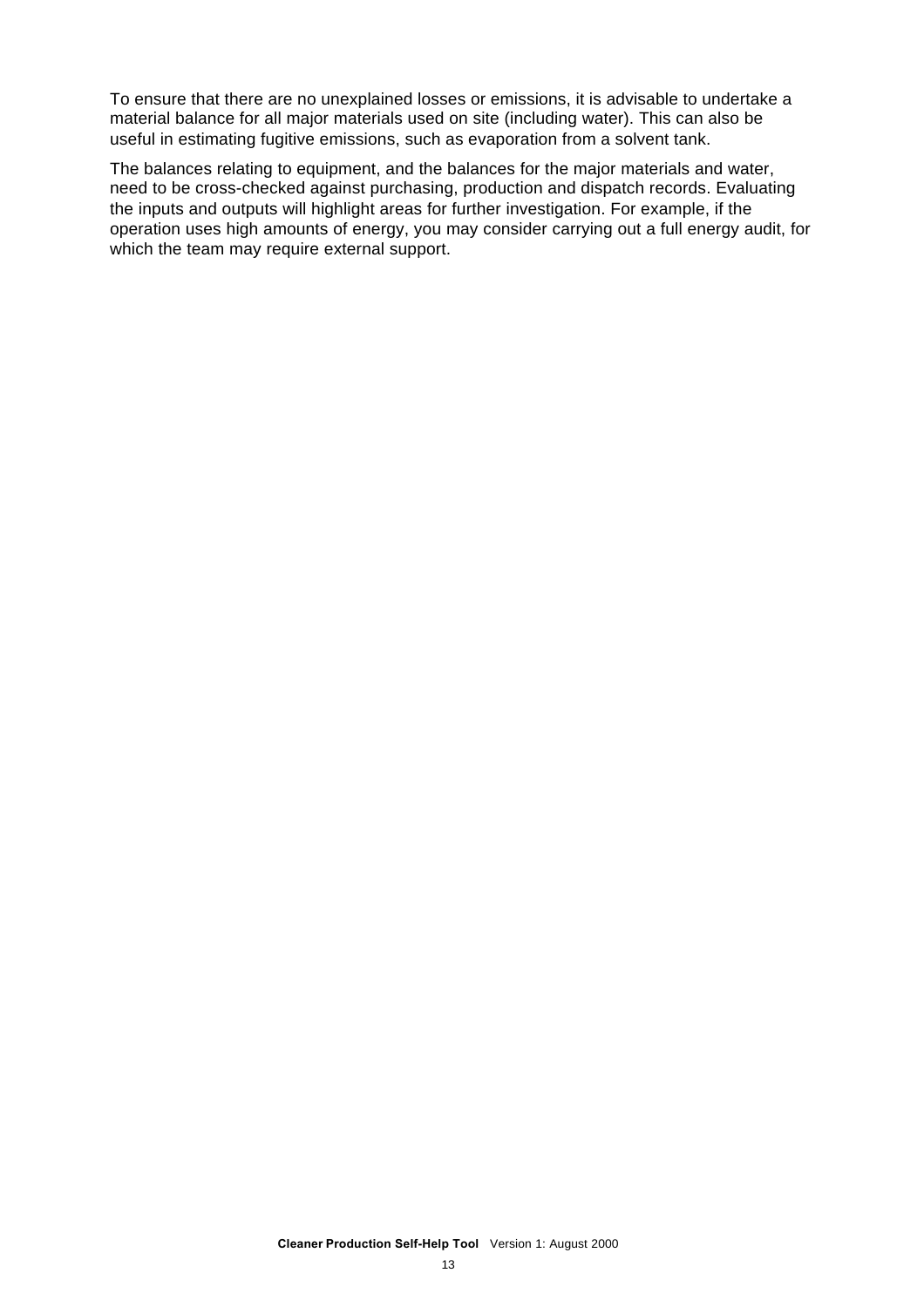To ensure that there are no unexplained losses or emissions, it is advisable to undertake a material balance for all major materials used on site (including water). This can also be useful in estimating fugitive emissions, such as evaporation from a solvent tank.

The balances relating to equipment, and the balances for the major materials and water, need to be cross-checked against purchasing, production and dispatch records. Evaluating the inputs and outputs will highlight areas for further investigation. For example, if the operation uses high amounts of energy, you may consider carrying out a full energy audit, for which the team may require external support.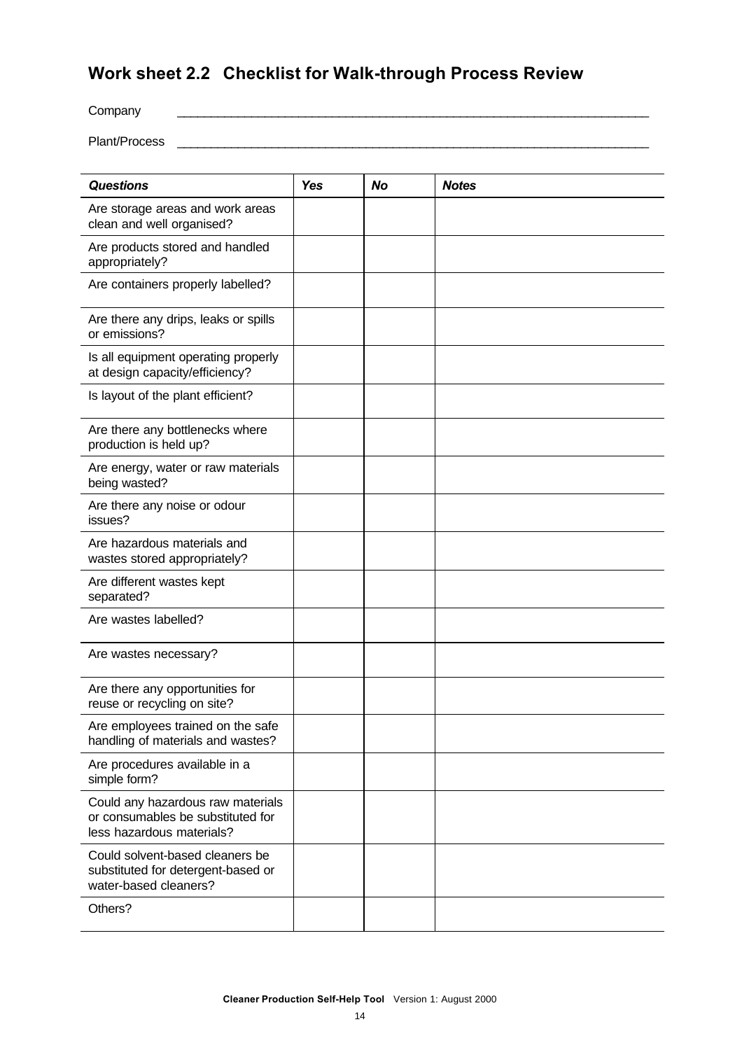## Work sheet 2.2 Checklist for Walk-through Process Review

Company \_\_\_\_\_\_\_\_\_\_\_\_\_\_\_\_\_\_\_\_\_\_\_\_\_\_\_\_\_\_\_\_\_\_\_\_\_\_\_\_\_\_\_\_\_\_\_\_\_\_\_\_\_\_\_\_\_\_\_\_

Plant/Process \_\_\_\_\_\_\_\_\_\_\_\_\_\_\_\_\_\_\_\_\_\_\_\_\_\_\_\_\_\_\_\_\_\_\_\_\_\_\_\_\_\_\_\_\_\_\_\_\_\_\_\_\_\_\_\_\_\_\_\_

| ***Questions*** | ***Yes*** | ***No*** | ***Notes*** |
|---|---|---|---|
| Are storage areas and work areas clean and well organised? | | | |
| Are products stored and handled appropriately? | | | |
| Are containers properly labelled? | | | |
| Are there any drips, leaks or spills or emissions? | | | |
| Is all equipment operating properly at design capacity/efficiency? | | | |
| Is layout of the plant efficient? | | | |
| Are there any bottlenecks where production is held up? | | | |
| Are energy, water or raw materials being wasted? | | | |
| Are there any noise or odour issues? | | | |
| Are hazardous materials and wastes stored appropriately? | | | |
| Are different wastes kept separated? | | | |
| Are wastes labelled? | | | |
| Are wastes necessary? | | | |
| Are there any opportunities for reuse or recycling on site? | | | |
| Are employees trained on the safe handling of materials and wastes? | | | |
| Are procedures available in a simple form? | | | |
| Could any hazardous raw materials or consumables be substituted for less hazardous materials? | | | |
| Could solvent-based cleaners be substituted for detergent-based or water-based cleaners? | | | |
| Others? | | | |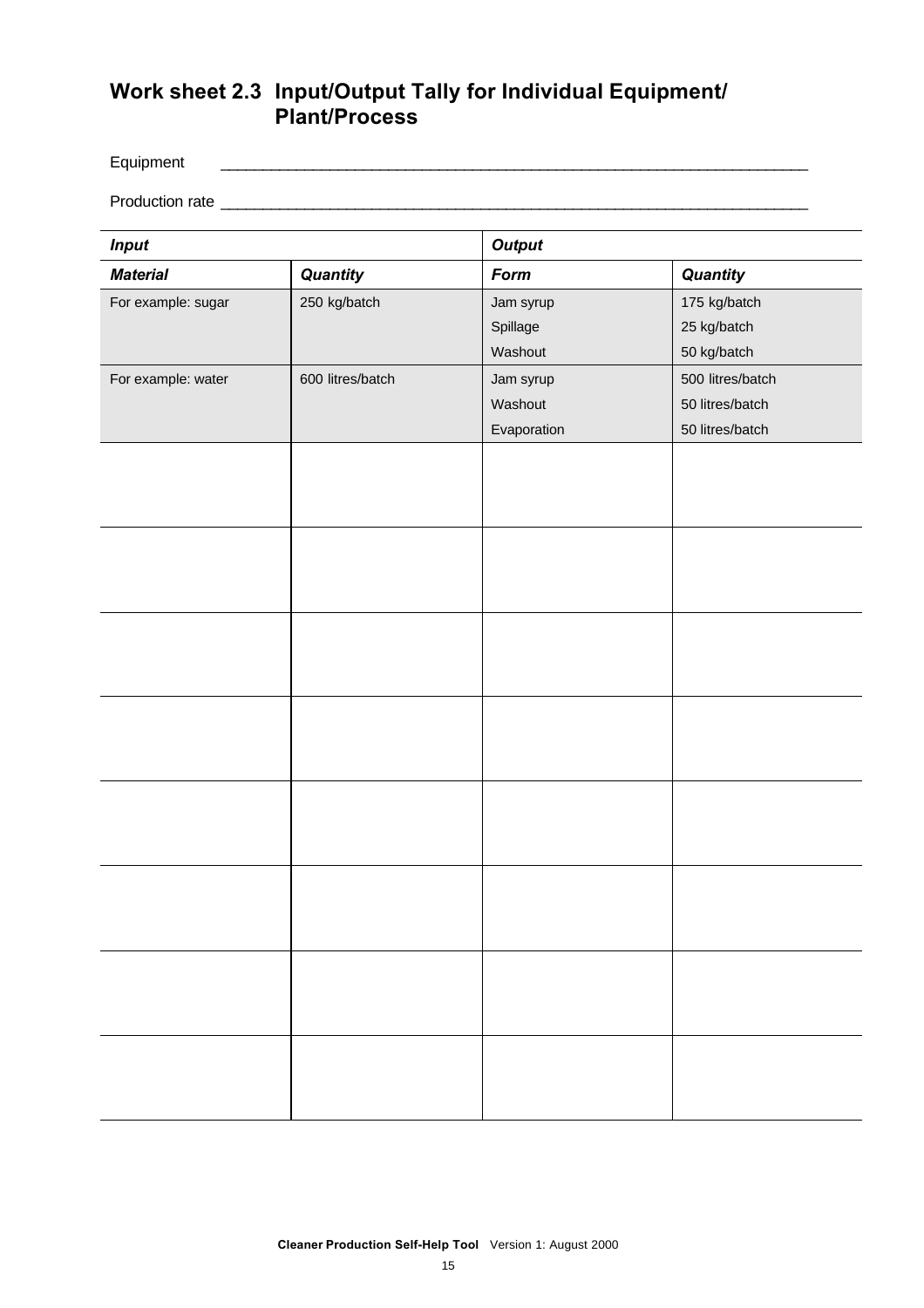## Work sheet 2.3 Input/Output Tally for Individual Equipment/ Plant/Process

Equipment \_\_\_\_\_\_\_\_\_\_\_\_\_\_\_\_\_\_\_\_\_\_\_\_\_\_\_\_\_\_\_\_\_\_\_\_\_\_\_\_\_\_\_\_\_\_\_\_\_\_\_\_\_\_\_\_\_\_\_\_\_\_\_\_\_\_

Production rate \_\_\_\_\_\_\_\_\_\_\_\_\_\_\_\_\_\_\_\_\_\_\_\_\_\_\_\_\_\_\_\_\_\_\_\_\_\_\_\_\_\_\_\_\_\_\_\_\_\_\_\_\_\_\_\_\_\_\_\_\_\_\_\_\_\_

| ***Input*** | | ***Output*** | |
|---|---|---|---|
| ***Material*** | ***Quantity*** | ***Form*** | ***Quantity*** |
| For example: sugar | 250 kg/batch | Jam syrup<br>Spillage<br>Washout | 175 kg/batch<br>25 kg/batch<br>50 kg/batch |
| For example: water | 600 litres/batch | Jam syrup<br>Washout<br>Evaporation | 500 litres/batch<br>50 litres/batch<br>50 litres/batch |
| | | | |
| | | | |
| | | | |
| | | | |
| | | | |
| | | | |
| | | | |
| | | | |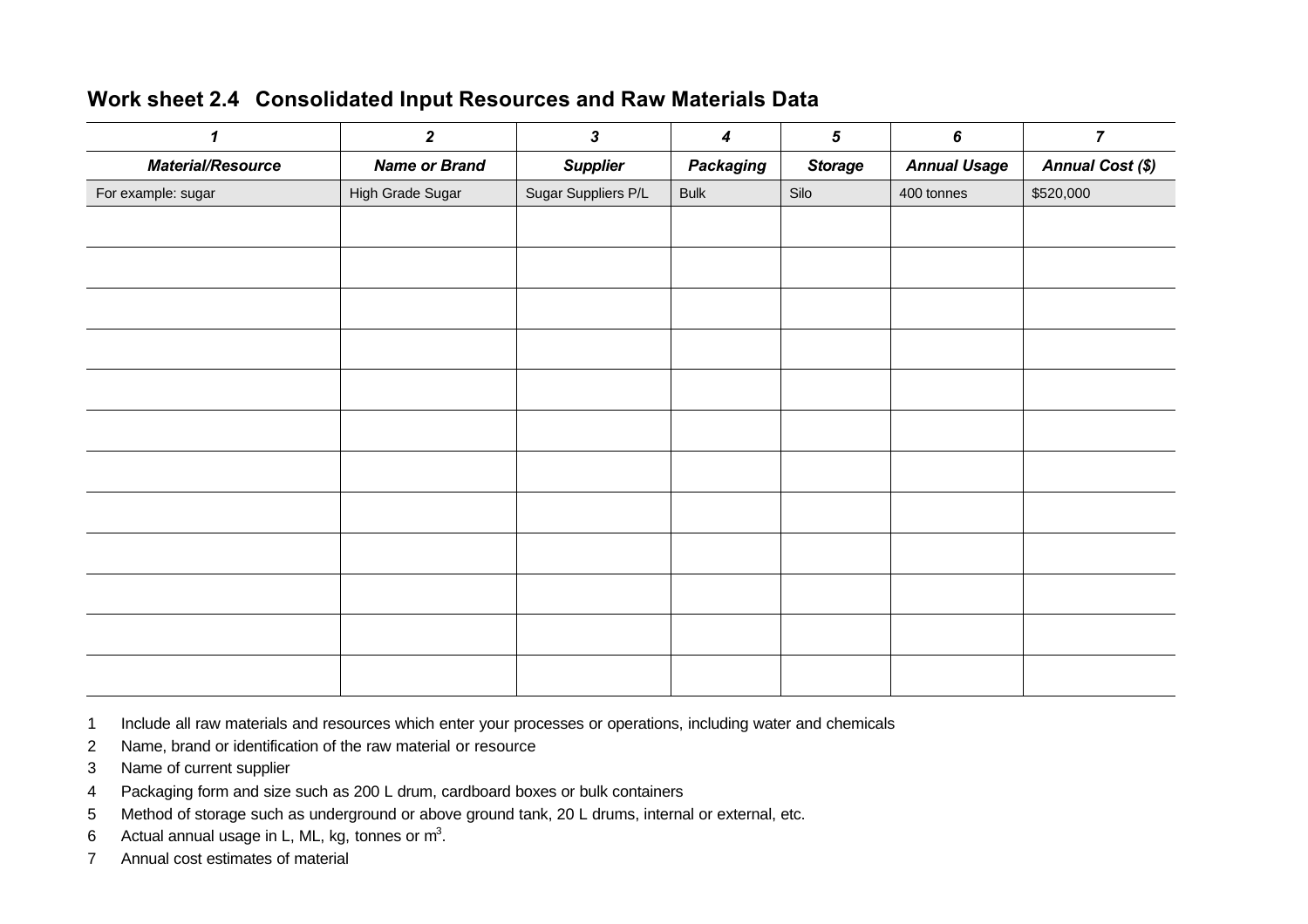## Work sheet 2.4 Consolidated Input Resources and Raw Materials Data

| 1 | 2 | 3 | 4 | 5 | 6 | 7 |
|---|---|---|---|---|---|---|
| ***Material/Resource*** | ***Name or Brand*** | ***Supplier*** | ***Packaging*** | ***Storage*** | ***Annual Usage*** | ***Annual Cost ($)*** |
| For example: sugar | High Grade Sugar | Sugar Suppliers P/L | Bulk | Silo | 400 tonnes | $520,000 |
| | | | | | | |
| | | | | | | |
| | | | | | | |
| | | | | | | |
| | | | | | | |
| | | | | | | |
| | | | | | | |
| | | | | | | |
| | | | | | | |
| | | | | | | |
| | | | | | | |
| | | | | | | |

1 Include all raw materials and resources which enter your processes or operations, including water and chemicals

2 Name, brand or identification of the raw material or resource

3 Name of current supplier

4 Packaging form and size such as 200 L drum, cardboard boxes or bulk containers

5 Method of storage such as underground or above ground tank, 20 L drums, internal or external, etc.

6 Actual annual usage in L, ML, kg, tonnes or $m^3$.

7 Annual cost estimates of material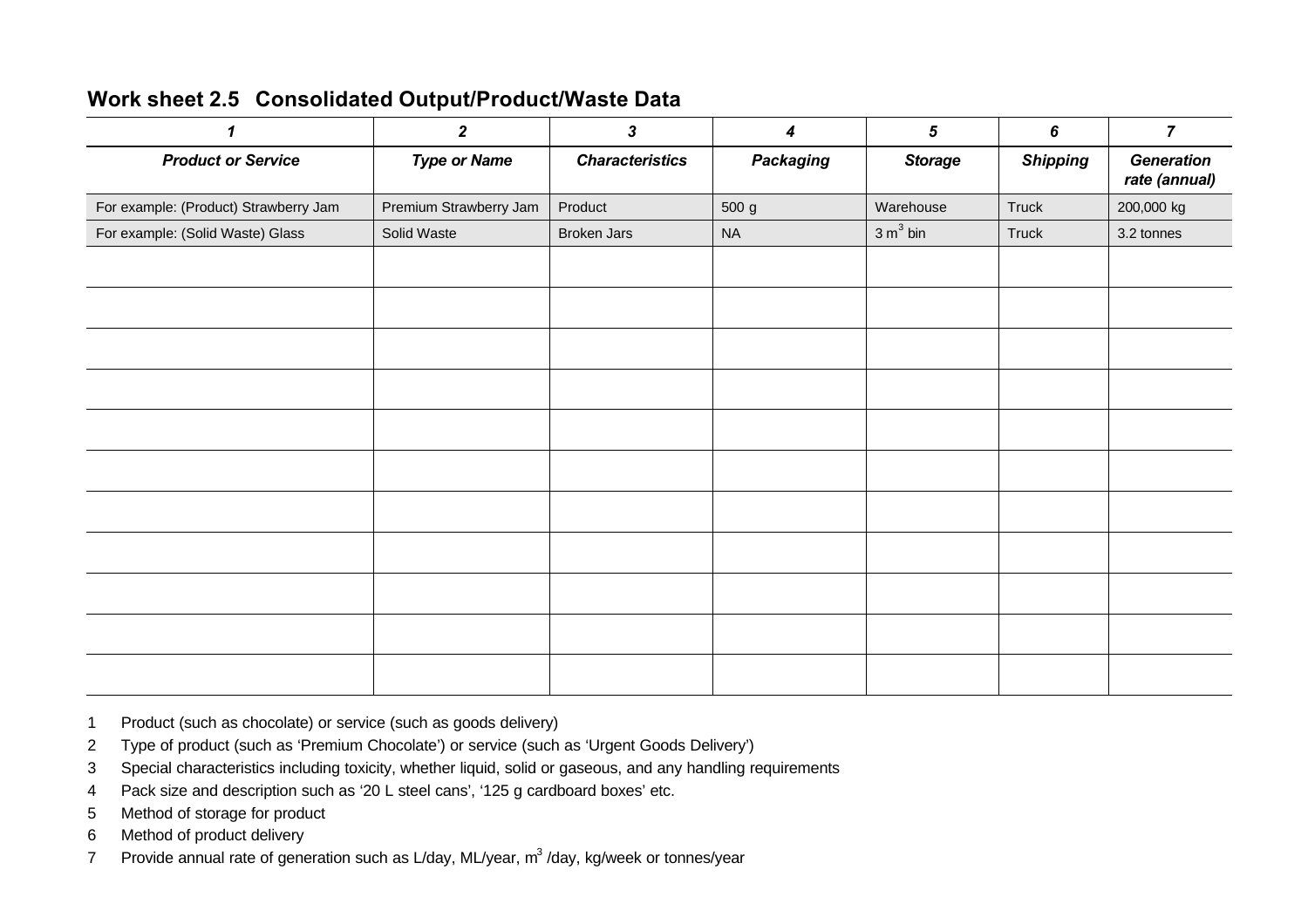## Work sheet 2.5 Consolidated Output/Product/Waste Data

| *1* | *2* | *3* | *4* | *5* | *6* | *7* |
|---|---|---|---|---|---|---|
| ***Product or Service*** | ***Type or Name*** | ***Characteristics*** | ***Packaging*** | ***Storage*** | ***Shipping*** | ***Generation rate (annual)*** |
| For example: (Product) Strawberry Jam | Premium Strawberry Jam | Product | 500 g | Warehouse | Truck | 200,000 kg |
| For example: (Solid Waste) Glass | Solid Waste | Broken Jars | NA | 3 $m^3$ bin | Truck | 3.2 tonnes |
| | | | | | | |
| | | | | | | |
| | | | | | | |
| | | | | | | |
| | | | | | | |
| | | | | | | |
| | | | | | | |
| | | | | | | |
| | | | | | | |
| | | | | | | |
| | | | | | | |

1 Product (such as chocolate) or service (such as goods delivery)

2 Type of product (such as 'Premium Chocolate') or service (such as 'Urgent Goods Delivery')

3 Special characteristics including toxicity, whether liquid, solid or gaseous, and any handling requirements

4 Pack size and description such as '20 L steel cans', '125 g cardboard boxes' etc.

5 Method of storage for product

6 Method of product delivery

7 Provide annual rate of generation such as L/day, ML/year, $m^3$ /day, kg/week or tonnes/year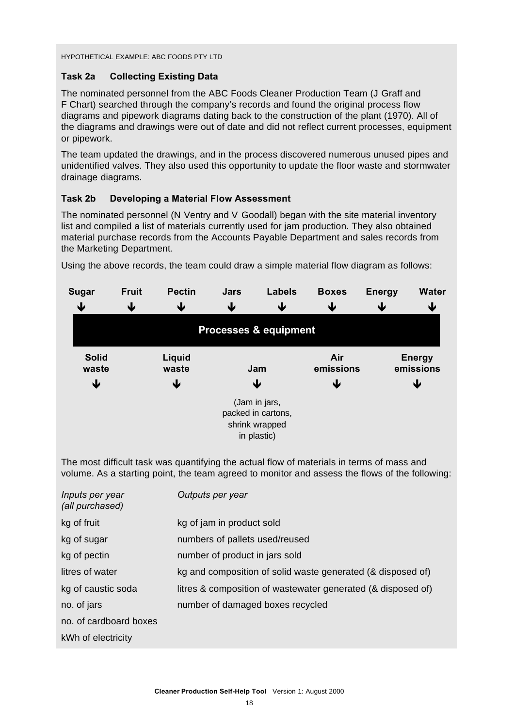HYPOTHETICAL EXAMPLE: ABC FOODS PTY LTD

### Task 2a Collecting Existing Data

The nominated personnel from the ABC Foods Cleaner Production Team (J Graff and F Chart) searched through the company's records and found the original process flow diagrams and pipework diagrams dating back to the construction of the plant (1970). All of the diagrams and drawings were out of date and did not reflect current processes, equipment or pipework.

The team updated the drawings, and in the process discovered numerous unused pipes and unidentified valves. They also used this opportunity to update the floor waste and stormwater drainage diagrams.

### Task 2b Developing a Material Flow Assessment

The nominated personnel (N Ventry and V Goodall) began with the site material inventory list and compiled a list of materials currently used for jam production. They also obtained material purchase records from the Accounts Payable Department and sales records from the Marketing Department.

Using the above records, the team could draw a simple material flow diagram as follows:

**Sugar** ↓ **Fruit** ↓ **Pectin** ↓ **Jars** ↓ **Labels** ↓ **Boxes** ↓ **Energy** ↓ **Water** ↓

**Processes & equipment**

↓ **Solid waste** ↓ **Liquid waste** ↓ **Jam** ↓ **Air emissions** ↓ **Energy emissions**

(Jam in jars, packed in cartons, shrink wrapped in plastic)

The most difficult task was quantifying the actual flow of materials in terms of mass and volume. As a starting point, the team agreed to monitor and assess the flows of the following:

| *Inputs per year (all purchased)* | *Outputs per year* |
|---|---|
| kg of fruit | kg of jam in product sold |
| kg of sugar | numbers of pallets used/reused |
| kg of pectin | number of product in jars sold |
| litres of water | kg and composition of solid waste generated (& disposed of) |
| kg of caustic soda | litres & composition of wastewater generated (& disposed of) |
| no. of jars | number of damaged boxes recycled |
| no. of cardboard boxes | |
| kWh of electricity | |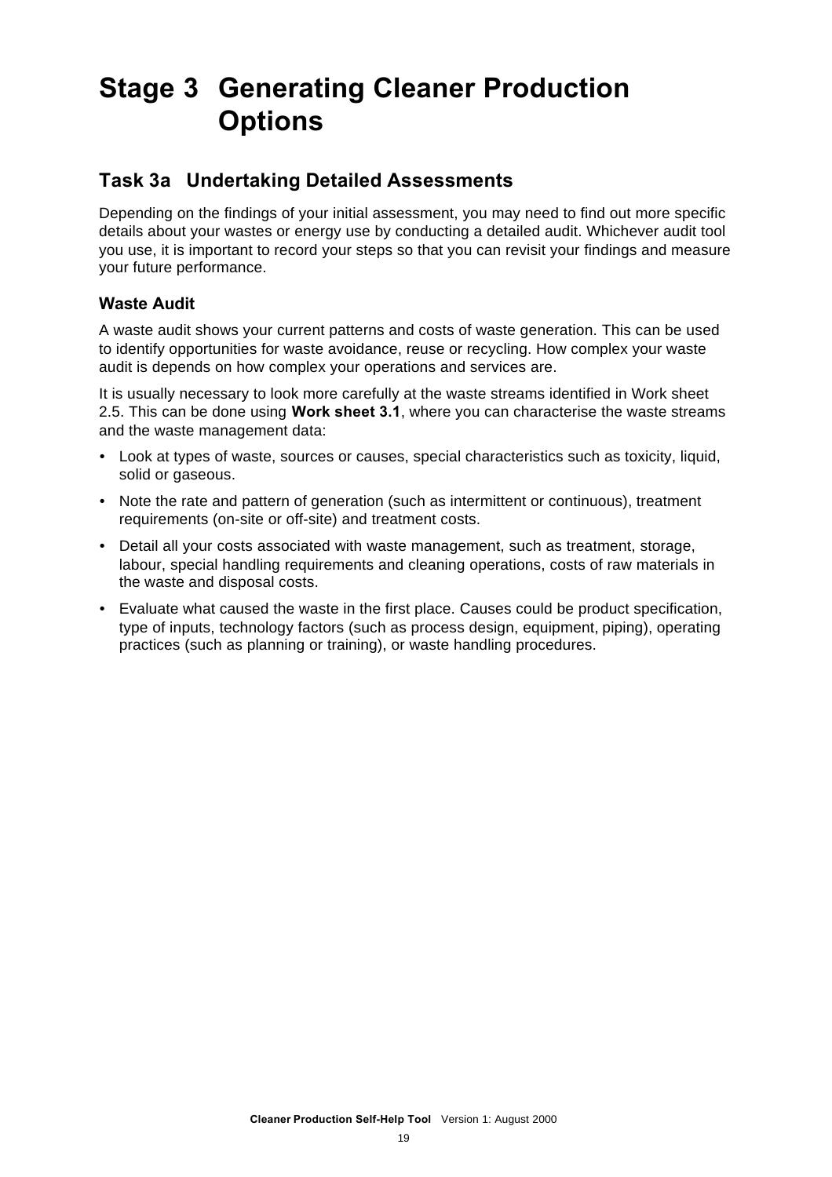# Stage 3 Generating Cleaner Production Options

## Task 3a Undertaking Detailed Assessments

Depending on the findings of your initial assessment, you may need to find out more specific details about your wastes or energy use by conducting a detailed audit. Whichever audit tool you use, it is important to record your steps so that you can revisit your findings and measure your future performance.

### Waste Audit

A waste audit shows your current patterns and costs of waste generation. This can be used to identify opportunities for waste avoidance, reuse or recycling. How complex your waste audit is depends on how complex your operations and services are.

It is usually necessary to look more carefully at the waste streams identified in Work sheet 2.5. This can be done using **Work sheet 3.1**, where you can characterise the waste streams and the waste management data:

- Look at types of waste, sources or causes, special characteristics such as toxicity, liquid, solid or gaseous.
- Note the rate and pattern of generation (such as intermittent or continuous), treatment requirements (on-site or off-site) and treatment costs.
- Detail all your costs associated with waste management, such as treatment, storage, labour, special handling requirements and cleaning operations, costs of raw materials in the waste and disposal costs.
- Evaluate what caused the waste in the first place. Causes could be product specification, type of inputs, technology factors (such as process design, equipment, piping), operating practices (such as planning or training), or waste handling procedures.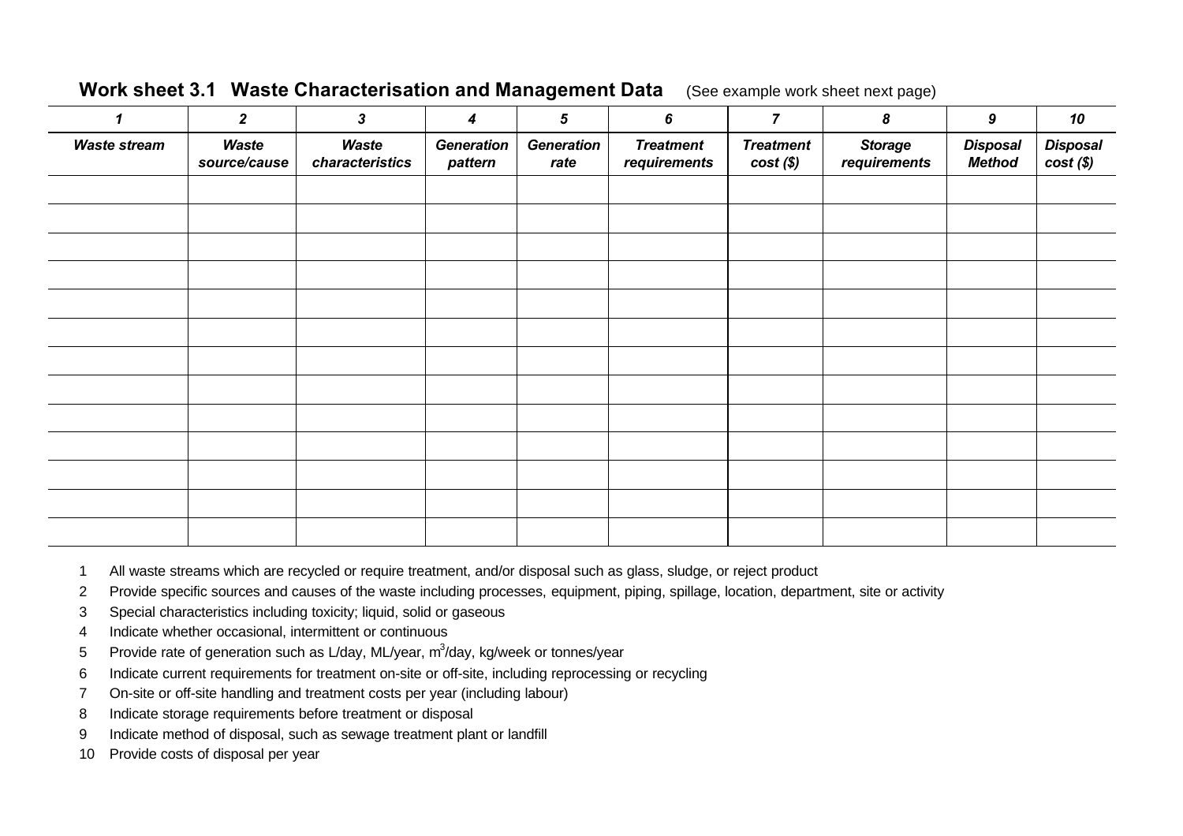## Work sheet 3.1 Waste Characterisation and Management Data

(See example work sheet next page)

| *1* | *2* | *3* | *4* | *5* | *6* | *7* | *8* | *9* | *10* |
|---|---|---|---|---|---|---|---|---|---|
| ***Waste stream*** | ***Waste source/cause*** | ***Waste characteristics*** | ***Generation pattern*** | ***Generation rate*** | ***Treatment requirements*** | ***Treatment cost ($)*** | ***Storage requirements*** | ***Disposal Method*** | ***Disposal cost ($)*** |
| | | | | | | | | | |
| | | | | | | | | | |
| | | | | | | | | | |
| | | | | | | | | | |
| | | | | | | | | | |
| | | | | | | | | | |
| | | | | | | | | | |
| | | | | | | | | | |
| | | | | | | | | | |
| | | | | | | | | | |
| | | | | | | | | | |
| | | | | | | | | | |
| | | | | | | | | | |

1. All waste streams which are recycled or require treatment, and/or disposal such as glass, sludge, or reject product
2. Provide specific sources and causes of the waste including processes, equipment, piping, spillage, location, department, site or activity
3. Special characteristics including toxicity; liquid, solid or gaseous
4. Indicate whether occasional, intermittent or continuous
5. Provide rate of generation such as L/day, ML/year, $m^3$/day, kg/week or tonnes/year
6. Indicate current requirements for treatment on-site or off-site, including reprocessing or recycling
7. On-site or off-site handling and treatment costs per year (including labour)
8. Indicate storage requirements before treatment or disposal
9. Indicate method of disposal, such as sewage treatment plant or landfill
10. Provide costs of disposal per year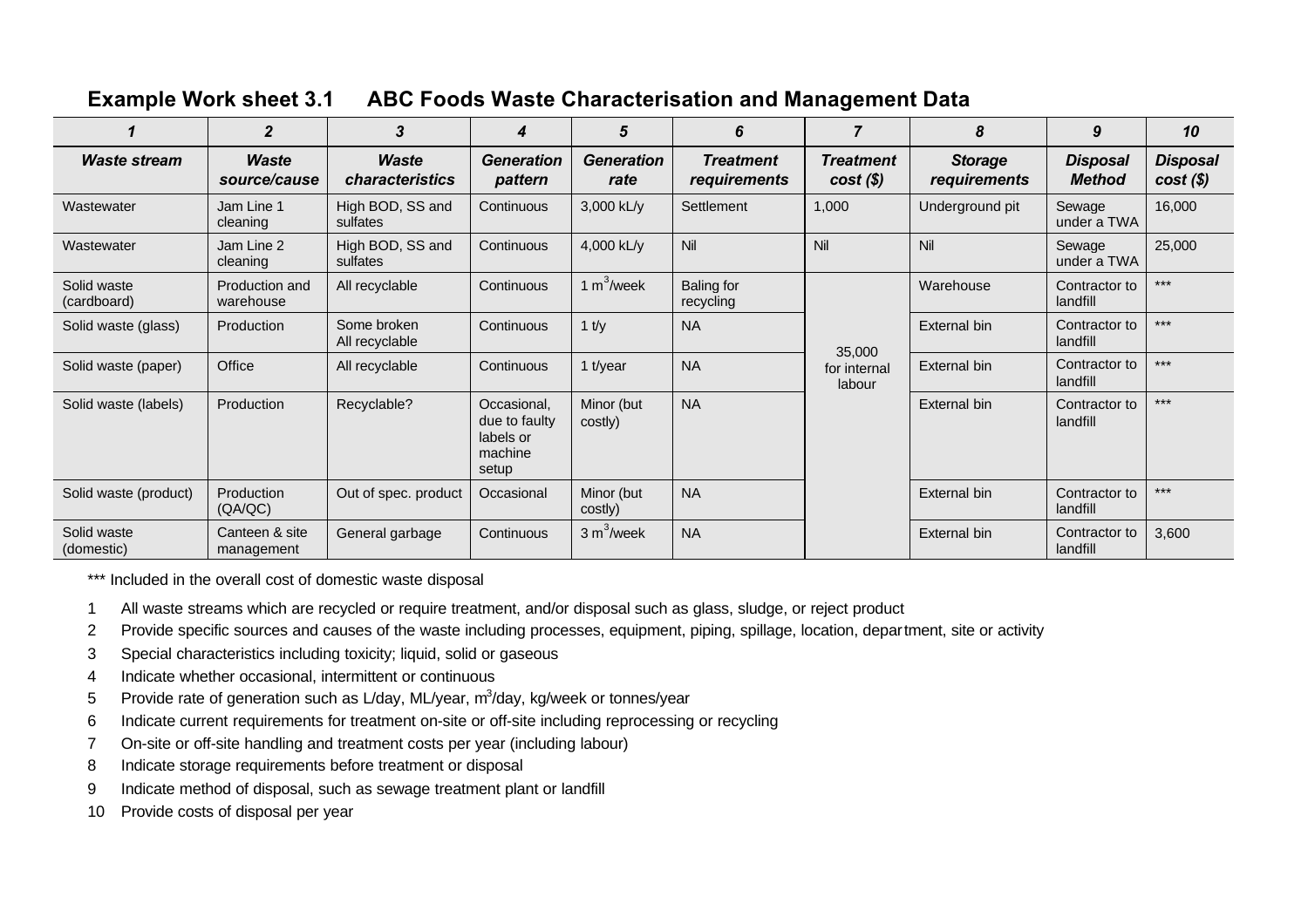### Example Work sheet 3.1 ABC Foods Waste Characterisation and Management Data

| 1 | 2 | 3 | 4 | 5 | 6 | 7 | 8 | 9 | 10 |
|---|---|---|---|---|---|---|---|---|---|
| ***Waste stream*** | ***Waste source/cause*** | ***Waste characteristics*** | ***Generation pattern*** | ***Generation rate*** | ***Treatment requirements*** | ***Treatment cost ($)*** | ***Storage requirements*** | ***Disposal Method*** | ***Disposal cost ($)*** |
| Wastewater | Jam Line 1 cleaning | High BOD, SS and sulfates | Continuous | 3,000 kL/y | Settlement | 1,000 | Underground pit | Sewage under a TWA | 16,000 |
| Wastewater | Jam Line 2 cleaning | High BOD, SS and sulfates | Continuous | 4,000 kL/y | Nil | Nil | Nil | Sewage under a TWA | 25,000 |
| Solid waste (cardboard) | Production and warehouse | All recyclable | Continuous | 1 $m^3$/week | Baling for recycling | 35,000 for internal labour | Warehouse | Contractor to landfill | *** |
| Solid waste (glass) | Production | Some broken All recyclable | Continuous | 1 t/y | NA | | External bin | Contractor to landfill | *** |
| Solid waste (paper) | Office | All recyclable | Continuous | 1 t/year | NA | | External bin | Contractor to landfill | *** |
| Solid waste (labels) | Production | Recyclable? | Occasional, due to faulty labels or machine setup | Minor (but costly) | NA | | External bin | Contractor to landfill | *** |
| Solid waste (product) | Production (QA/QC) | Out of spec. product | Occasional | Minor (but costly) | NA | | External bin | Contractor to landfill | *** |
| Solid waste (domestic) | Canteen & site management | General garbage | Continuous | 3 $m^3$/week | NA | | External bin | Contractor to landfill | 3,600 |

*** Included in the overall cost of domestic waste disposal

1. All waste streams which are recycled or require treatment, and/or disposal such as glass, sludge, or reject product
2. Provide specific sources and causes of the waste including processes, equipment, piping, spillage, location, department, site or activity
3. Special characteristics including toxicity; liquid, solid or gaseous
4. Indicate whether occasional, intermittent or continuous
5. Provide rate of generation such as L/day, ML/year, $m^3$/day, kg/week or tonnes/year
6. Indicate current requirements for treatment on-site or off-site including reprocessing or recycling
7. On-site or off-site handling and treatment costs per year (including labour)
8. Indicate storage requirements before treatment or disposal
9. Indicate method of disposal, such as sewage treatment plant or landfill
10. Provide costs of disposal per year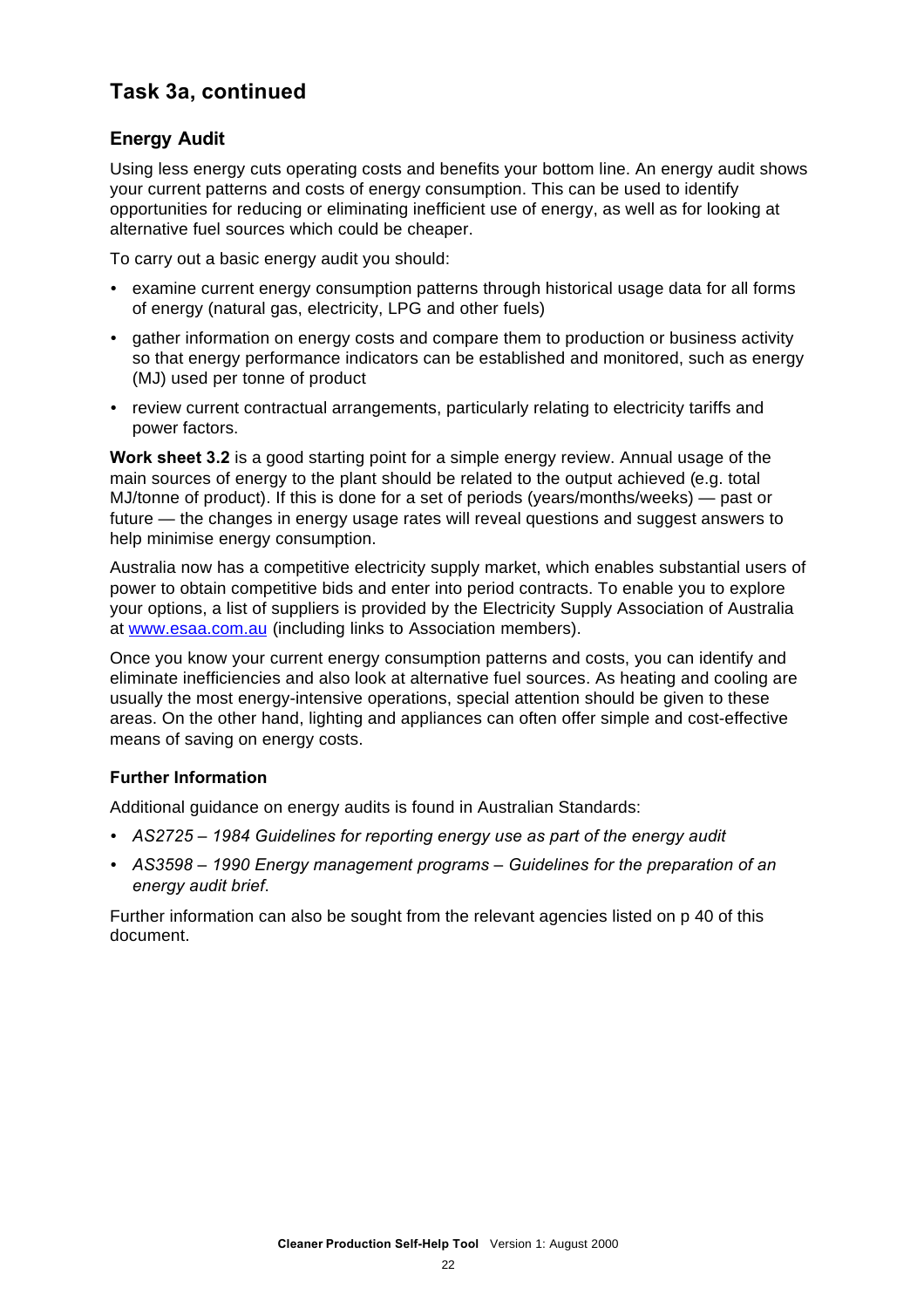## Task 3a, continued

### Energy Audit

Using less energy cuts operating costs and benefits your bottom line. An energy audit shows your current patterns and costs of energy consumption. This can be used to identify opportunities for reducing or eliminating inefficient use of energy, as well as for looking at alternative fuel sources which could be cheaper.

To carry out a basic energy audit you should:

- examine current energy consumption patterns through historical usage data for all forms of energy (natural gas, electricity, LPG and other fuels)
- gather information on energy costs and compare them to production or business activity so that energy performance indicators can be established and monitored, such as energy (MJ) used per tonne of product
- review current contractual arrangements, particularly relating to electricity tariffs and power factors.

**Work sheet 3.2** is a good starting point for a simple energy review. Annual usage of the main sources of energy to the plant should be related to the output achieved (e.g. total MJ/tonne of product). If this is done for a set of periods (years/months/weeks) — past or future — the changes in energy usage rates will reveal questions and suggest answers to help minimise energy consumption.

Australia now has a competitive electricity supply market, which enables substantial users of power to obtain competitive bids and enter into period contracts. To enable you to explore your options, a list of suppliers is provided by the Electricity Supply Association of Australia at [www.esaa.com.au](http://www.esaa.com.au) (including links to Association members).

Once you know your current energy consumption patterns and costs, you can identify and eliminate inefficiencies and also look at alternative fuel sources. As heating and cooling are usually the most energy-intensive operations, special attention should be given to these areas. On the other hand, lighting and appliances can often offer simple and cost-effective means of saving on energy costs.

#### Further Information

Additional guidance on energy audits is found in Australian Standards:

- *AS2725 – 1984 Guidelines for reporting energy use as part of the energy audit*
- *AS3598 – 1990 Energy management programs – Guidelines for the preparation of an energy audit brief*.

Further information can also be sought from the relevant agencies listed on p 40 of this document.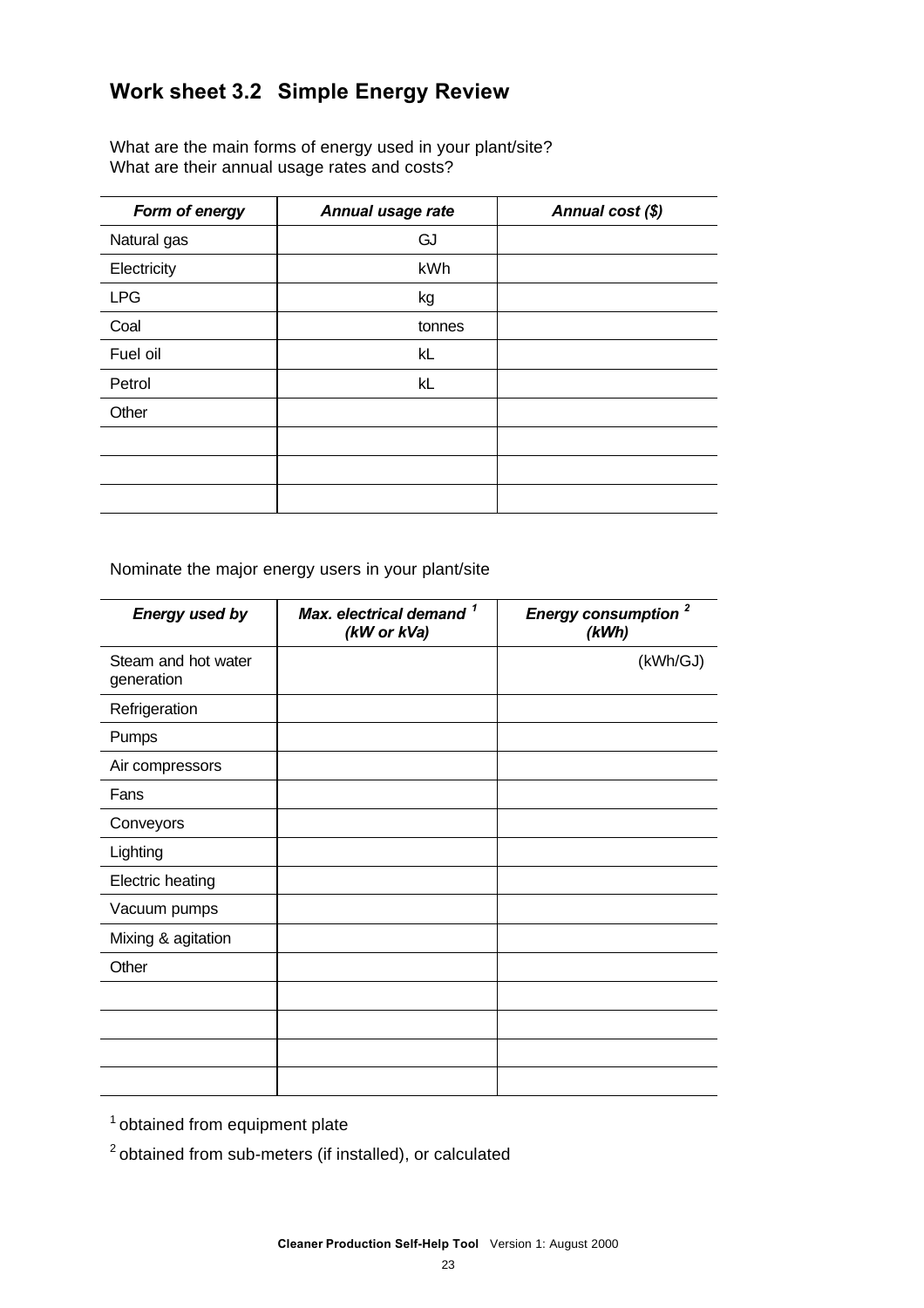## Work sheet 3.2 Simple Energy Review

What are the main forms of energy used in your plant/site?
What are their annual usage rates and costs?

| *Form of energy* | *Annual usage rate* | *Annual cost ($)* |
|---|---|---|
| Natural gas | GJ | |
| Electricity | kWh | |
| LPG | kg | |
| Coal | tonnes | |
| Fuel oil | kL | |
| Petrol | kL | |
| Other | | |
| | | |
| | | |
| | | |

Nominate the major energy users in your plant/site

| *Energy used by* | *Max. electrical demand [1] (kW or kVa)* | *Energy consumption [2] (kWh)* |
|---|---|---|
| Steam and hot water generation | | (kWh/GJ) |
| Refrigeration | | |
| Pumps | | |
| Air compressors | | |
| Fans | | |
| Conveyors | | |
| Lighting | | |
| Electric heating | | |
| Vacuum pumps | | |
| Mixing & agitation | | |
| Other | | |
| | | |
| | | |
| | | |
| | | |

[1] obtained from equipment plate

[2] obtained from sub-meters (if installed), or calculated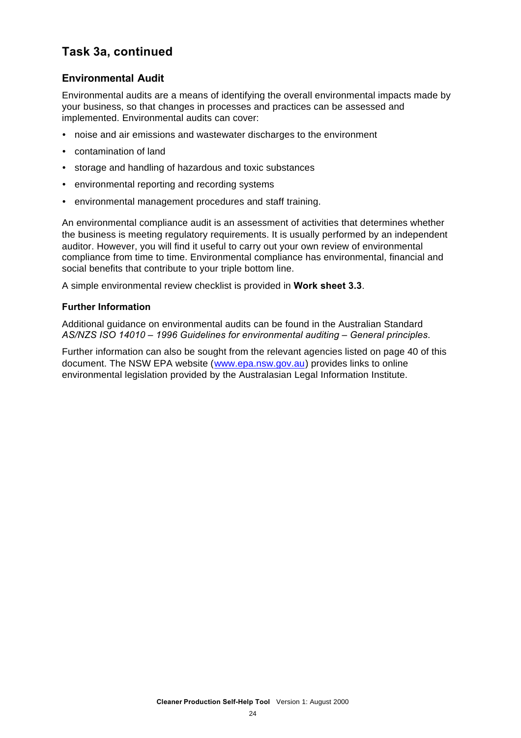## Task 3a, continued

### Environmental Audit

Environmental audits are a means of identifying the overall environmental impacts made by your business, so that changes in processes and practices can be assessed and implemented. Environmental audits can cover:

- noise and air emissions and wastewater discharges to the environment
- contamination of land
- storage and handling of hazardous and toxic substances
- environmental reporting and recording systems
- environmental management procedures and staff training.

An environmental compliance audit is an assessment of activities that determines whether the business is meeting regulatory requirements. It is usually performed by an independent auditor. However, you will find it useful to carry out your own review of environmental compliance from time to time. Environmental compliance has environmental, financial and social benefits that contribute to your triple bottom line.

A simple environmental review checklist is provided in **Work sheet 3.3**.

#### Further Information

Additional guidance on environmental audits can be found in the Australian Standard *AS/NZS ISO 14010 – 1996 Guidelines for environmental auditing – General principles*.

Further information can also be sought from the relevant agencies listed on page 40 of this document. The NSW EPA website (www.epa.nsw.gov.au) provides links to online environmental legislation provided by the Australasian Legal Information Institute.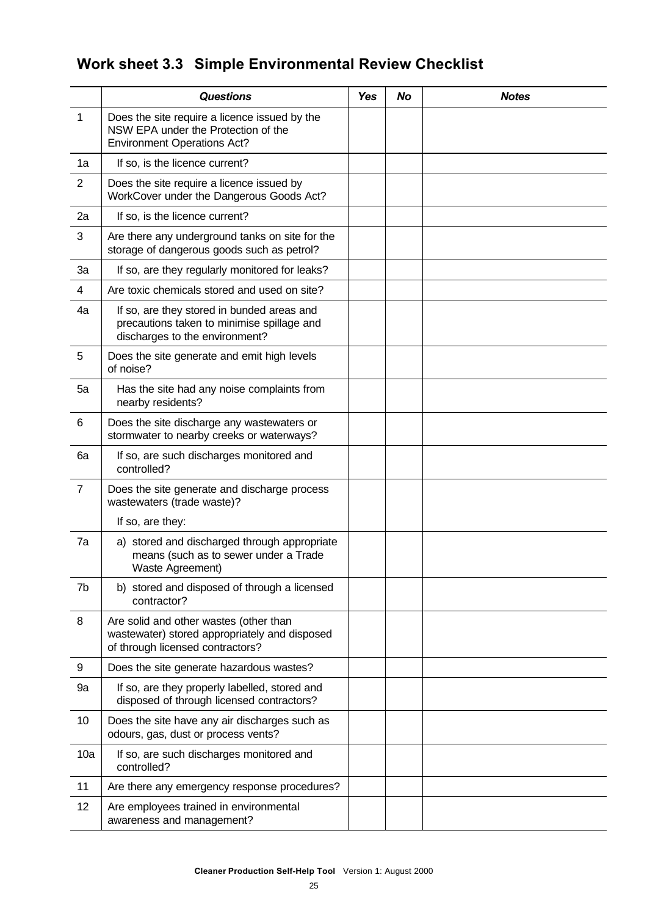## Work sheet 3.3 Simple Environmental Review Checklist

| | *Questions* | *Yes* | *No* | *Notes* |
|---|---|---|---|---|
| 1 | Does the site require a licence issued by the NSW EPA under the Protection of the Environment Operations Act? | | | |
| 1a | If so, is the licence current? | | | |
| 2 | Does the site require a licence issued by WorkCover under the Dangerous Goods Act? | | | |
| 2a | If so, is the licence current? | | | |
| 3 | Are there any underground tanks on site for the storage of dangerous goods such as petrol? | | | |
| 3a | If so, are they regularly monitored for leaks? | | | |
| 4 | Are toxic chemicals stored and used on site? | | | |
| 4a | If so, are they stored in bunded areas and precautions taken to minimise spillage and discharges to the environment? | | | |
| 5 | Does the site generate and emit high levels of noise? | | | |
| 5a | Has the site had any noise complaints from nearby residents? | | | |
| 6 | Does the site discharge any wastewaters or stormwater to nearby creeks or waterways? | | | |
| 6a | If so, are such discharges monitored and controlled? | | | |
| 7 | Does the site generate and discharge process wastewaters (trade waste)?<br>If so, are they: | | | |
| 7a | a) stored and discharged through appropriate means (such as to sewer under a Trade Waste Agreement) | | | |
| 7b | b) stored and disposed of through a licensed contractor? | | | |
| 8 | Are solid and other wastes (other than wastewater) stored appropriately and disposed of through licensed contractors? | | | |
| 9 | Does the site generate hazardous wastes? | | | |
| 9a | If so, are they properly labelled, stored and disposed of through licensed contractors? | | | |
| 10 | Does the site have any air discharges such as odours, gas, dust or process vents? | | | |
| 10a | If so, are such discharges monitored and controlled? | | | |
| 11 | Are there any emergency response procedures? | | | |
| 12 | Are employees trained in environmental awareness and management? | | | |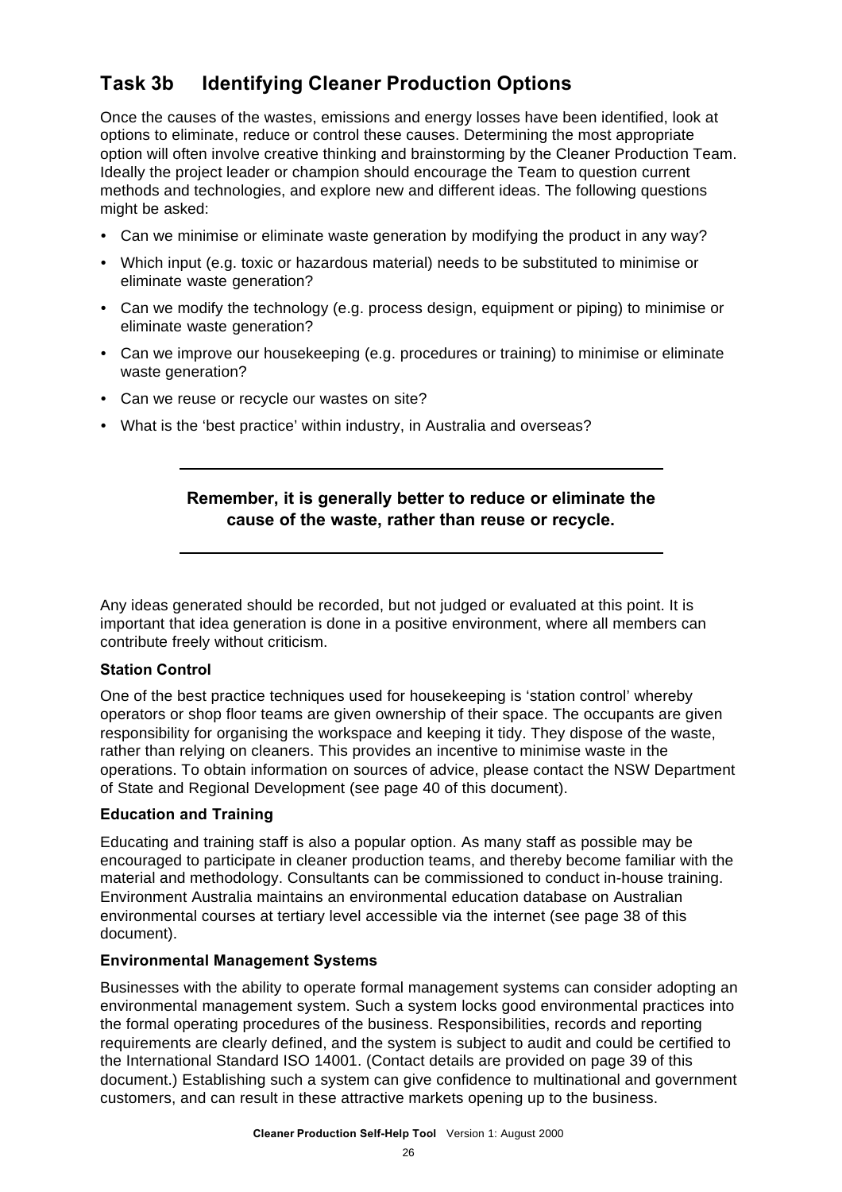## Task 3b Identifying Cleaner Production Options

Once the causes of the wastes, emissions and energy losses have been identified, look at options to eliminate, reduce or control these causes. Determining the most appropriate option will often involve creative thinking and brainstorming by the Cleaner Production Team. Ideally the project leader or champion should encourage the Team to question current methods and technologies, and explore new and different ideas. The following questions might be asked:

- Can we minimise or eliminate waste generation by modifying the product in any way?
- Which input (e.g. toxic or hazardous material) needs to be substituted to minimise or eliminate waste generation?
- Can we modify the technology (e.g. process design, equipment or piping) to minimise or eliminate waste generation?
- Can we improve our housekeeping (e.g. procedures or training) to minimise or eliminate waste generation?
- Can we reuse or recycle our wastes on site?
- What is the 'best practice' within industry, in Australia and overseas?

---

**Remember, it is generally better to reduce or eliminate the cause of the waste, rather than reuse or recycle.**

---

Any ideas generated should be recorded, but not judged or evaluated at this point. It is important that idea generation is done in a positive environment, where all members can contribute freely without criticism.

**Station Control**

One of the best practice techniques used for housekeeping is 'station control' whereby operators or shop floor teams are given ownership of their space. The occupants are given responsibility for organising the workspace and keeping it tidy. They dispose of the waste, rather than relying on cleaners. This provides an incentive to minimise waste in the operations. To obtain information on sources of advice, please contact the NSW Department of State and Regional Development (see page 40 of this document).

**Education and Training**

Educating and training staff is also a popular option. As many staff as possible may be encouraged to participate in cleaner production teams, and thereby become familiar with the material and methodology. Consultants can be commissioned to conduct in-house training. Environment Australia maintains an environmental education database on Australian environmental courses at tertiary level accessible via the internet (see page 38 of this document).

**Environmental Management Systems**

Businesses with the ability to operate formal management systems can consider adopting an environmental management system. Such a system locks good environmental practices into the formal operating procedures of the business. Responsibilities, records and reporting requirements are clearly defined, and the system is subject to audit and could be certified to the International Standard ISO 14001. (Contact details are provided on page 39 of this document.) Establishing such a system can give confidence to multinational and government customers, and can result in these attractive markets opening up to the business.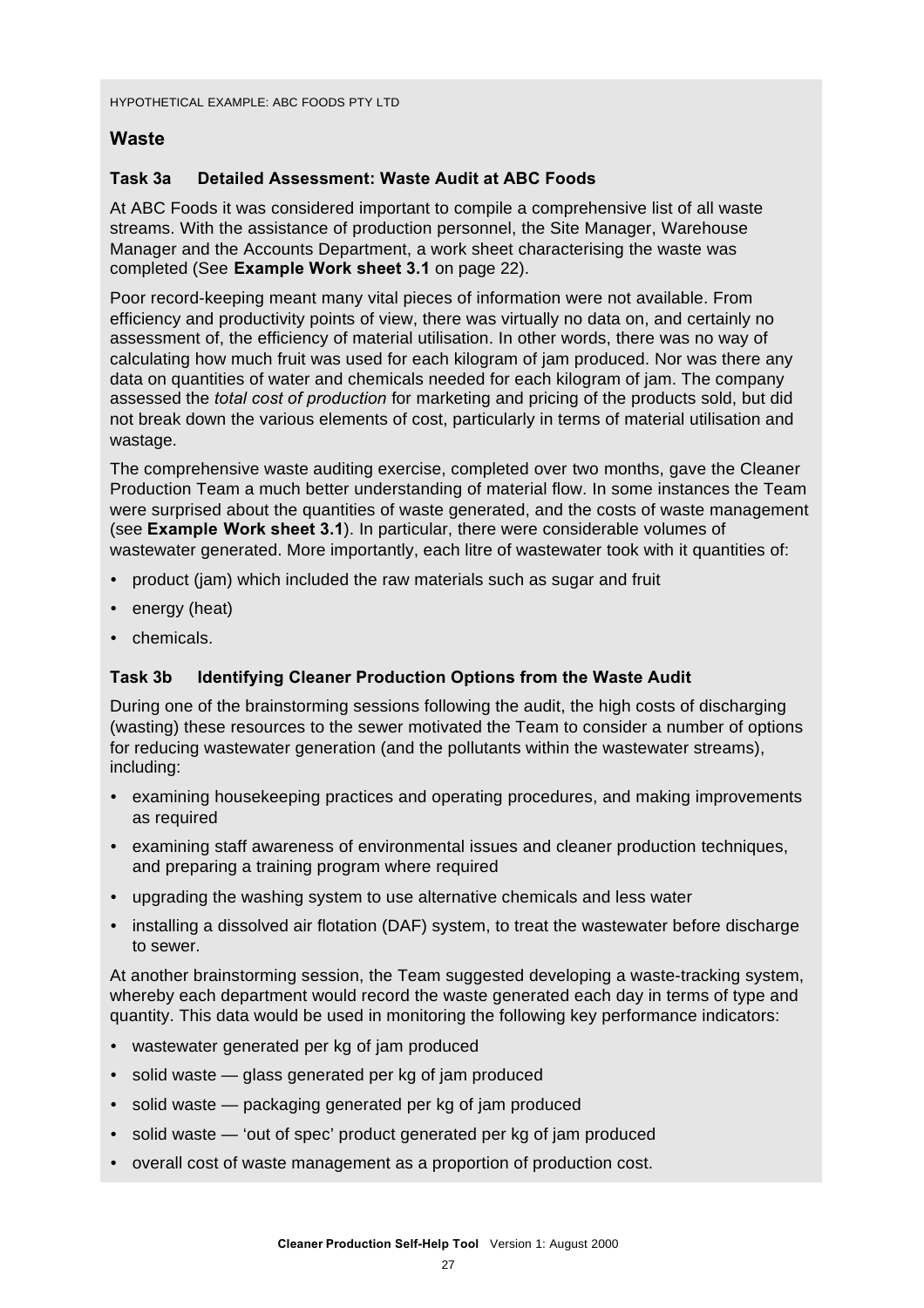HYPOTHETICAL EXAMPLE: ABC FOODS PTY LTD

## Waste

### Task 3a Detailed Assessment: Waste Audit at ABC Foods

At ABC Foods it was considered important to compile a comprehensive list of all waste streams. With the assistance of production personnel, the Site Manager, Warehouse Manager and the Accounts Department, a work sheet characterising the waste was completed (See **Example Work sheet 3.1** on page 22).

Poor record-keeping meant many vital pieces of information were not available. From efficiency and productivity points of view, there was virtually no data on, and certainly no assessment of, the efficiency of material utilisation. In other words, there was no way of calculating how much fruit was used for each kilogram of jam produced. Nor was there any data on quantities of water and chemicals needed for each kilogram of jam. The company assessed the *total cost of production* for marketing and pricing of the products sold, but did not break down the various elements of cost, particularly in terms of material utilisation and wastage.

The comprehensive waste auditing exercise, completed over two months, gave the Cleaner Production Team a much better understanding of material flow. In some instances the Team were surprised about the quantities of waste generated, and the costs of waste management (see **Example Work sheet 3.1**). In particular, there were considerable volumes of wastewater generated. More importantly, each litre of wastewater took with it quantities of:

- product (jam) which included the raw materials such as sugar and fruit
- energy (heat)
- chemicals.

### Task 3b Identifying Cleaner Production Options from the Waste Audit

During one of the brainstorming sessions following the audit, the high costs of discharging (wasting) these resources to the sewer motivated the Team to consider a number of options for reducing wastewater generation (and the pollutants within the wastewater streams), including:

- examining housekeeping practices and operating procedures, and making improvements as required
- examining staff awareness of environmental issues and cleaner production techniques, and preparing a training program where required
- upgrading the washing system to use alternative chemicals and less water
- installing a dissolved air flotation (DAF) system, to treat the wastewater before discharge to sewer.

At another brainstorming session, the Team suggested developing a waste-tracking system, whereby each department would record the waste generated each day in terms of type and quantity. This data would be used in monitoring the following key performance indicators:

- wastewater generated per kg of jam produced
- solid waste — glass generated per kg of jam produced
- solid waste — packaging generated per kg of jam produced
- solid waste — 'out of spec' product generated per kg of jam produced
- overall cost of waste management as a proportion of production cost.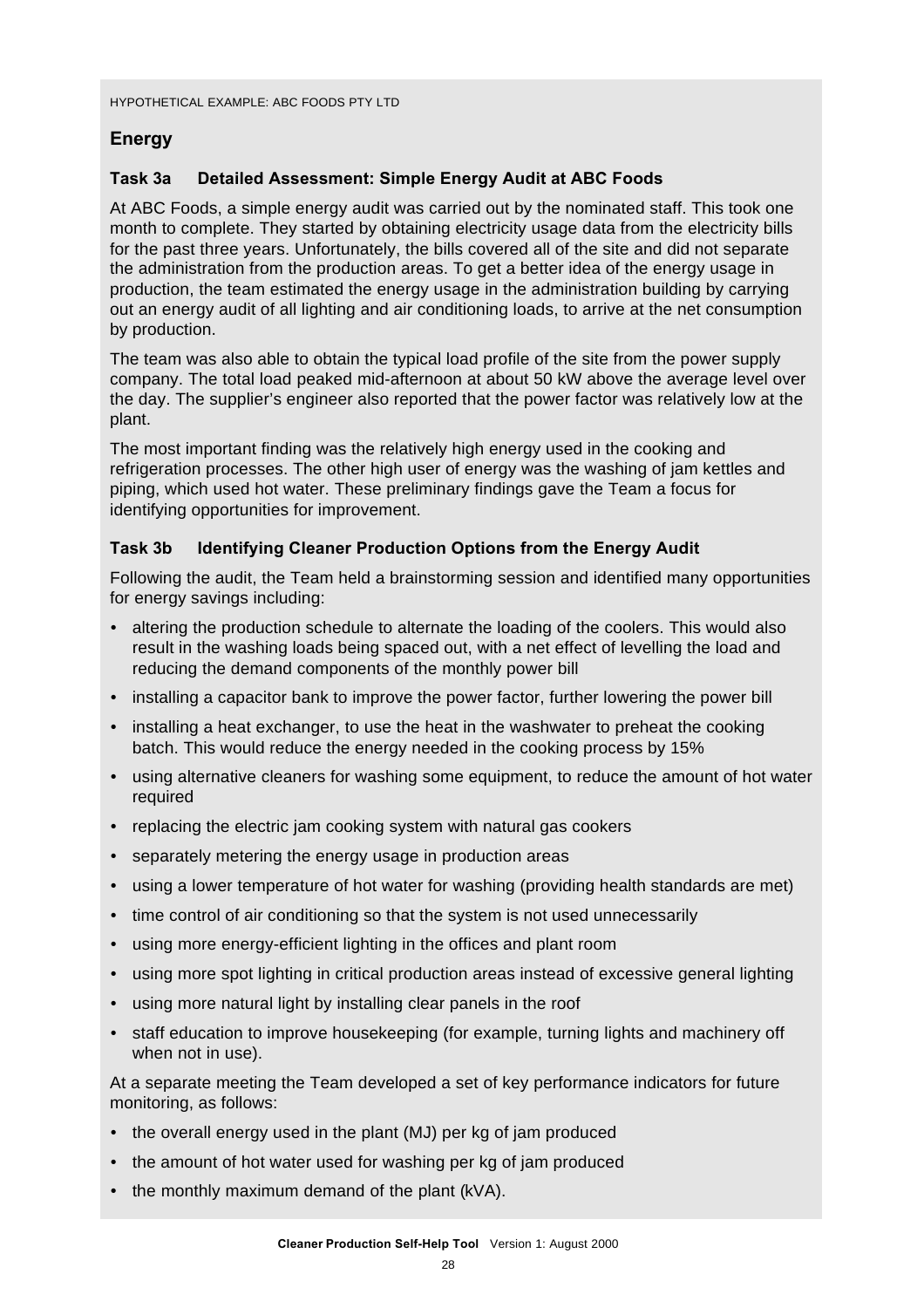HYPOTHETICAL EXAMPLE: ABC FOODS PTY LTD

## Energy

### Task 3a Detailed Assessment: Simple Energy Audit at ABC Foods

At ABC Foods, a simple energy audit was carried out by the nominated staff. This took one month to complete. They started by obtaining electricity usage data from the electricity bills for the past three years. Unfortunately, the bills covered all of the site and did not separate the administration from the production areas. To get a better idea of the energy usage in production, the team estimated the energy usage in the administration building by carrying out an energy audit of all lighting and air conditioning loads, to arrive at the net consumption by production.

The team was also able to obtain the typical load profile of the site from the power supply company. The total load peaked mid-afternoon at about 50 kW above the average level over the day. The supplier's engineer also reported that the power factor was relatively low at the plant.

The most important finding was the relatively high energy used in the cooking and refrigeration processes. The other high user of energy was the washing of jam kettles and piping, which used hot water. These preliminary findings gave the Team a focus for identifying opportunities for improvement.

### Task 3b Identifying Cleaner Production Options from the Energy Audit

Following the audit, the Team held a brainstorming session and identified many opportunities for energy savings including:

- altering the production schedule to alternate the loading of the coolers. This would also result in the washing loads being spaced out, with a net effect of levelling the load and reducing the demand components of the monthly power bill
- installing a capacitor bank to improve the power factor, further lowering the power bill
- installing a heat exchanger, to use the heat in the washwater to preheat the cooking batch. This would reduce the energy needed in the cooking process by 15%
- using alternative cleaners for washing some equipment, to reduce the amount of hot water required
- replacing the electric jam cooking system with natural gas cookers
- separately metering the energy usage in production areas
- using a lower temperature of hot water for washing (providing health standards are met)
- time control of air conditioning so that the system is not used unnecessarily
- using more energy-efficient lighting in the offices and plant room
- using more spot lighting in critical production areas instead of excessive general lighting
- using more natural light by installing clear panels in the roof
- staff education to improve housekeeping (for example, turning lights and machinery off when not in use).

At a separate meeting the Team developed a set of key performance indicators for future monitoring, as follows:

- the overall energy used in the plant (MJ) per kg of jam produced
- the amount of hot water used for washing per kg of jam produced
- the monthly maximum demand of the plant (kVA).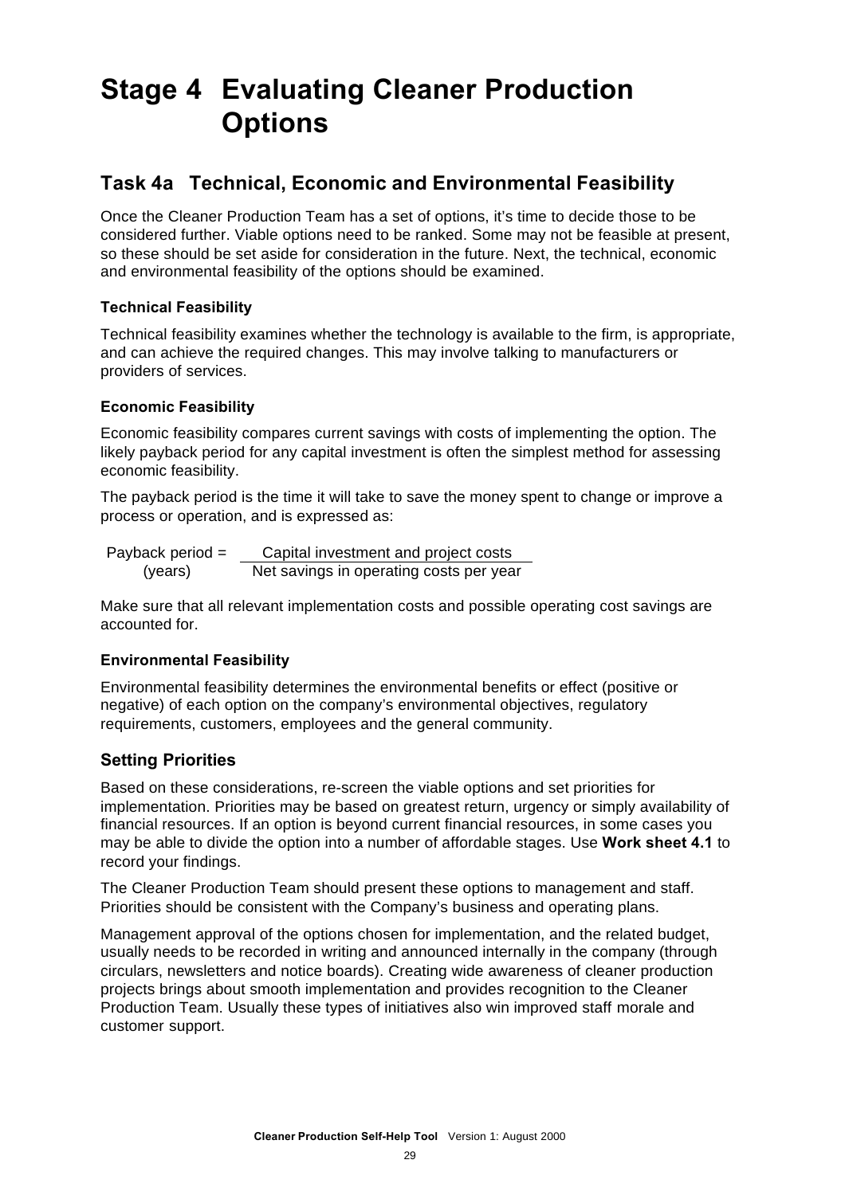# Stage 4 Evaluating Cleaner Production Options

## Task 4a Technical, Economic and Environmental Feasibility

Once the Cleaner Production Team has a set of options, it's time to decide those to be considered further. Viable options need to be ranked. Some may not be feasible at present, so these should be set aside for consideration in the future. Next, the technical, economic and environmental feasibility of the options should be examined.

### Technical Feasibility

Technical feasibility examines whether the technology is available to the firm, is appropriate, and can achieve the required changes. This may involve talking to manufacturers or providers of services.

### Economic Feasibility

Economic feasibility compares current savings with costs of implementing the option. The likely payback period for any capital investment is often the simplest method for assessing economic feasibility.

The payback period is the time it will take to save the money spent to change or improve a process or operation, and is expressed as:

$$\text{Payback period (years)} = \frac{\text{Capital investment and project costs}}{\text{Net savings in operating costs per year}}$$

Make sure that all relevant implementation costs and possible operating cost savings are accounted for.

### Environmental Feasibility

Environmental feasibility determines the environmental benefits or effect (positive or negative) of each option on the company's environmental objectives, regulatory requirements, customers, employees and the general community.

## Setting Priorities

Based on these considerations, re-screen the viable options and set priorities for implementation. Priorities may be based on greatest return, urgency or simply availability of financial resources. If an option is beyond current financial resources, in some cases you may be able to divide the option into a number of affordable stages. Use **Work sheet 4.1** to record your findings.

The Cleaner Production Team should present these options to management and staff. Priorities should be consistent with the Company's business and operating plans.

Management approval of the options chosen for implementation, and the related budget, usually needs to be recorded in writing and announced internally in the company (through circulars, newsletters and notice boards). Creating wide awareness of cleaner production projects brings about smooth implementation and provides recognition to the Cleaner Production Team. Usually these types of initiatives also win improved staff morale and customer support.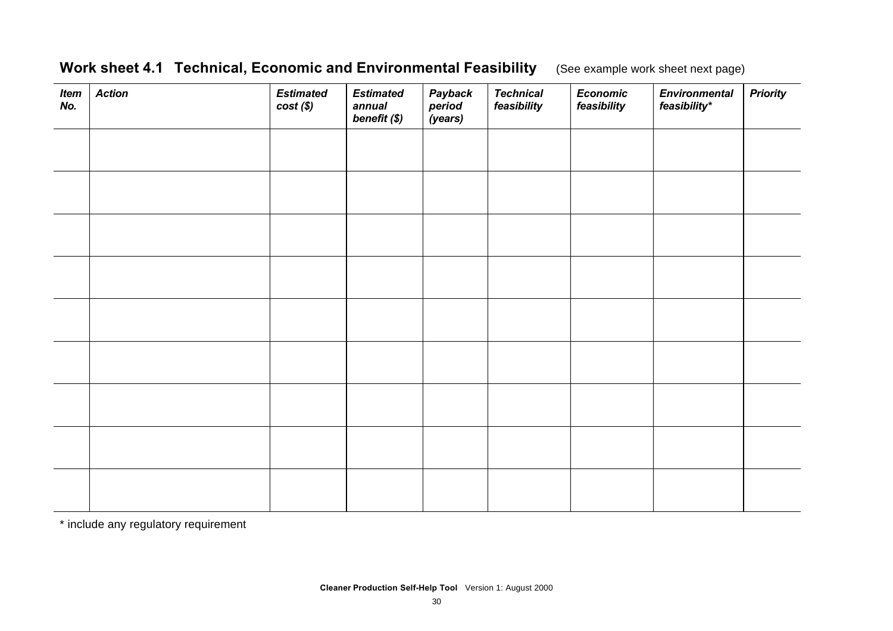## Work sheet 4.1 Technical, Economic and Environmental Feasibility (See example work sheet next page)

| *Item No.* | *Action* | *Estimated cost ($)* | *Estimated annual benefit ($)* | *Payback period (years)* | *Technical feasibility* | *Economic feasibility* | *Environmental feasibility** | *Priority* |
|---|---|---|---|---|---|---|---|---|
| | | | | | | | | |
| | | | | | | | | |
| | | | | | | | | |
| | | | | | | | | |
| | | | | | | | | |
| | | | | | | | | |
| | | | | | | | | |
| | | | | | | | | |
| | | | | | | | | |

* include any regulatory requirement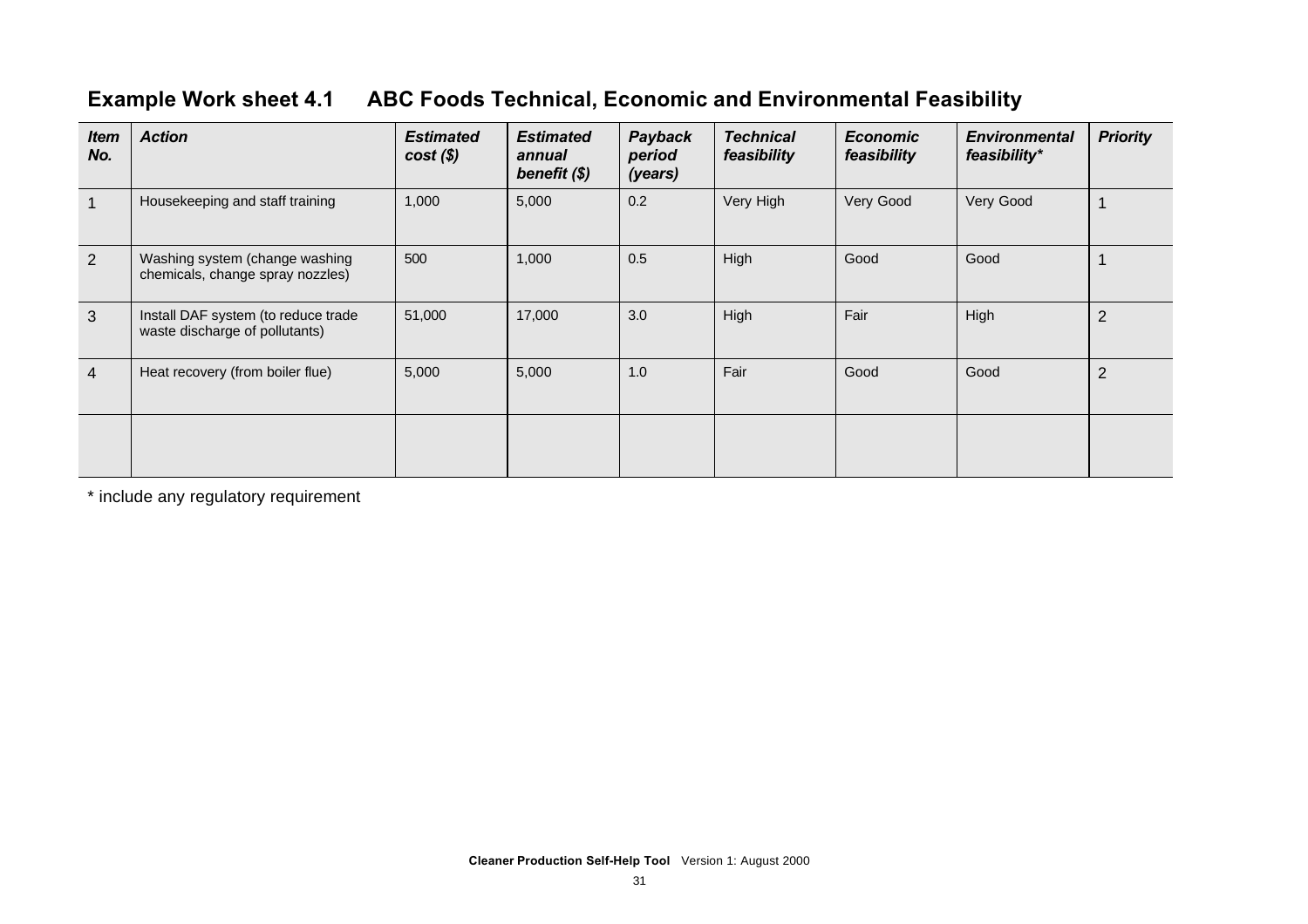## Example Work sheet 4.1 ABC Foods Technical, Economic and Environmental Feasibility

| *Item No.* | *Action* | *Estimated cost ($)* | *Estimated annual benefit ($)* | *Payback period (years)* | *Technical feasibility* | *Economic feasibility* | *Environmental feasibility** | *Priority* |
|---|---|---|---|---|---|---|---|---|
| 1 | Housekeeping and staff training | 1,000 | 5,000 | 0.2 | Very High | Very Good | Very Good | 1 |
| 2 | Washing system (change washing chemicals, change spray nozzles) | 500 | 1,000 | 0.5 | High | Good | Good | 1 |
| 3 | Install DAF system (to reduce trade waste discharge of pollutants) | 51,000 | 17,000 | 3.0 | High | Fair | High | 2 |
| 4 | Heat recovery (from boiler flue) | 5,000 | 5,000 | 1.0 | Fair | Good | Good | 2 |
| | | | | | | | | |

* include any regulatory requirement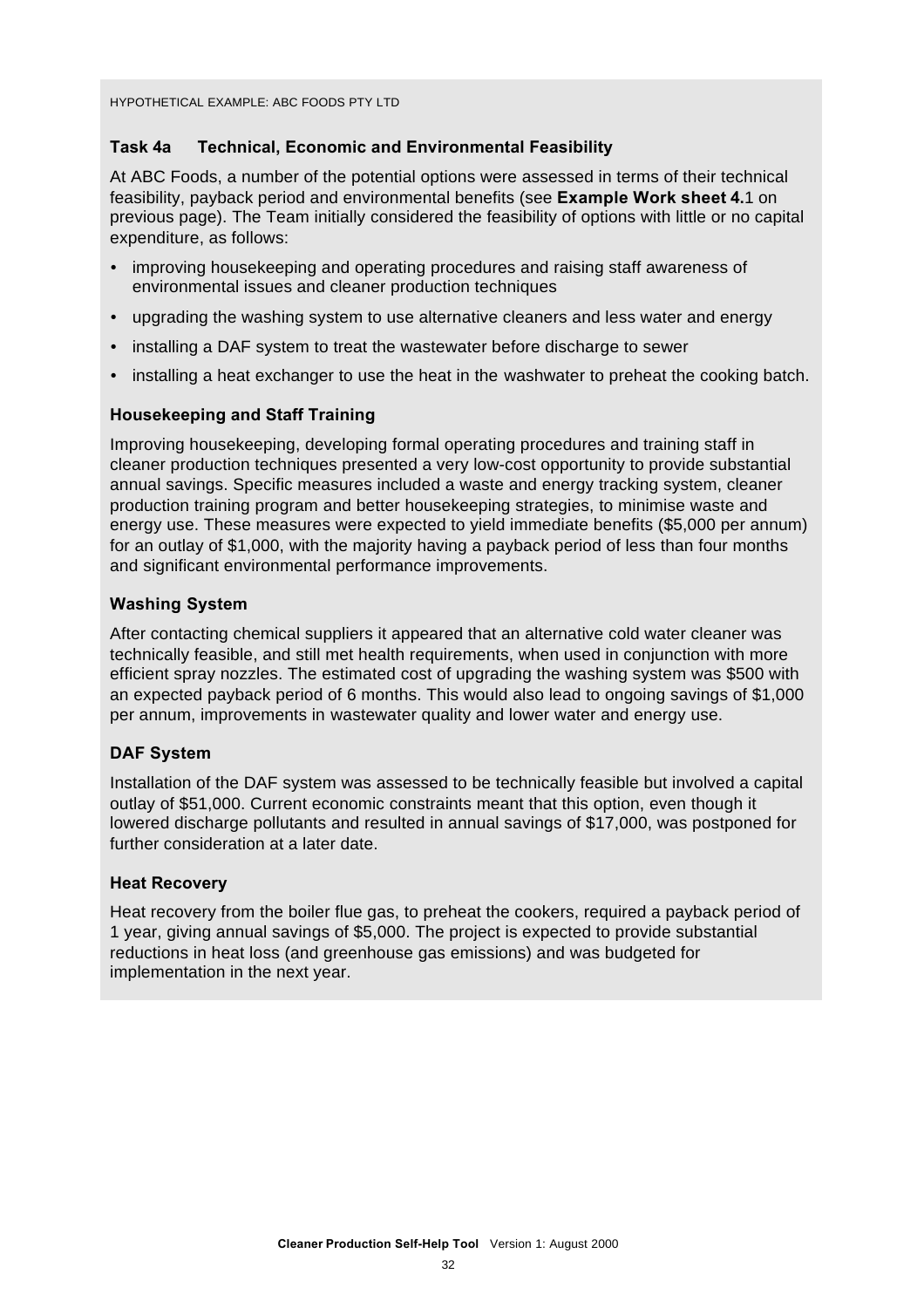HYPOTHETICAL EXAMPLE: ABC FOODS PTY LTD

### Task 4a Technical, Economic and Environmental Feasibility

At ABC Foods, a number of the potential options were assessed in terms of their technical feasibility, payback period and environmental benefits (see **Example Work sheet 4.**1 on previous page). The Team initially considered the feasibility of options with little or no capital expenditure, as follows:

- improving housekeeping and operating procedures and raising staff awareness of environmental issues and cleaner production techniques
- upgrading the washing system to use alternative cleaners and less water and energy
- installing a DAF system to treat the wastewater before discharge to sewer
- installing a heat exchanger to use the heat in the washwater to preheat the cooking batch.

#### Housekeeping and Staff Training

Improving housekeeping, developing formal operating procedures and training staff in cleaner production techniques presented a very low-cost opportunity to provide substantial annual savings. Specific measures included a waste and energy tracking system, cleaner production training program and better housekeeping strategies, to minimise waste and energy use. These measures were expected to yield immediate benefits ($5,000 per annum) for an outlay of $1,000, with the majority having a payback period of less than four months and significant environmental performance improvements.

#### Washing System

After contacting chemical suppliers it appeared that an alternative cold water cleaner was technically feasible, and still met health requirements, when used in conjunction with more efficient spray nozzles. The estimated cost of upgrading the washing system was $500 with an expected payback period of 6 months. This would also lead to ongoing savings of $1,000 per annum, improvements in wastewater quality and lower water and energy use.

#### DAF System

Installation of the DAF system was assessed to be technically feasible but involved a capital outlay of $51,000. Current economic constraints meant that this option, even though it lowered discharge pollutants and resulted in annual savings of $17,000, was postponed for further consideration at a later date.

#### Heat Recovery

Heat recovery from the boiler flue gas, to preheat the cookers, required a payback period of 1 year, giving annual savings of $5,000. The project is expected to provide substantial reductions in heat loss (and greenhouse gas emissions) and was budgeted for implementation in the next year.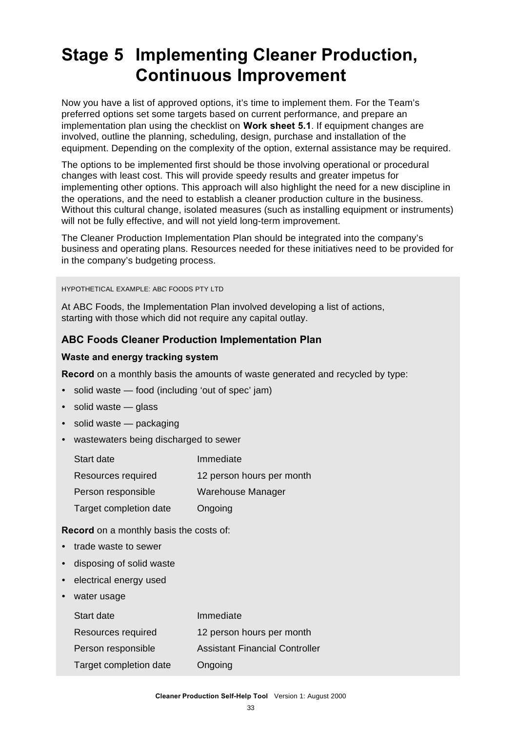# Stage 5 Implementing Cleaner Production, Continuous Improvement

Now you have a list of approved options, it's time to implement them. For the Team's preferred options set some targets based on current performance, and prepare an implementation plan using the checklist on **Work sheet 5.1**. If equipment changes are involved, outline the planning, scheduling, design, purchase and installation of the equipment. Depending on the complexity of the option, external assistance may be required.

The options to be implemented first should be those involving operational or procedural changes with least cost. This will provide speedy results and greater impetus for implementing other options. This approach will also highlight the need for a new discipline in the operations, and the need to establish a cleaner production culture in the business. Without this cultural change, isolated measures (such as installing equipment or instruments) will not be fully effective, and will not yield long-term improvement.

The Cleaner Production Implementation Plan should be integrated into the company's business and operating plans. Resources needed for these initiatives need to be provided for in the company's budgeting process.

HYPOTHETICAL EXAMPLE: ABC FOODS PTY LTD

At ABC Foods, the Implementation Plan involved developing a list of actions, starting with those which did not require any capital outlay.

### ABC Foods Cleaner Production Implementation Plan

#### Waste and energy tracking system

**Record** on a monthly basis the amounts of waste generated and recycled by type:

- solid waste — food (including 'out of spec' jam)
- solid waste — glass
- solid waste — packaging
- wastewaters being discharged to sewer

| | |
|---|---|
| Start date | Immediate |
| Resources required | 12 person hours per month |
| Person responsible | Warehouse Manager |
| Target completion date | Ongoing |

**Record** on a monthly basis the costs of:

- trade waste to sewer
- disposing of solid waste
- electrical energy used
- water usage

| | |
|---|---|
| Start date | Immediate |
| Resources required | 12 person hours per month |
| Person responsible | Assistant Financial Controller |
| Target completion date | Ongoing |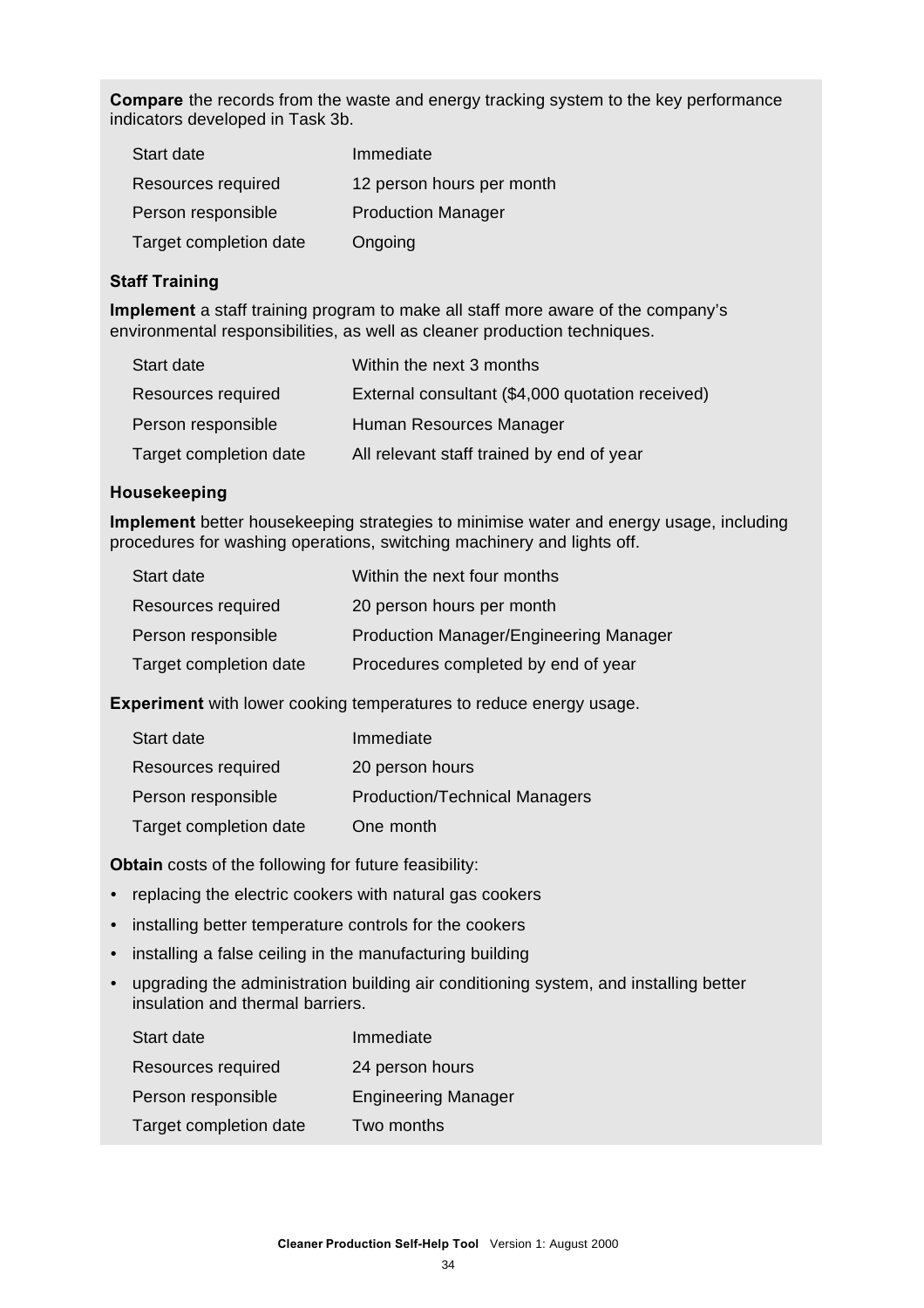**Compare** the records from the waste and energy tracking system to the key performance indicators developed in Task 3b.

| | |
|---|---|
| Start date | Immediate |
| Resources required | 12 person hours per month |
| Person responsible | Production Manager |
| Target completion date | Ongoing |

### Staff Training

**Implement** a staff training program to make all staff more aware of the company's environmental responsibilities, as well as cleaner production techniques.

| | |
|---|---|
| Start date | Within the next 3 months |
| Resources required | External consultant ($4,000 quotation received) |
| Person responsible | Human Resources Manager |
| Target completion date | All relevant staff trained by end of year |

### Housekeeping

**Implement** better housekeeping strategies to minimise water and energy usage, including procedures for washing operations, switching machinery and lights off.

| | |
|---|---|
| Start date | Within the next four months |
| Resources required | 20 person hours per month |
| Person responsible | Production Manager/Engineering Manager |
| Target completion date | Procedures completed by end of year |

**Experiment** with lower cooking temperatures to reduce energy usage.

| | |
|---|---|
| Start date | Immediate |
| Resources required | 20 person hours |
| Person responsible | Production/Technical Managers |
| Target completion date | One month |

**Obtain** costs of the following for future feasibility:

- replacing the electric cookers with natural gas cookers
- installing better temperature controls for the cookers
- installing a false ceiling in the manufacturing building
- upgrading the administration building air conditioning system, and installing better insulation and thermal barriers.

| | |
|---|---|
| Start date | Immediate |
| Resources required | 24 person hours |
| Person responsible | Engineering Manager |
| Target completion date | Two months |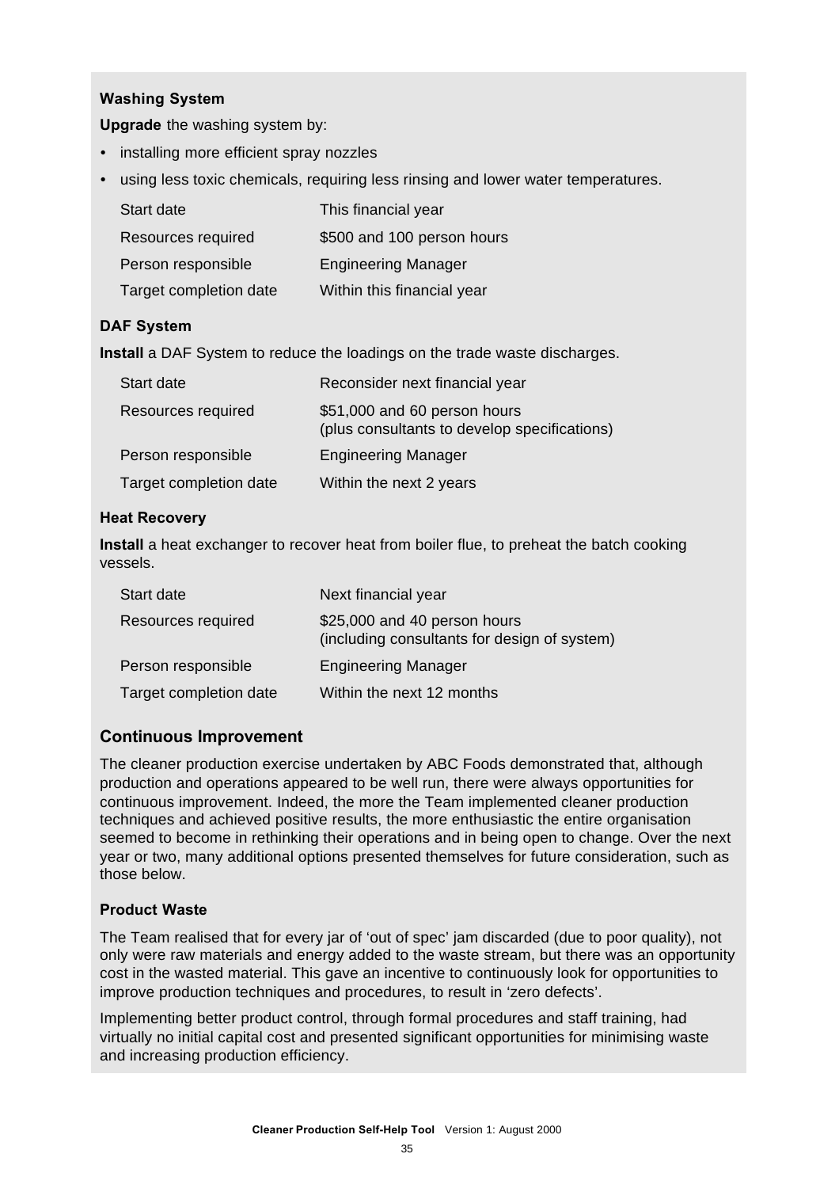**Washing System**

**Upgrade** the washing system by:

- installing more efficient spray nozzles
- using less toxic chemicals, requiring less rinsing and lower water temperatures.

| | |
|---|---|
| Start date | This financial year |
| Resources required | $500 and 100 person hours |
| Person responsible | Engineering Manager |
| Target completion date | Within this financial year |

**DAF System**

**Install** a DAF System to reduce the loadings on the trade waste discharges.

| | |
|---|---|
| Start date | Reconsider next financial year |
| Resources required | $51,000 and 60 person hours (plus consultants to develop specifications) |
| Person responsible | Engineering Manager |
| Target completion date | Within the next 2 years |

**Heat Recovery**

**Install** a heat exchanger to recover heat from boiler flue, to preheat the batch cooking vessels.

| | |
|---|---|
| Start date | Next financial year |
| Resources required | $25,000 and 40 person hours (including consultants for design of system) |
| Person responsible | Engineering Manager |
| Target completion date | Within the next 12 months |

## Continuous Improvement

The cleaner production exercise undertaken by ABC Foods demonstrated that, although production and operations appeared to be well run, there were always opportunities for continuous improvement. Indeed, the more the Team implemented cleaner production techniques and achieved positive results, the more enthusiastic the entire organisation seemed to become in rethinking their operations and in being open to change. Over the next year or two, many additional options presented themselves for future consideration, such as those below.

**Product Waste**

The Team realised that for every jar of 'out of spec' jam discarded (due to poor quality), not only were raw materials and energy added to the waste stream, but there was an opportunity cost in the wasted material. This gave an incentive to continuously look for opportunities to improve production techniques and procedures, to result in 'zero defects'.

Implementing better product control, through formal procedures and staff training, had virtually no initial capital cost and presented significant opportunities for minimising waste and increasing production efficiency.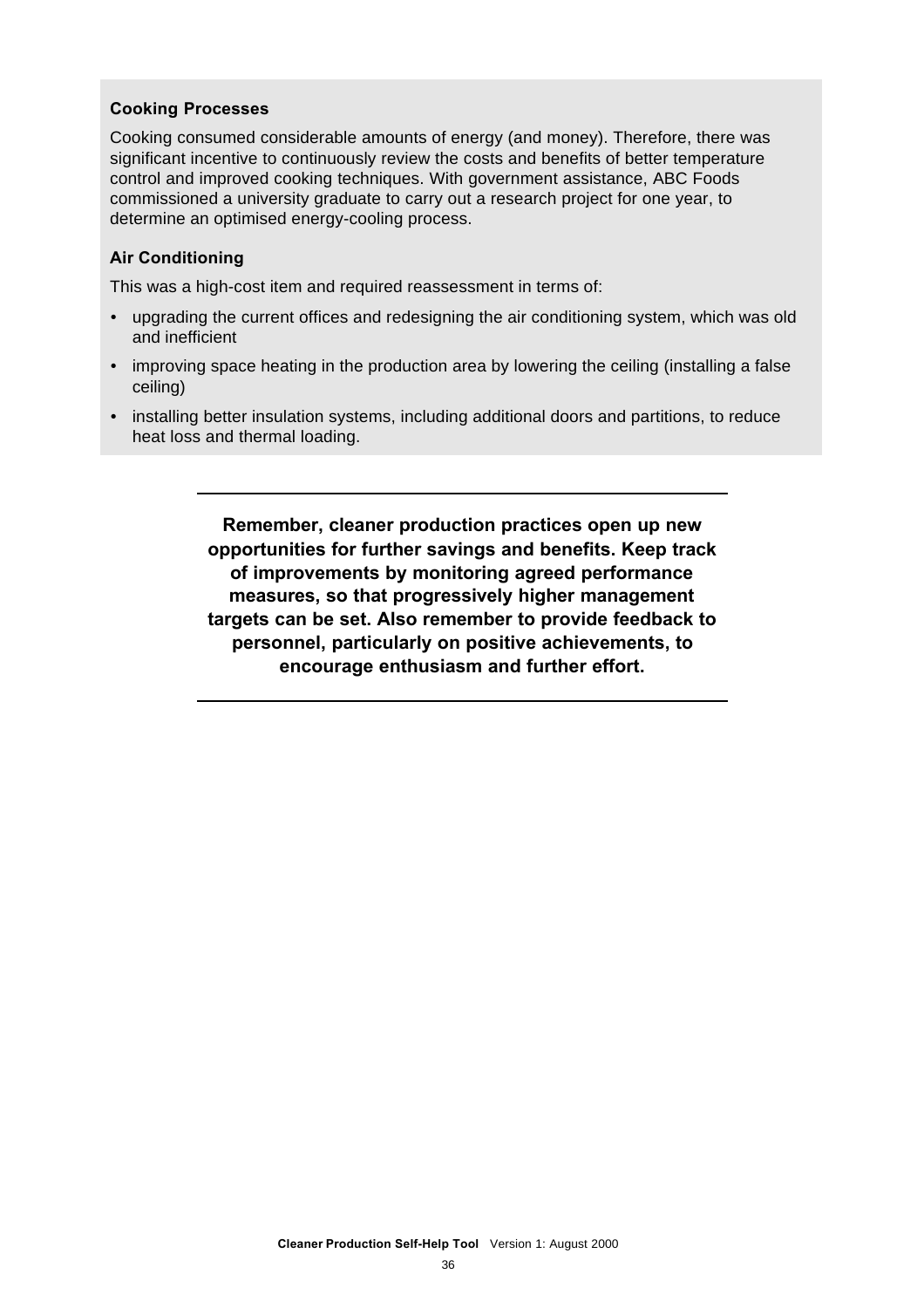**Cooking Processes**

Cooking consumed considerable amounts of energy (and money). Therefore, there was significant incentive to continuously review the costs and benefits of better temperature control and improved cooking techniques. With government assistance, ABC Foods commissioned a university graduate to carry out a research project for one year, to determine an optimised energy-cooling process.

**Air Conditioning**

This was a high-cost item and required reassessment in terms of:

- upgrading the current offices and redesigning the air conditioning system, which was old and inefficient
- improving space heating in the production area by lowering the ceiling (installing a false ceiling)
- installing better insulation systems, including additional doors and partitions, to reduce heat loss and thermal loading.

---

**Remember, cleaner production practices open up new opportunities for further savings and benefits. Keep track of improvements by monitoring agreed performance measures, so that progressively higher management targets can be set. Also remember to provide feedback to personnel, particularly on positive achievements, to encourage enthusiasm and further effort.**

---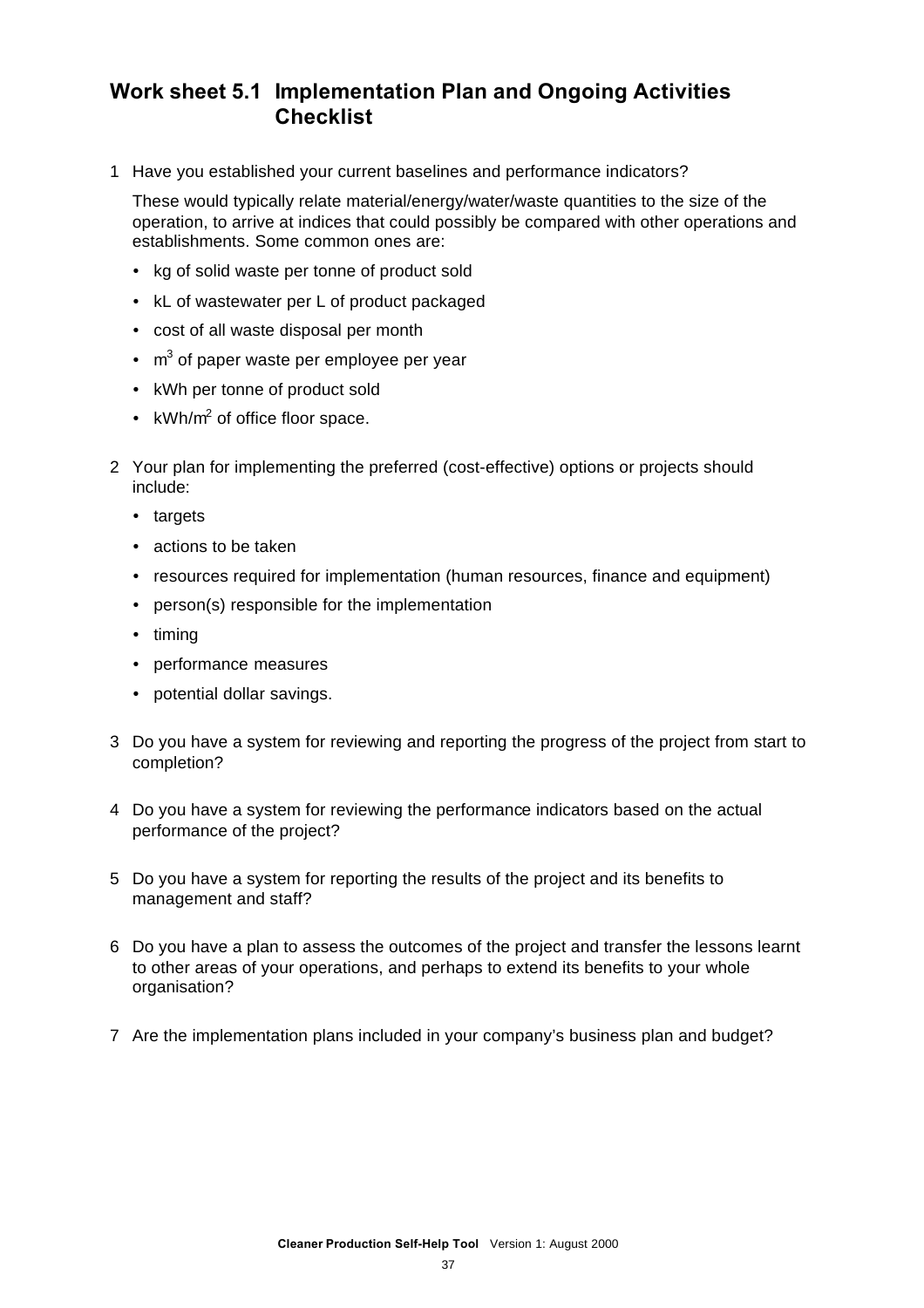## Work sheet 5.1 Implementation Plan and Ongoing Activities Checklist

1. Have you established your current baselines and performance indicators?

   These would typically relate material/energy/water/waste quantities to the size of the operation, to arrive at indices that could possibly be compared with other operations and establishments. Some common ones are:

   - kg of solid waste per tonne of product sold
   - kL of wastewater per L of product packaged
   - cost of all waste disposal per month
   - $m^3$ of paper waste per employee per year
   - kWh per tonne of product sold
   - kWh/$m^2$ of office floor space.

2. Your plan for implementing the preferred (cost-effective) options or projects should include:

   - targets
   - actions to be taken
   - resources required for implementation (human resources, finance and equipment)
   - person(s) responsible for the implementation
   - timing
   - performance measures
   - potential dollar savings.

3. Do you have a system for reviewing and reporting the progress of the project from start to completion?

4. Do you have a system for reviewing the performance indicators based on the actual performance of the project?

5. Do you have a system for reporting the results of the project and its benefits to management and staff?

6. Do you have a plan to assess the outcomes of the project and transfer the lessons learnt to other areas of your operations, and perhaps to extend its benefits to your whole organisation?

7. Are the implementation plans included in your company's business plan and budget?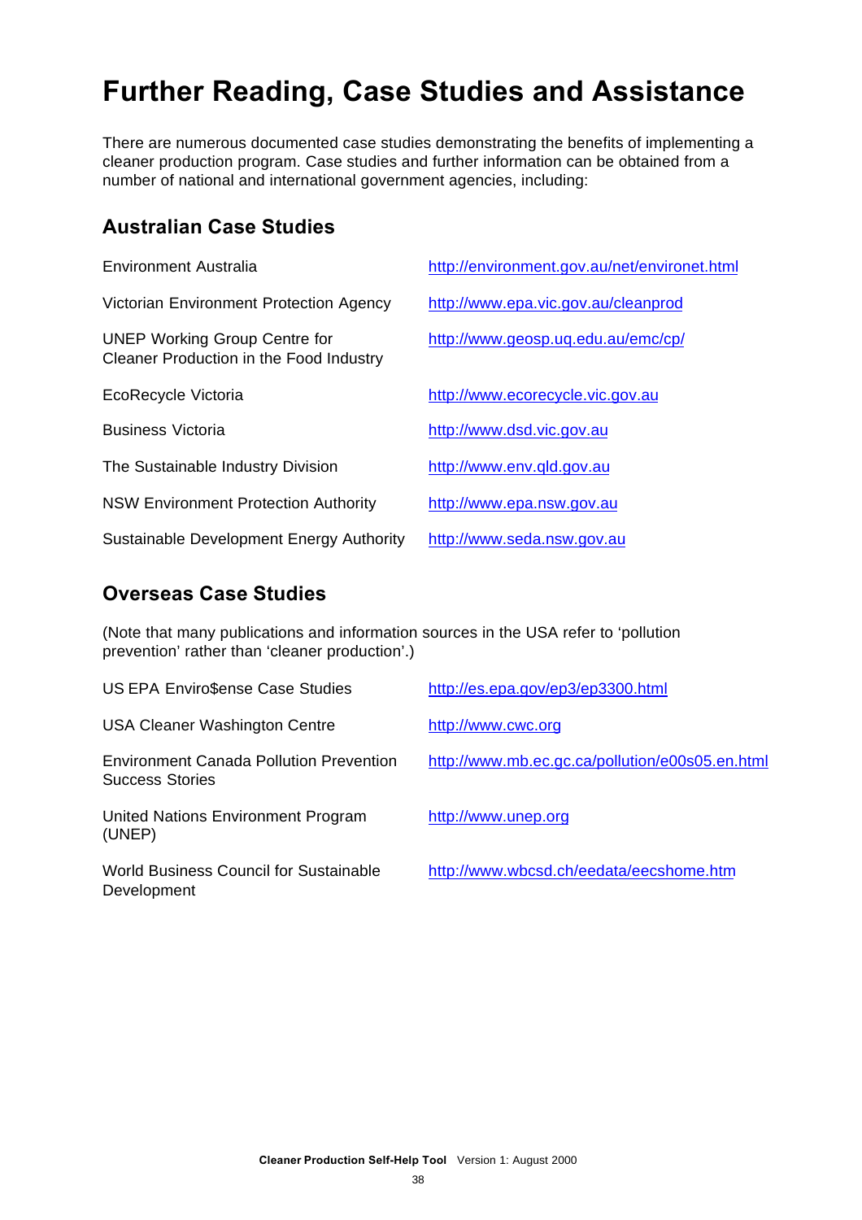# Further Reading, Case Studies and Assistance

There are numerous documented case studies demonstrating the benefits of implementing a cleaner production program. Case studies and further information can be obtained from a number of national and international government agencies, including:

## Australian Case Studies

| | |
|---|---|
| Environment Australia | http://environment.gov.au/net/environet.html |
| Victorian Environment Protection Agency | http://www.epa.vic.gov.au/cleanprod |
| UNEP Working Group Centre for Cleaner Production in the Food Industry | http://www.geosp.uq.edu.au/emc/cp/ |
| EcoRecycle Victoria | http://www.ecorecycle.vic.gov.au |
| Business Victoria | http://www.dsd.vic.gov.au |
| The Sustainable Industry Division | http://www.env.qld.gov.au |
| NSW Environment Protection Authority | http://www.epa.nsw.gov.au |
| Sustainable Development Energy Authority | http://www.seda.nsw.gov.au |

## Overseas Case Studies

(Note that many publications and information sources in the USA refer to 'pollution prevention' rather than 'cleaner production'.)

| | |
|---|---|
| US EPA Enviro$ense Case Studies | http://es.epa.gov/ep3/ep3300.html |
| USA Cleaner Washington Centre | http://www.cwc.org |
| Environment Canada Pollution Prevention Success Stories | http://www.mb.ec.gc.ca/pollution/e00s05.en.html |
| United Nations Environment Program (UNEP) | http://www.unep.org |
| World Business Council for Sustainable Development | http://www.wbcsd.ch/eedata/eecshome.htm |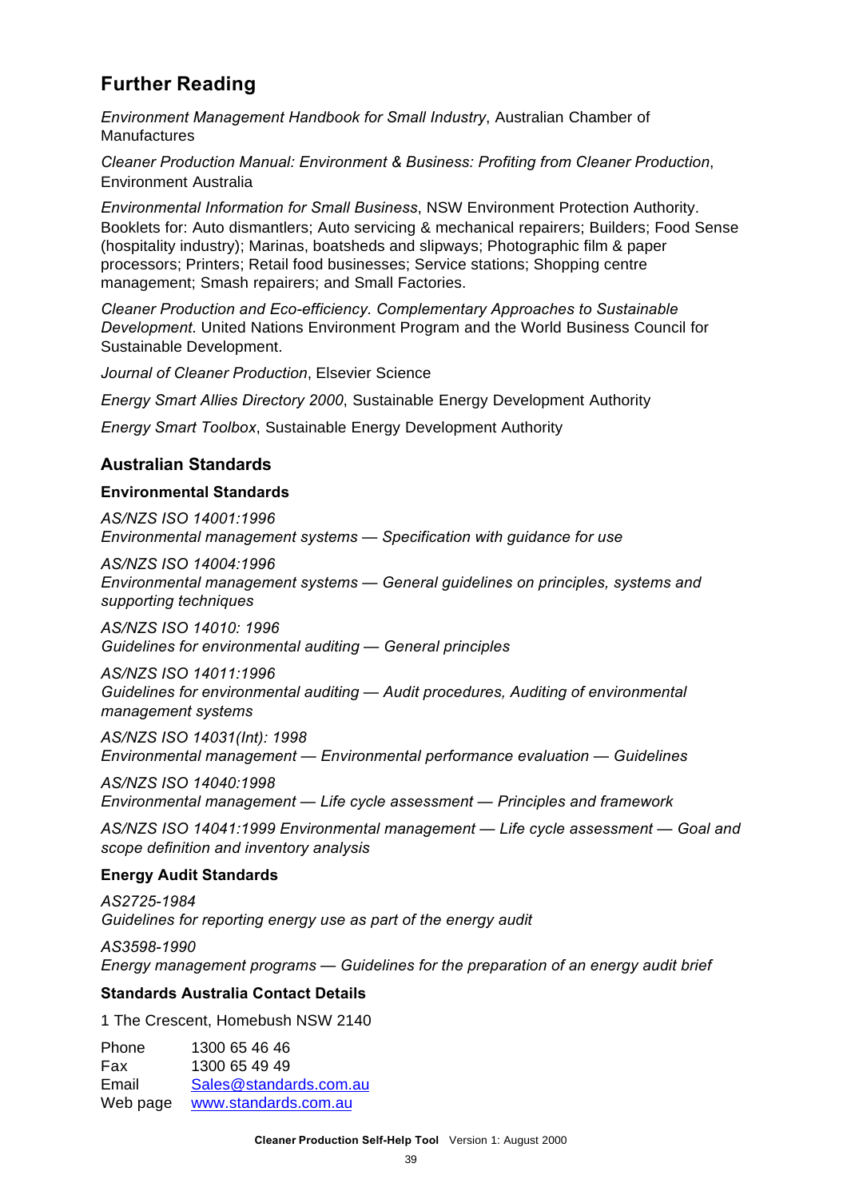## Further Reading

*Environment Management Handbook for Small Industry*, Australian Chamber of Manufactures

*Cleaner Production Manual: Environment & Business: Profiting from Cleaner Production*, Environment Australia

*Environmental Information for Small Business*, NSW Environment Protection Authority. Booklets for: Auto dismantlers; Auto servicing & mechanical repairers; Builders; Food Sense (hospitality industry); Marinas, boatsheds and slipways; Photographic film & paper processors; Printers; Retail food businesses; Service stations; Shopping centre management; Smash repairers; and Small Factories.

*Cleaner Production and Eco-efficiency. Complementary Approaches to Sustainable Development*. United Nations Environment Program and the World Business Council for Sustainable Development.

*Journal of Cleaner Production*, Elsevier Science

*Energy Smart Allies Directory 2000*, Sustainable Energy Development Authority

*Energy Smart Toolbox*, Sustainable Energy Development Authority

### Australian Standards

#### Environmental Standards

*AS/NZS ISO 14001:1996*
*Environmental management systems — Specification with guidance for use*

*AS/NZS ISO 14004:1996*
*Environmental management systems — General guidelines on principles, systems and supporting techniques*

*AS/NZS ISO 14010: 1996*
*Guidelines for environmental auditing — General principles*

*AS/NZS ISO 14011:1996*
*Guidelines for environmental auditing — Audit procedures, Auditing of environmental management systems*

*AS/NZS ISO 14031(Int): 1998*
*Environmental management — Environmental performance evaluation — Guidelines*

*AS/NZS ISO 14040:1998*
*Environmental management — Life cycle assessment — Principles and framework*

*AS/NZS ISO 14041:1999 Environmental management — Life cycle assessment — Goal and scope definition and inventory analysis*

#### Energy Audit Standards

*AS2725-1984*
*Guidelines for reporting energy use as part of the energy audit*

*AS3598-1990*
*Energy management programs — Guidelines for the preparation of an energy audit brief*

#### Standards Australia Contact Details

1 The Crescent, Homebush NSW 2140

| | |
|---|---|
| Phone | 1300 65 46 46 |
| Fax | 1300 65 49 49 |
| Email | Sales@standards.com.au |
| Web page | www.standards.com.au |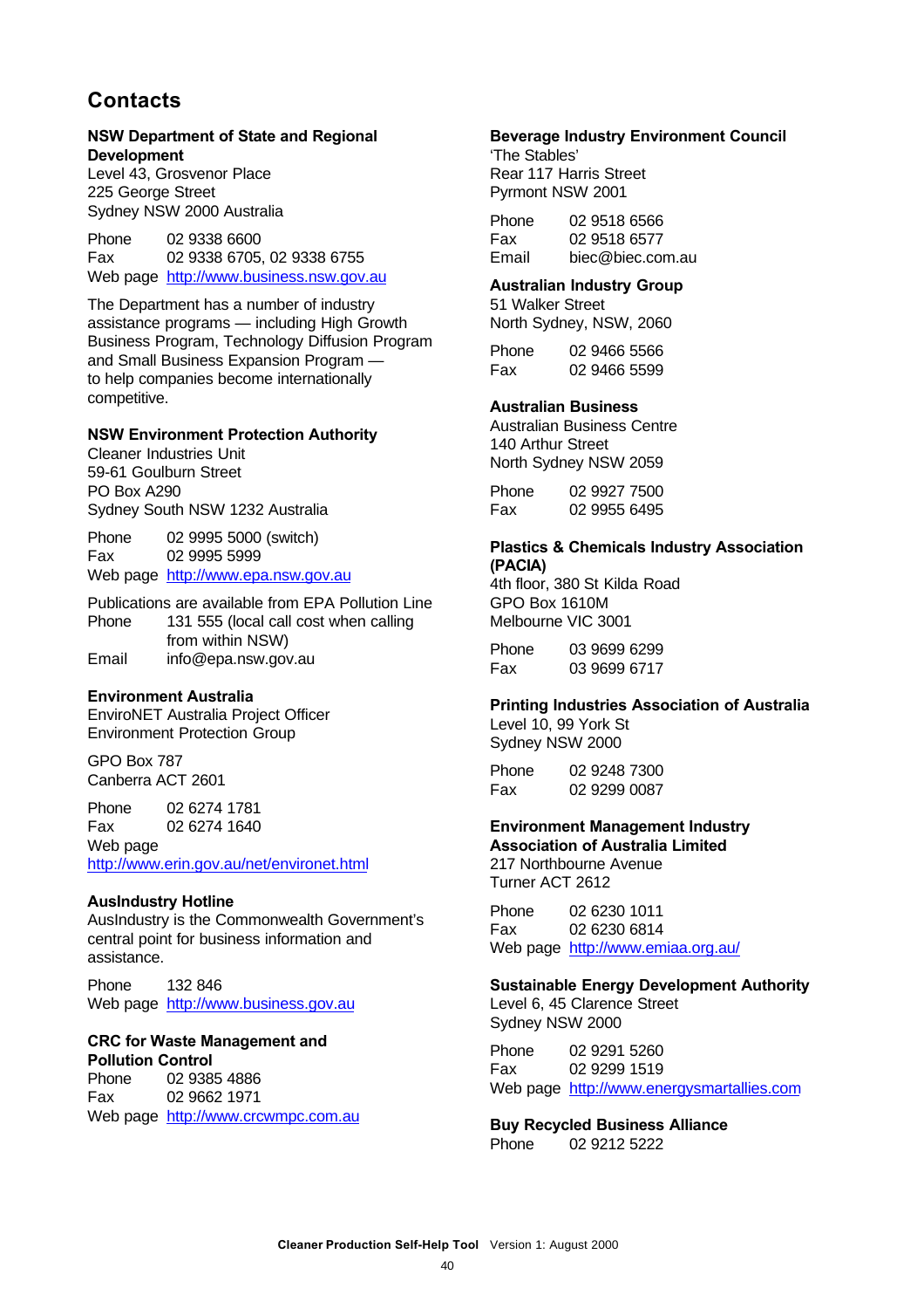# Contacts

**NSW Department of State and Regional Development**
Level 43, Grosvenor Place
225 George Street
Sydney NSW 2000 Australia

Phone 02 9338 6600
Fax 02 9338 6705, 02 9338 6755
Web page http://www.business.nsw.gov.au

The Department has a number of industry assistance programs — including High Growth Business Program, Technology Diffusion Program and Small Business Expansion Program — to help companies become internationally competitive.

**NSW Environment Protection Authority**
Cleaner Industries Unit
59-61 Goulburn Street
PO Box A290
Sydney South NSW 1232 Australia

Phone 02 9995 5000 (switch)
Fax 02 9995 5999
Web page http://www.epa.nsw.gov.au

Publications are available from EPA Pollution Line
Phone 131 555 (local call cost when calling from within NSW)
Email info@epa.nsw.gov.au

**Environment Australia**
EnviroNET Australia Project Officer
Environment Protection Group

GPO Box 787
Canberra ACT 2601

Phone 02 6274 1781
Fax 02 6274 1640
Web page
http://www.erin.gov.au/net/environet.html

**AusIndustry Hotline**
AusIndustry is the Commonwealth Government's central point for business information and assistance.

Phone 132 846
Web page http://www.business.gov.au

**CRC for Waste Management and Pollution Control**
Phone 02 9385 4886
Fax 02 9662 1971
Web page http://www.crcwmpc.com.au

**Beverage Industry Environment Council**
'The Stables'
Rear 117 Harris Street
Pyrmont NSW 2001

Phone 02 9518 6566
Fax 02 9518 6577
Email biec@biec.com.au

**Australian Industry Group**
51 Walker Street
North Sydney, NSW, 2060

Phone 02 9466 5566
Fax 02 9466 5599

**Australian Business**
Australian Business Centre
140 Arthur Street
North Sydney NSW 2059

Phone 02 9927 7500
Fax 02 9955 6495

**Plastics & Chemicals Industry Association (PACIA)**
4th floor, 380 St Kilda Road
GPO Box 1610M
Melbourne VIC 3001

Phone 03 9699 6299
Fax 03 9699 6717

**Printing Industries Association of Australia**
Level 10, 99 York St
Sydney NSW 2000

Phone 02 9248 7300
Fax 02 9299 0087

**Environment Management Industry Association of Australia Limited**
217 Northbourne Avenue
Turner ACT 2612

Phone 02 6230 1011
Fax 02 6230 6814
Web page http://www.emiaa.org.au/

**Sustainable Energy Development Authority**
Level 6, 45 Clarence Street
Sydney NSW 2000

Phone 02 9291 5260
Fax 02 9299 1519
Web page http://www.energysmartallies.com

**Buy Recycled Business Alliance**
Phone 02 9212 5222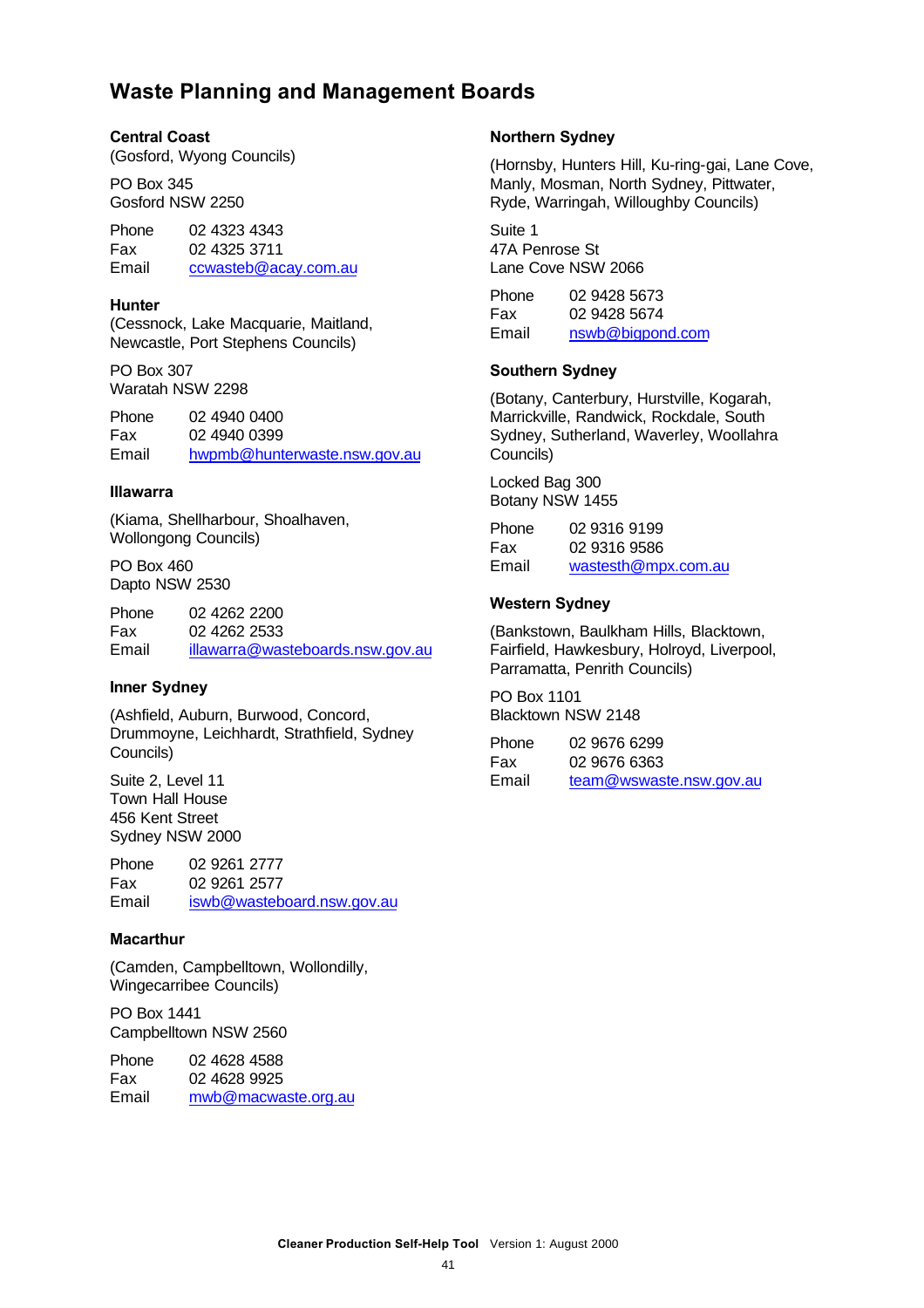# Waste Planning and Management Boards

### Central Coast

(Gosford, Wyong Councils)

PO Box 345
Gosford NSW 2250

Phone 02 4323 4343
Fax 02 4325 3711
Email ccwasteb@acay.com.au

### Hunter

(Cessnock, Lake Macquarie, Maitland, Newcastle, Port Stephens Councils)

PO Box 307
Waratah NSW 2298

Phone 02 4940 0400
Fax 02 4940 0399
Email hwpmb@hunterwaste.nsw.gov.au

### Illawarra

(Kiama, Shellharbour, Shoalhaven, Wollongong Councils)

PO Box 460
Dapto NSW 2530

Phone 02 4262 2200
Fax 02 4262 2533
Email illawarra@wasteboards.nsw.gov.au

### Inner Sydney

(Ashfield, Auburn, Burwood, Concord, Drummoyne, Leichhardt, Strathfield, Sydney Councils)

Suite 2, Level 11
Town Hall House
456 Kent Street
Sydney NSW 2000

Phone 02 9261 2777
Fax 02 9261 2577
Email iswb@wasteboard.nsw.gov.au

### Macarthur

(Camden, Campbelltown, Wollondilly, Wingecarribee Councils)

PO Box 1441
Campbelltown NSW 2560

Phone 02 4628 4588
Fax 02 4628 9925
Email mwb@macwaste.org.au

### Northern Sydney

(Hornsby, Hunters Hill, Ku-ring-gai, Lane Cove, Manly, Mosman, North Sydney, Pittwater, Ryde, Warringah, Willoughby Councils)

Suite 1
47A Penrose St
Lane Cove NSW 2066

Phone 02 9428 5673
Fax 02 9428 5674
Email nswb@bigpond.com

### Southern Sydney

(Botany, Canterbury, Hurstville, Kogarah, Marrickville, Randwick, Rockdale, South Sydney, Sutherland, Waverley, Woollahra Councils)

Locked Bag 300
Botany NSW 1455

Phone 02 9316 9199
Fax 02 9316 9586
Email wastesth@mpx.com.au

### Western Sydney

(Bankstown, Baulkham Hills, Blacktown, Fairfield, Hawkesbury, Holroyd, Liverpool, Parramatta, Penrith Councils)

PO Box 1101
Blacktown NSW 2148

Phone 02 9676 6299
Fax 02 9676 6363
Email team@wswaste.nsw.gov.au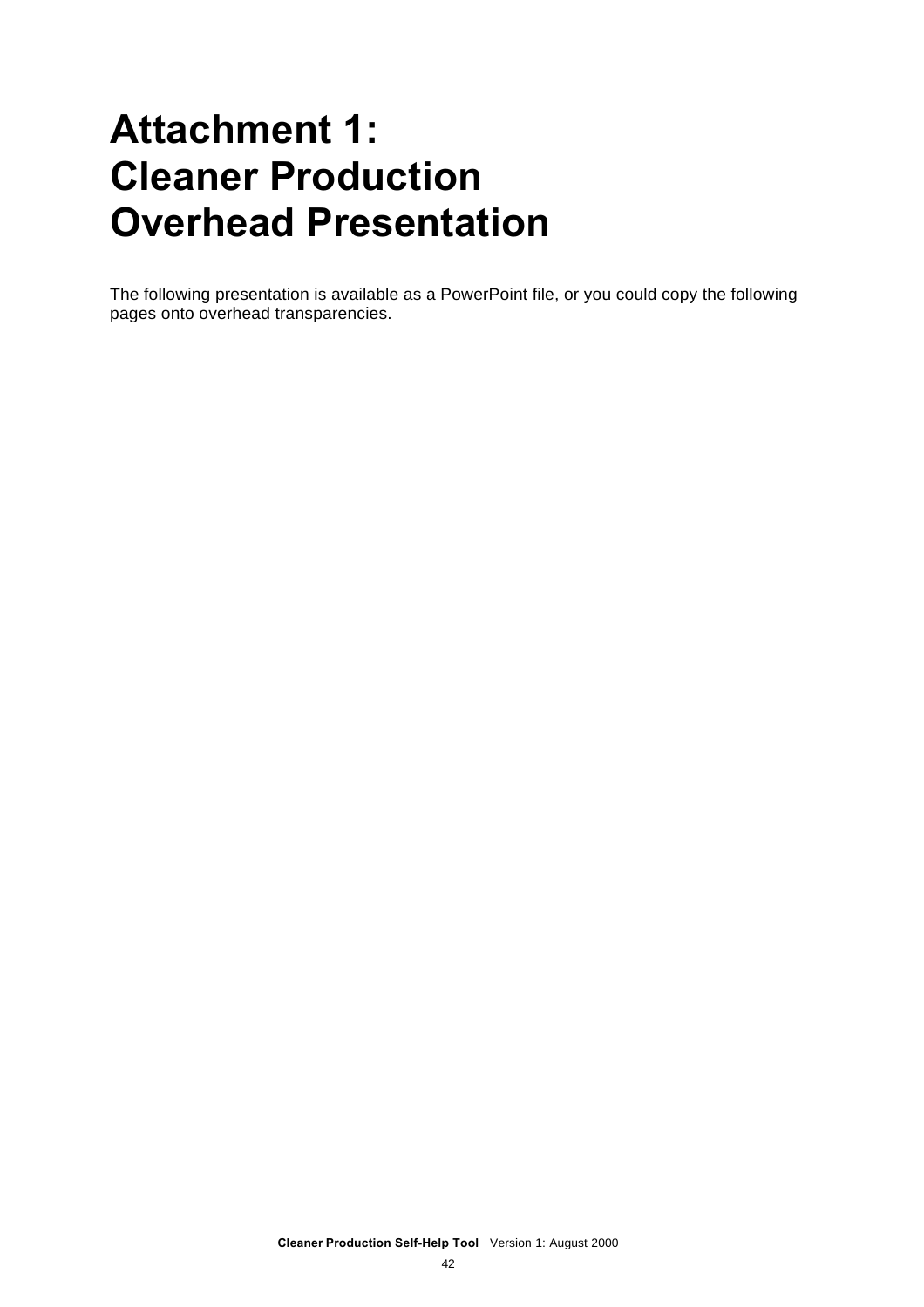# Attachment 1: Cleaner Production Overhead Presentation

The following presentation is available as a PowerPoint file, or you could copy the following pages onto overhead transparencies.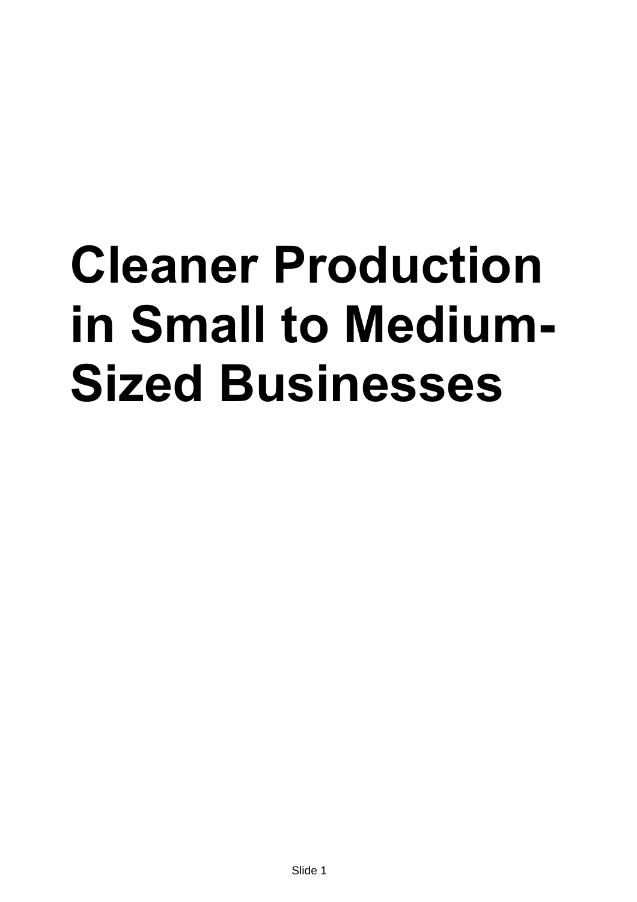# Cleaner Production in Small to Medium-Sized Businesses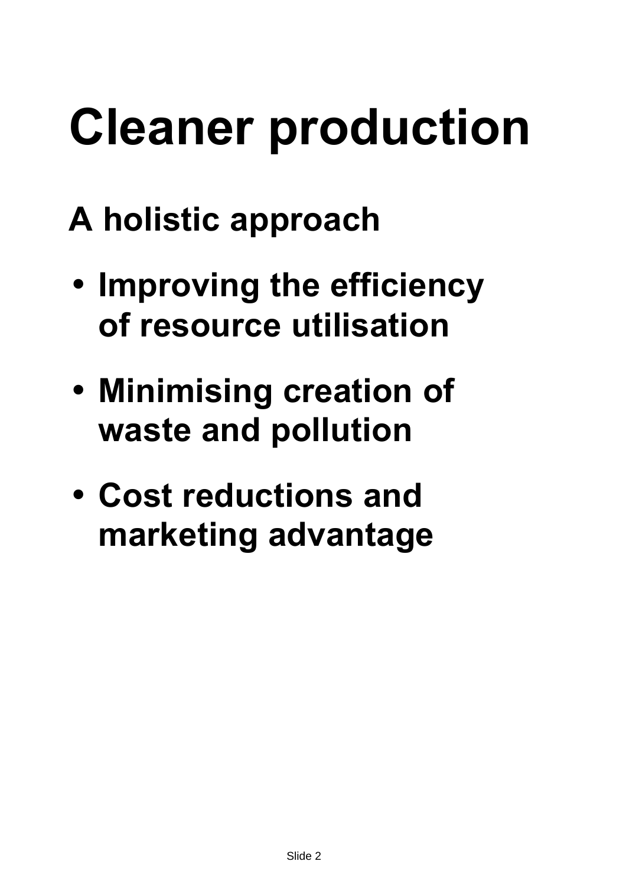# Cleaner production

## A holistic approach

- Improving the efficiency of resource utilisation
- Minimising creation of waste and pollution
- Cost reductions and marketing advantage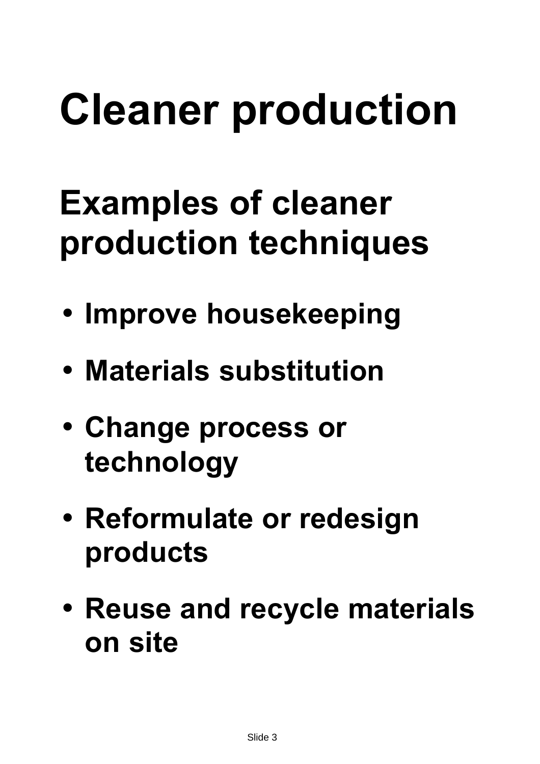# Cleaner production

## Examples of cleaner production techniques

- **Improve housekeeping**
- **Materials substitution**
- **Change process or technology**
- **Reformulate or redesign products**
- **Reuse and recycle materials on site**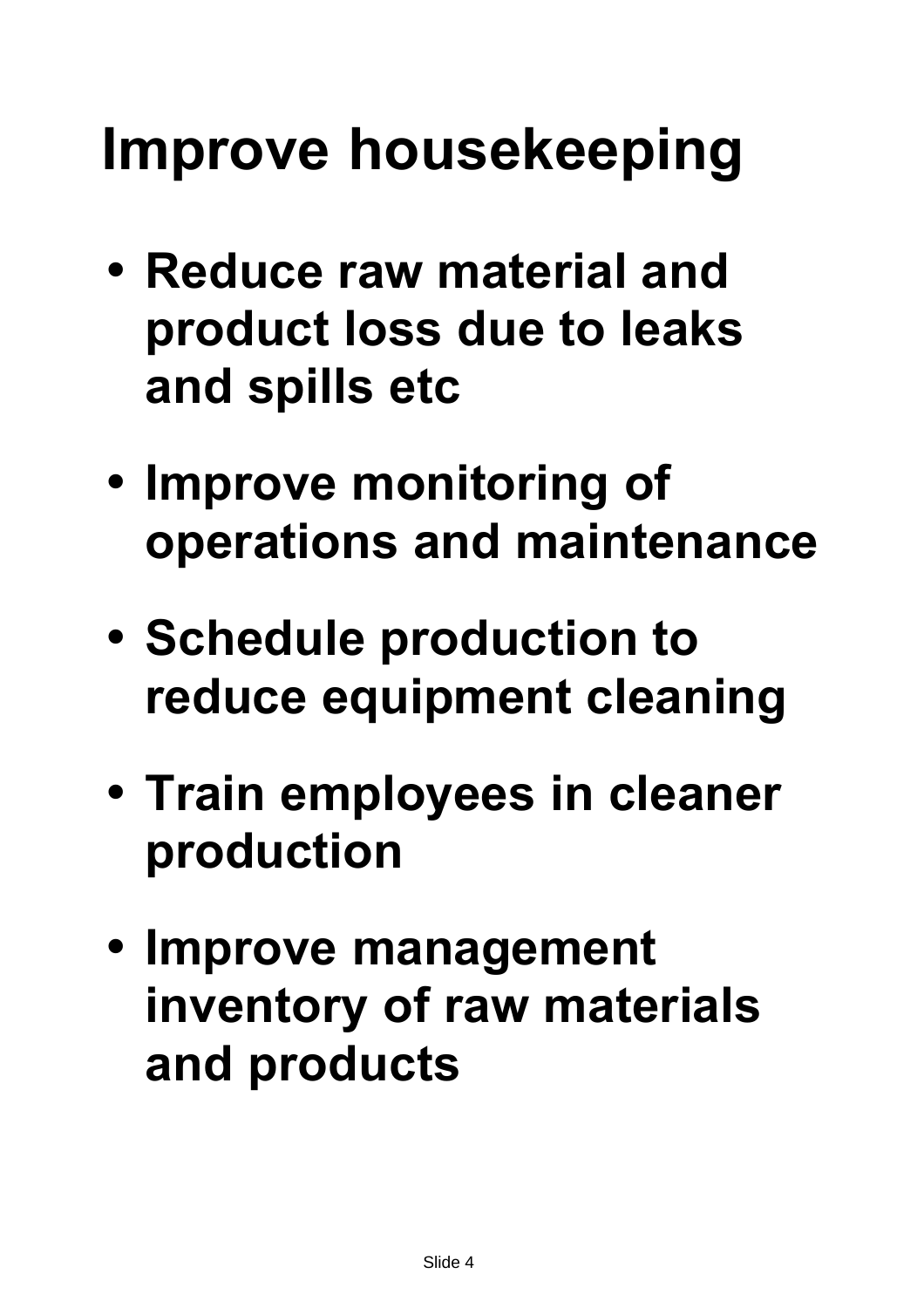# Improve housekeeping

- **Reduce raw material and product loss due to leaks and spills etc**
- **Improve monitoring of operations and maintenance**
- **Schedule production to reduce equipment cleaning**
- **Train employees in cleaner production**
- **Improve management inventory of raw materials and products**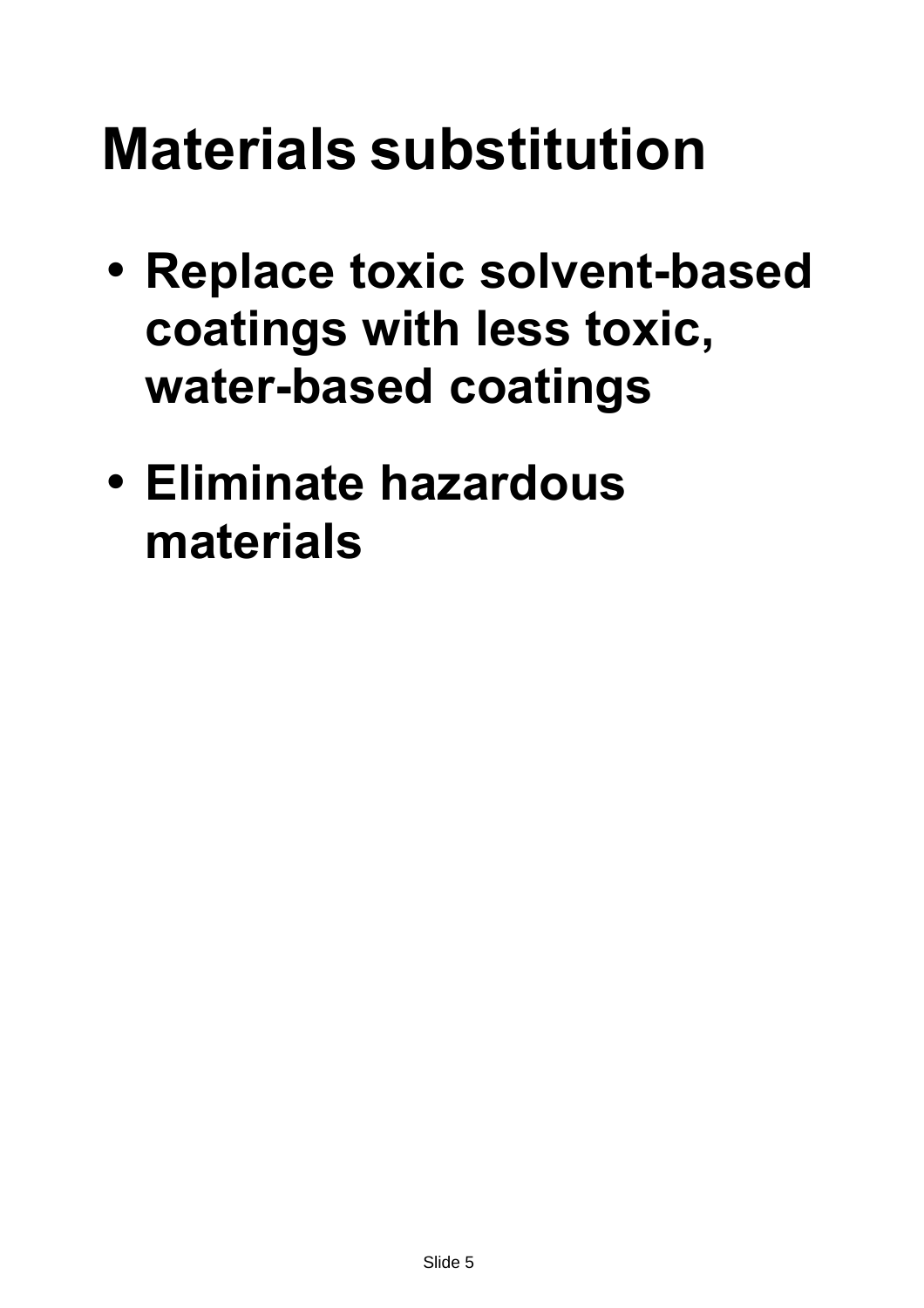# Materials substitution

- **Replace toxic solvent-based coatings with less toxic, water-based coatings**
- **Eliminate hazardous materials**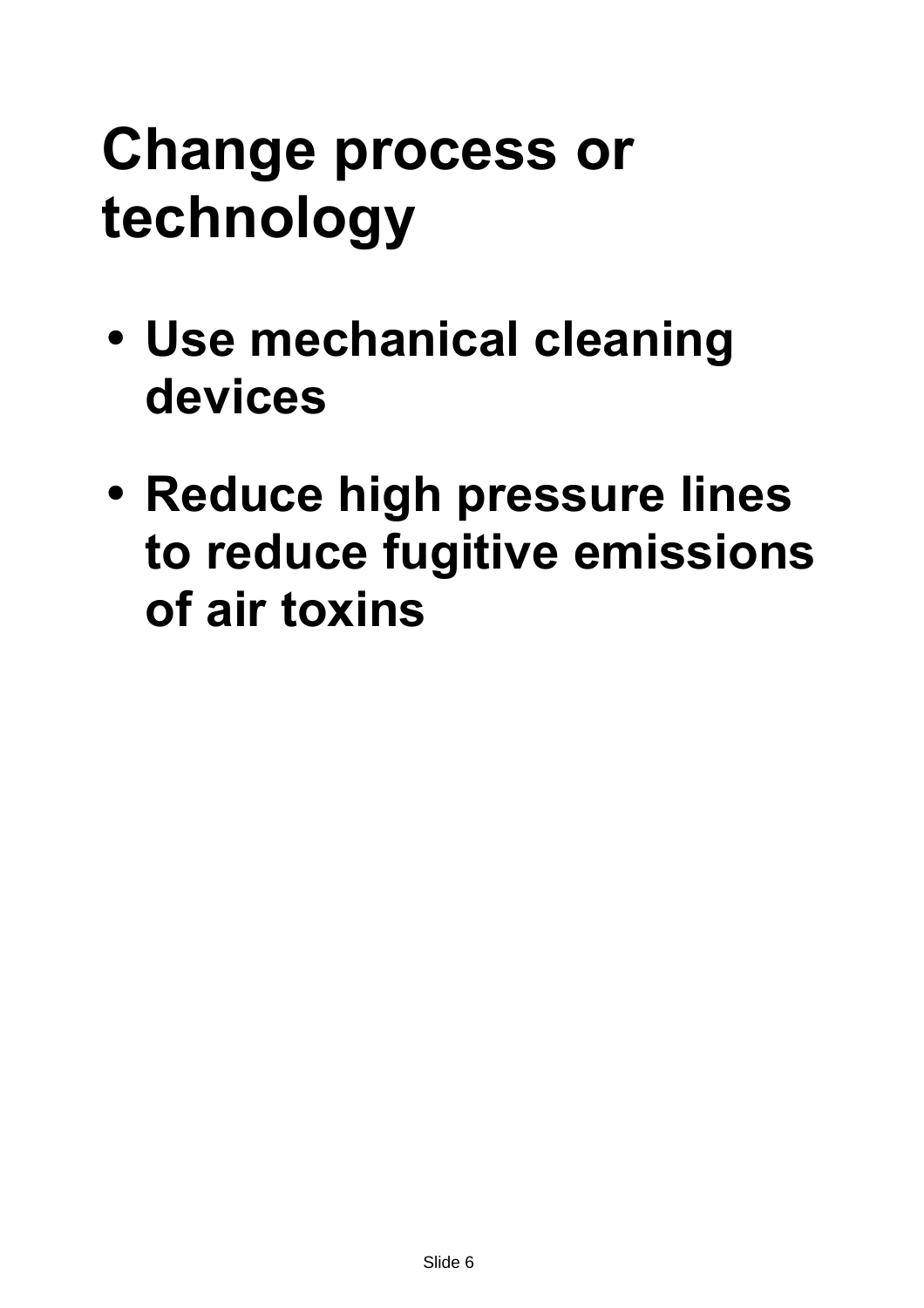# Change process or technology

- **Use mechanical cleaning devices**
- **Reduce high pressure lines to reduce fugitive emissions of air toxins**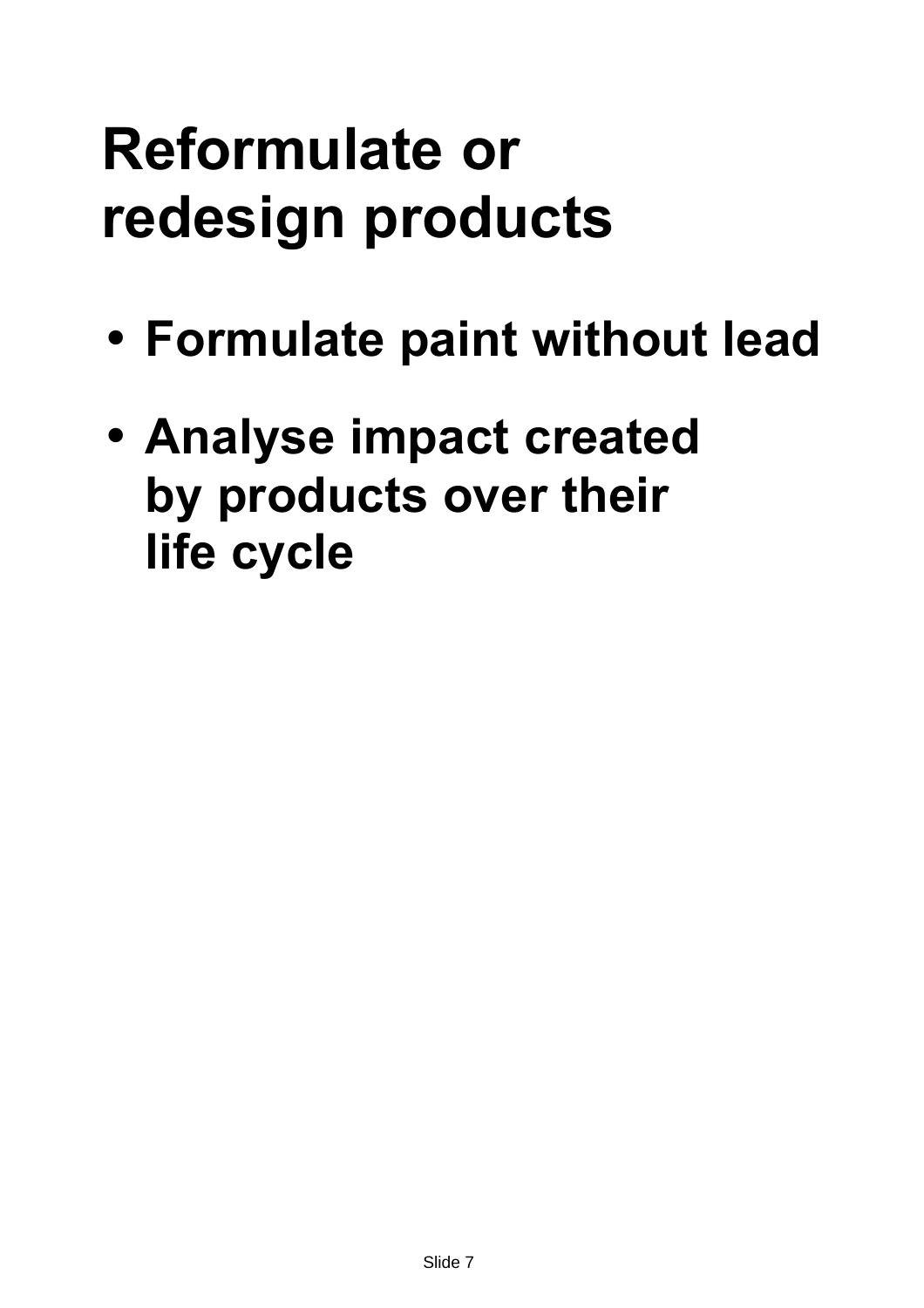# Reformulate or redesign products

- Formulate paint without lead
- Analyse impact created by products over their life cycle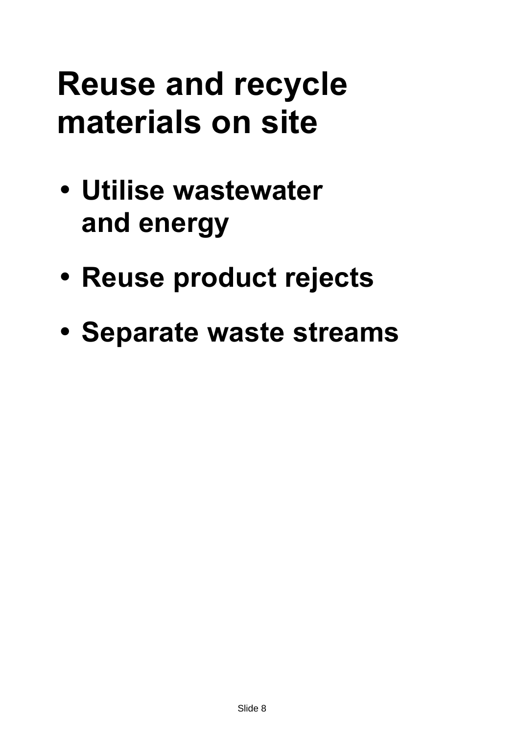# Reuse and recycle materials on site

- Utilise wastewater and energy
- Reuse product rejects
- Separate waste streams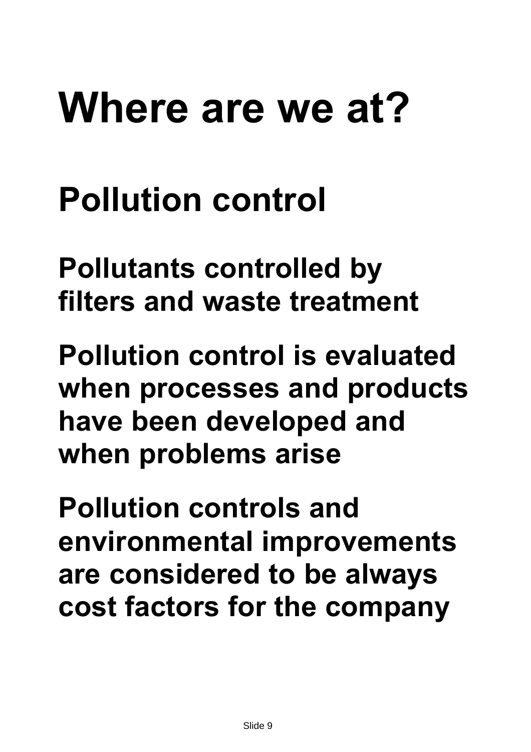# Where are we at?

## Pollution control

**Pollutants controlled by filters and waste treatment**

**Pollution control is evaluated when processes and products have been developed and when problems arise**

**Pollution controls and environmental improvements are considered to be always cost factors for the company**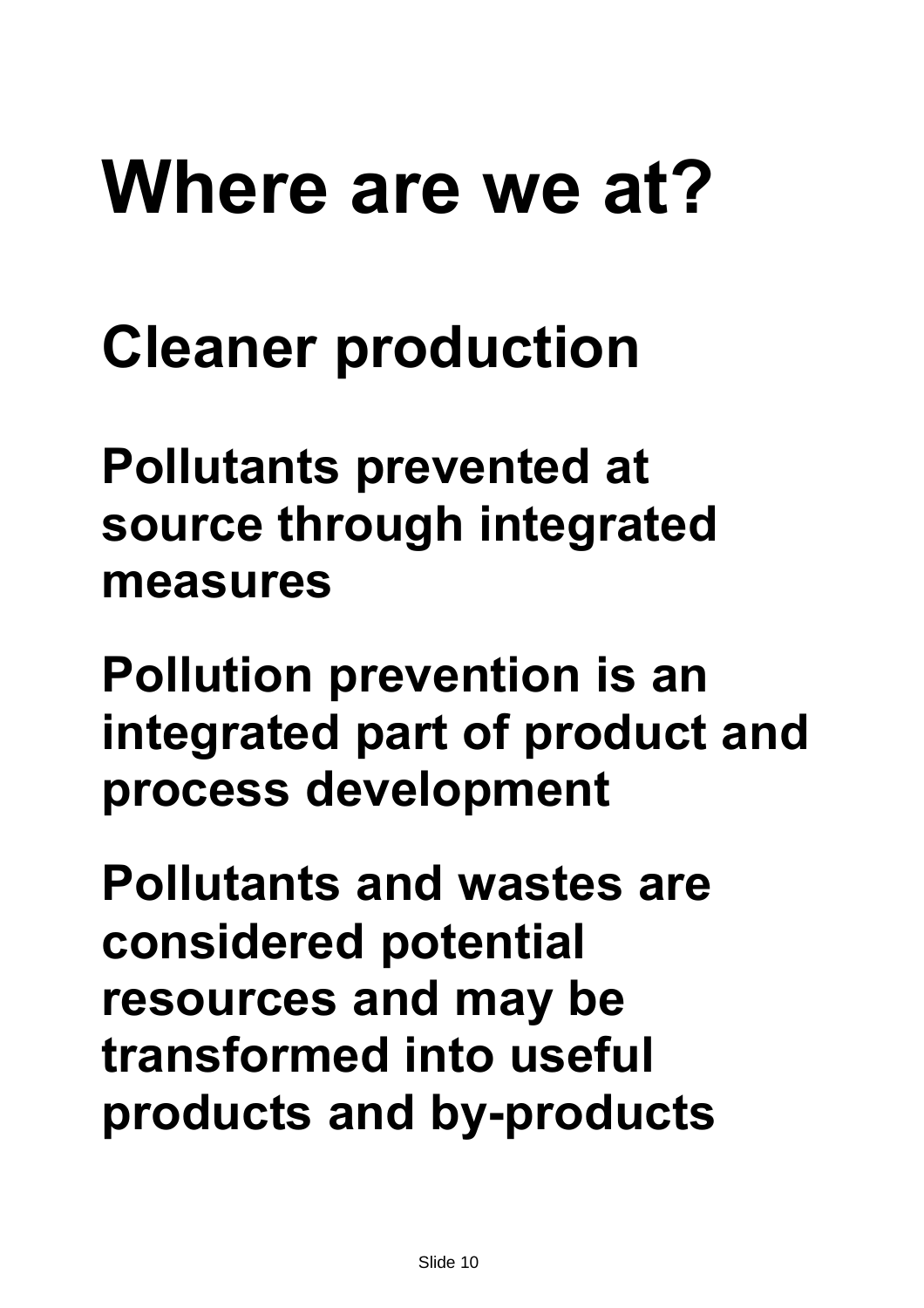# Where are we at?

## Cleaner production

**Pollutants prevented at source through integrated measures**

**Pollution prevention is an integrated part of product and process development**

**Pollutants and wastes are considered potential resources and may be transformed into useful products and by-products**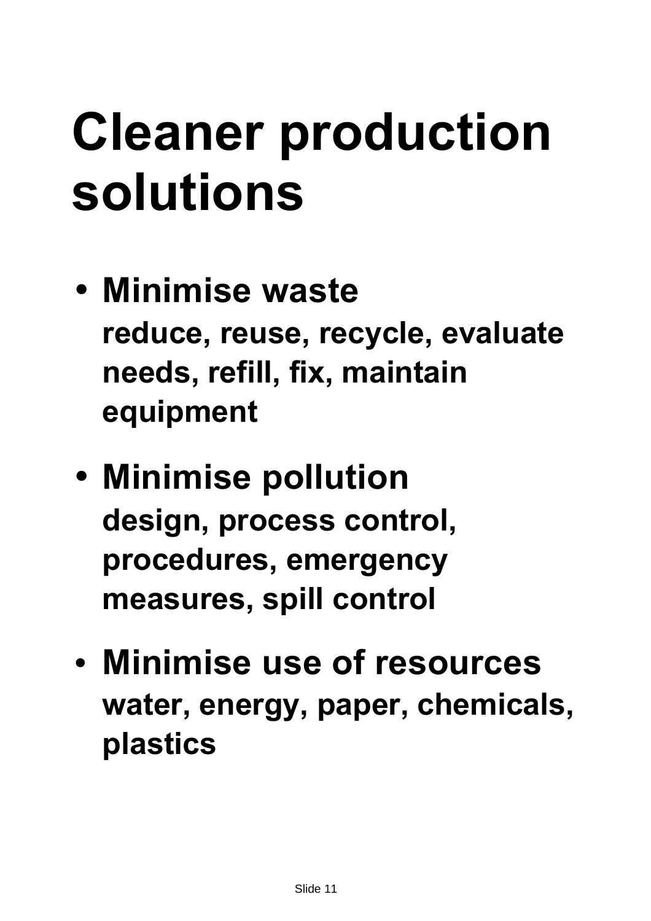# Cleaner production solutions

- **Minimise waste**
  **reduce, reuse, recycle, evaluate needs, refill, fix, maintain equipment**
- **Minimise pollution**
  **design, process control, procedures, emergency measures, spill control**
- **Minimise use of resources**
  **water, energy, paper, chemicals, plastics**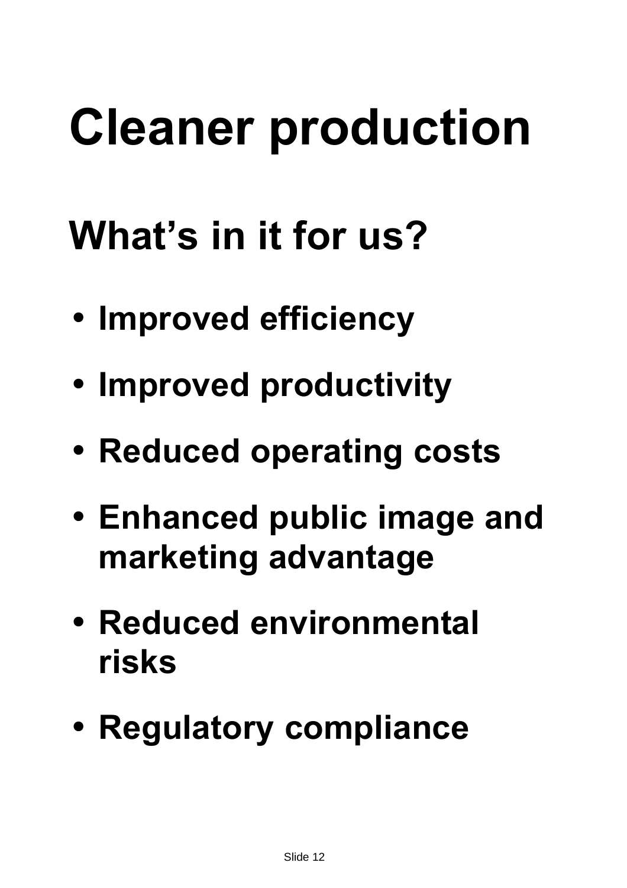# Cleaner production

## What's in it for us?

- Improved efficiency
- Improved productivity
- Reduced operating costs
- Enhanced public image and marketing advantage
- Reduced environmental risks
- Regulatory compliance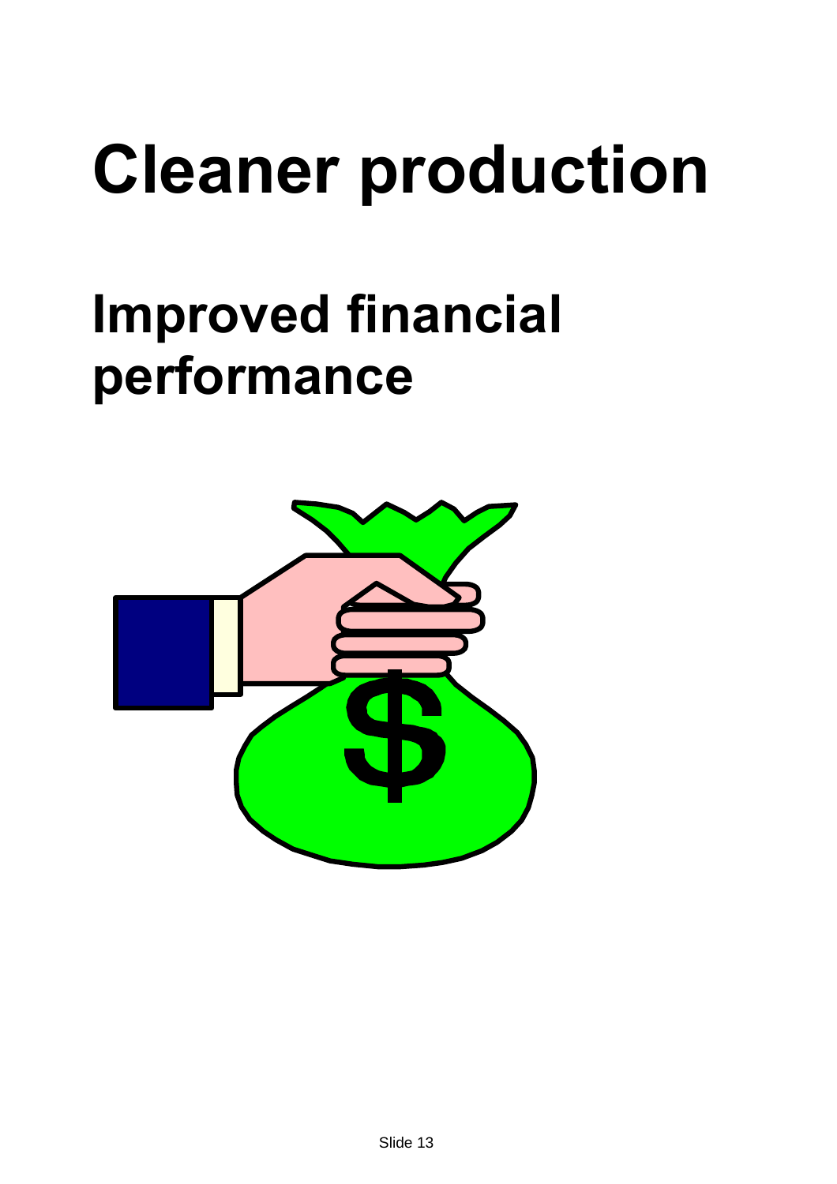# Cleaner production

## Improved financial performance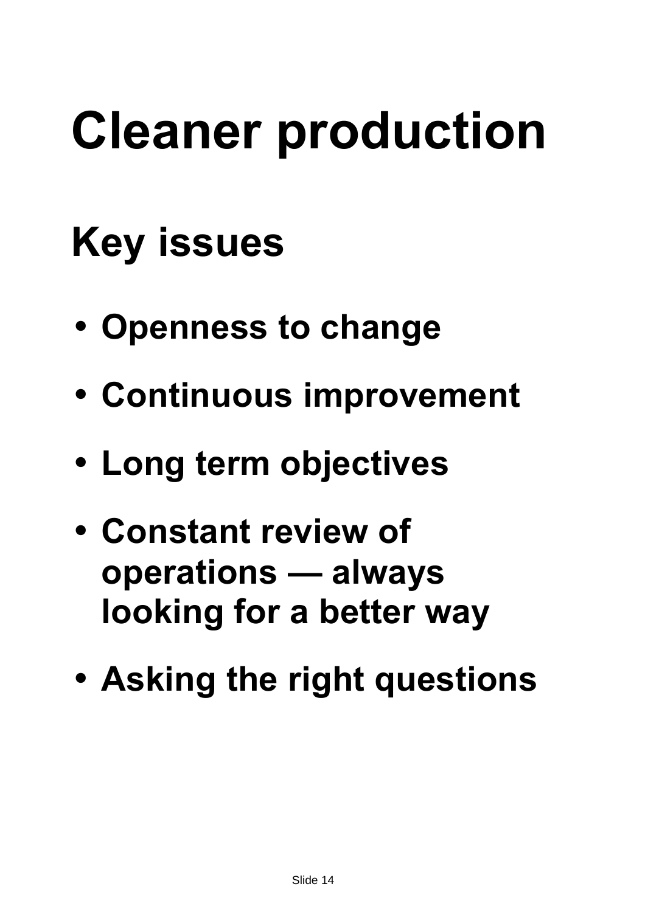# Cleaner production

## Key issues

- Openness to change
- Continuous improvement
- Long term objectives
- Constant review of operations — always looking for a better way
- Asking the right questions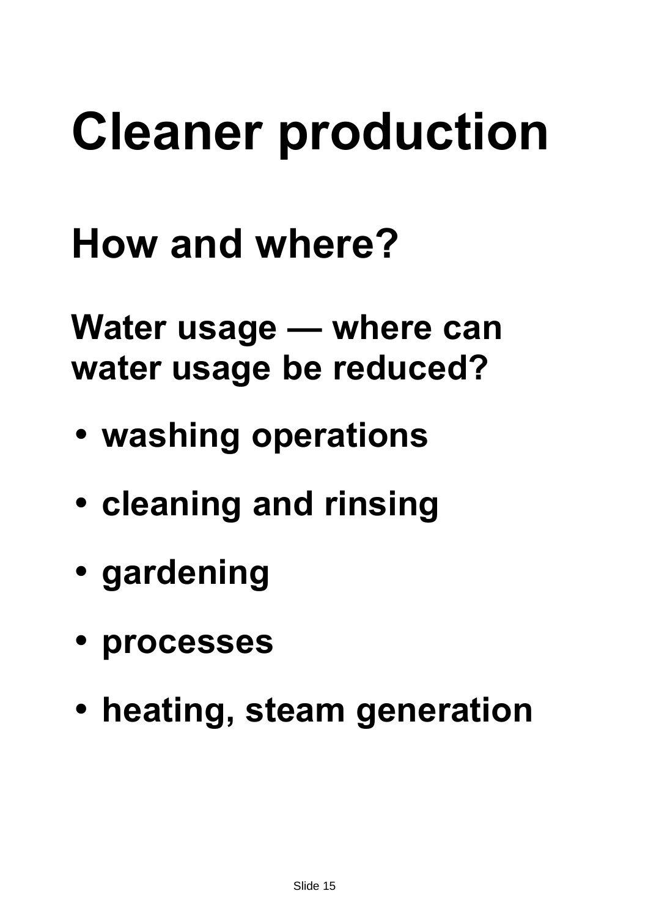# Cleaner production

## How and where?

### Water usage — where can water usage be reduced?

- washing operations
- cleaning and rinsing
- gardening
- processes
- heating, steam generation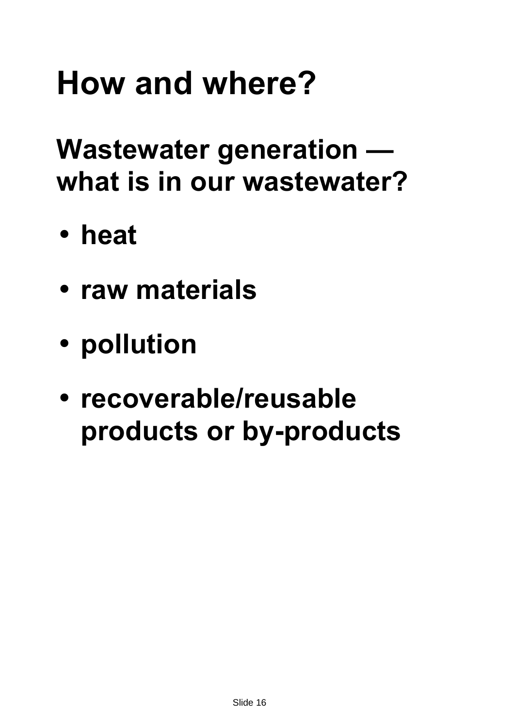# How and where?

## Wastewater generation — what is in our wastewater?

- heat
- raw materials
- pollution
- recoverable/reusable products or by-products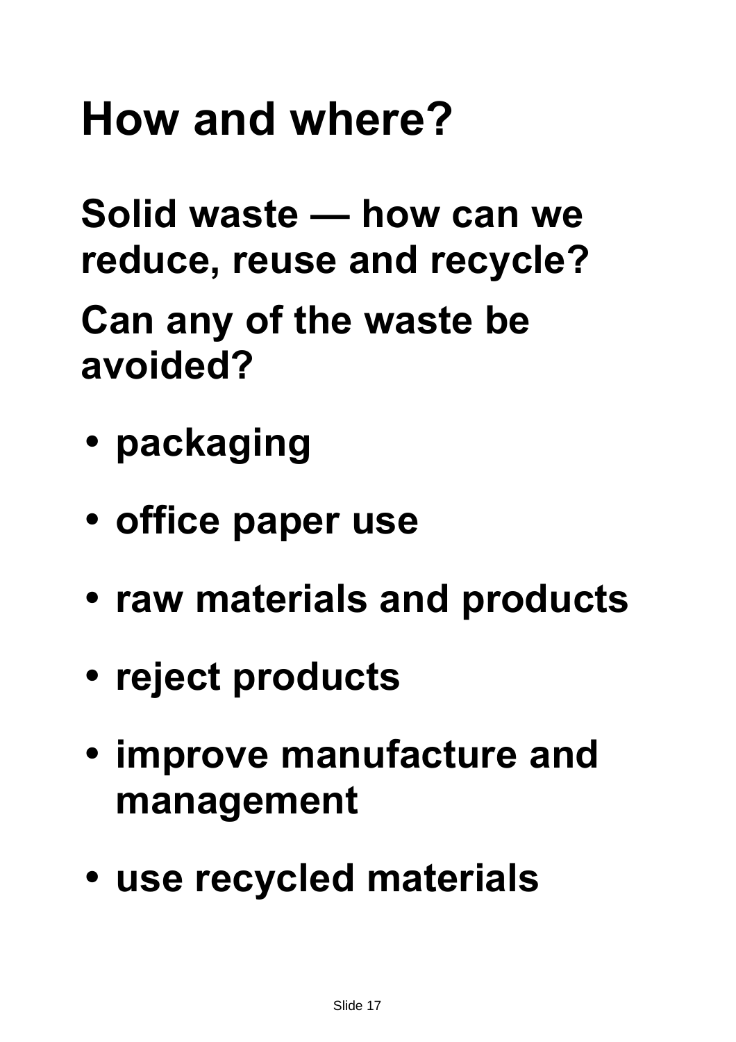# How and where?

**Solid waste — how can we reduce, reuse and recycle?**

**Can any of the waste be avoided?**

- **packaging**
- **office paper use**
- **raw materials and products**
- **reject products**
- **improve manufacture and management**
- **use recycled materials**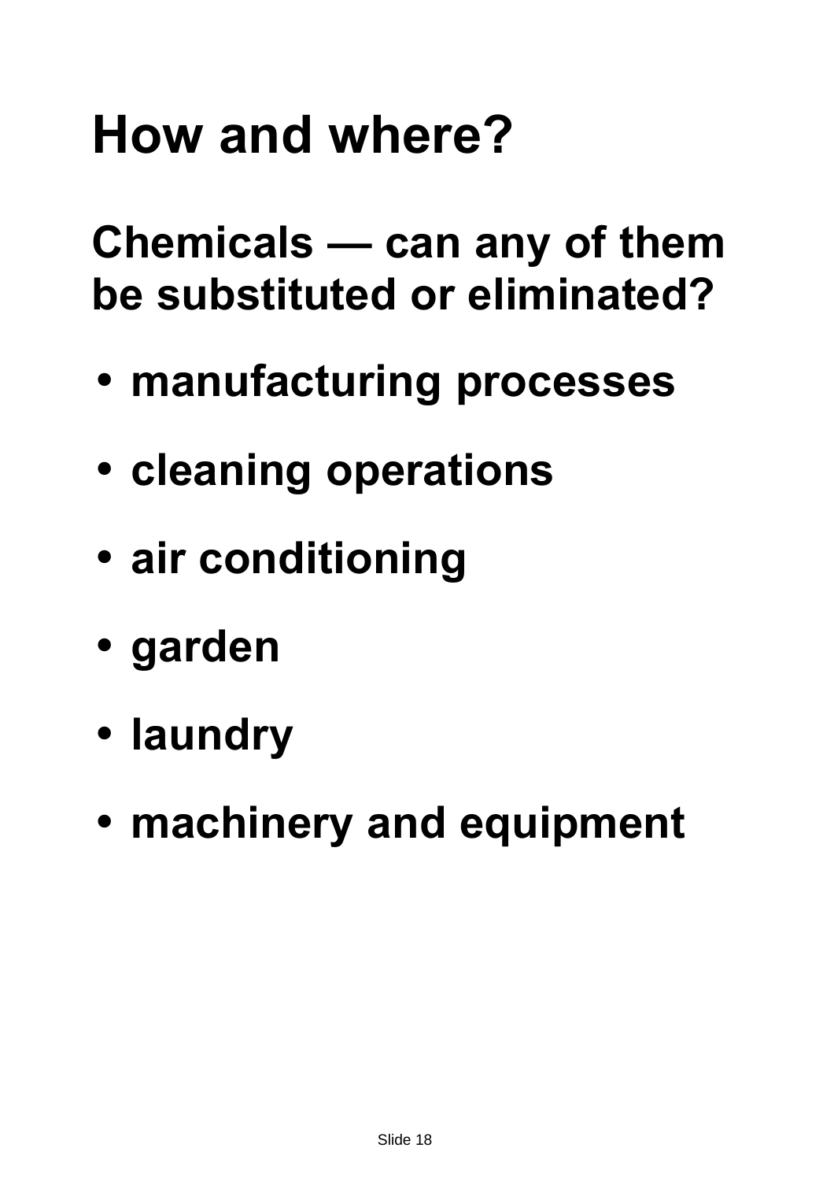# How and where?

## Chemicals — can any of them be substituted or eliminated?

- manufacturing processes
- cleaning operations
- air conditioning
- garden
- laundry
- machinery and equipment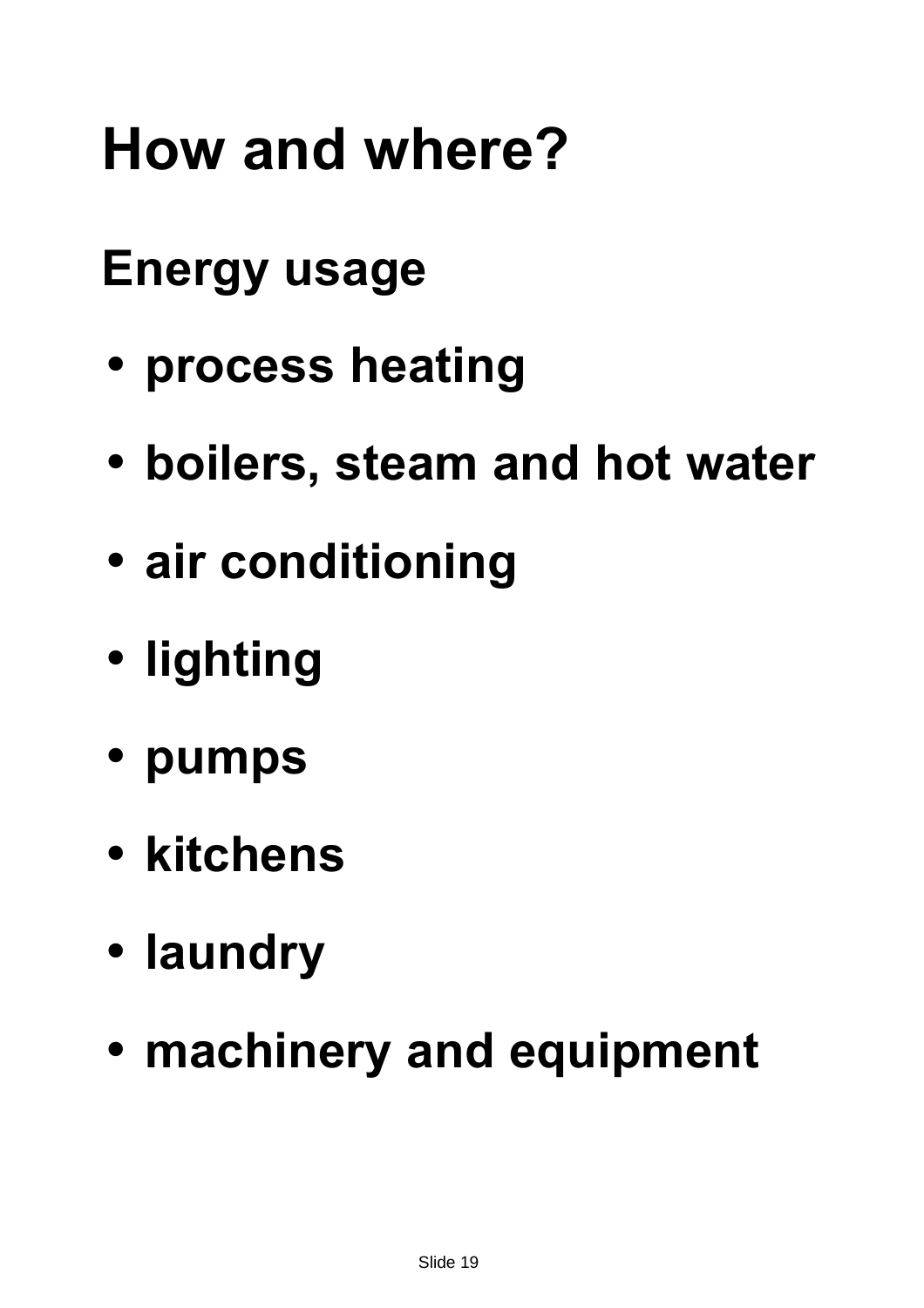# How and where?

## Energy usage

- process heating
- boilers, steam and hot water
- air conditioning
- lighting
- pumps
- kitchens
- laundry
- machinery and equipment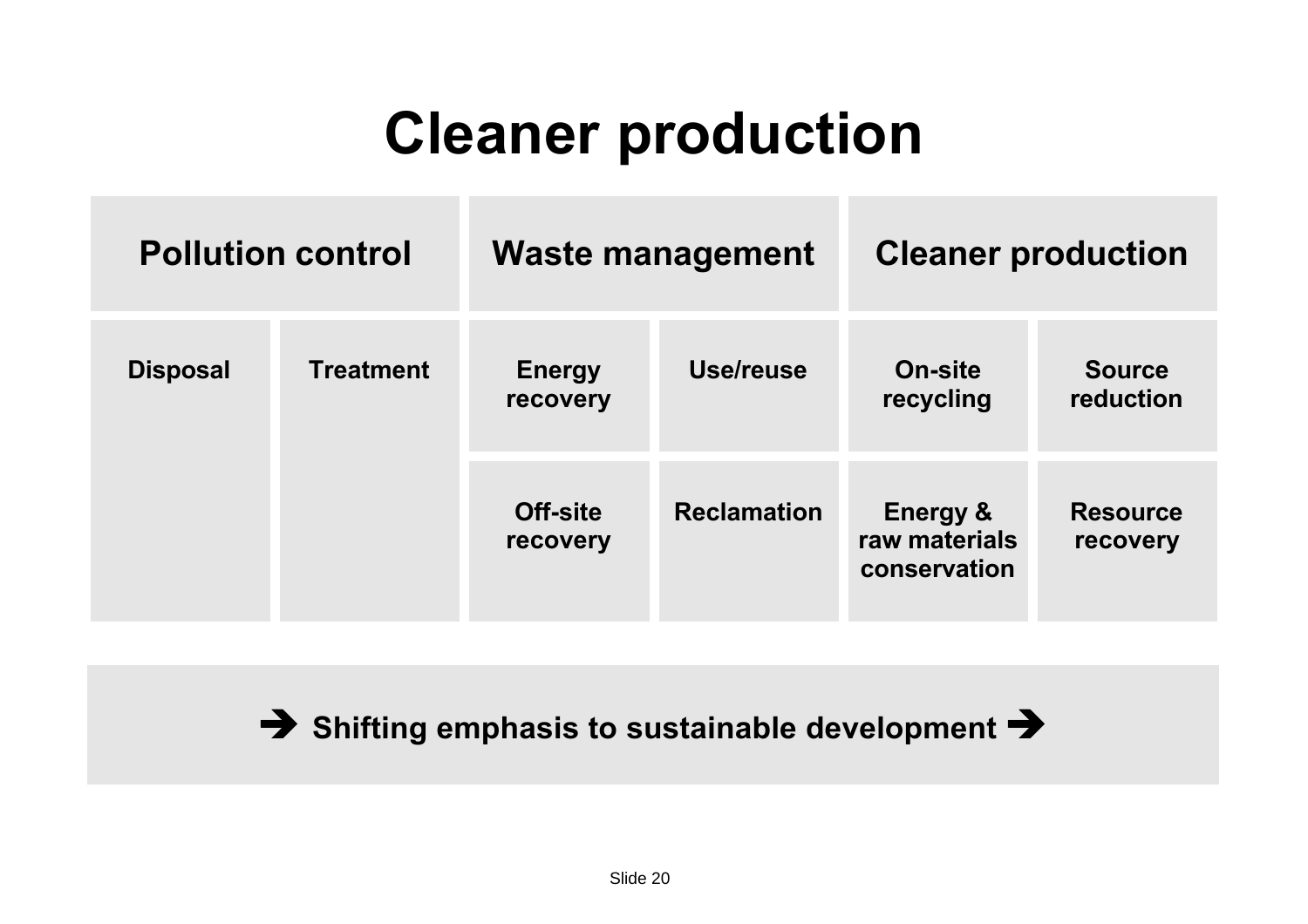# Cleaner production

| Pollution control | | Waste management | | Cleaner production | |
|---|---|---|---|---|---|
| Disposal | Treatment | Energy recovery | Use/reuse | On-site recycling | Source reduction |
| | | Off-site recovery | Reclamation | Energy & raw materials conservation | Resource recovery |

➔ **Shifting emphasis to sustainable development** ➔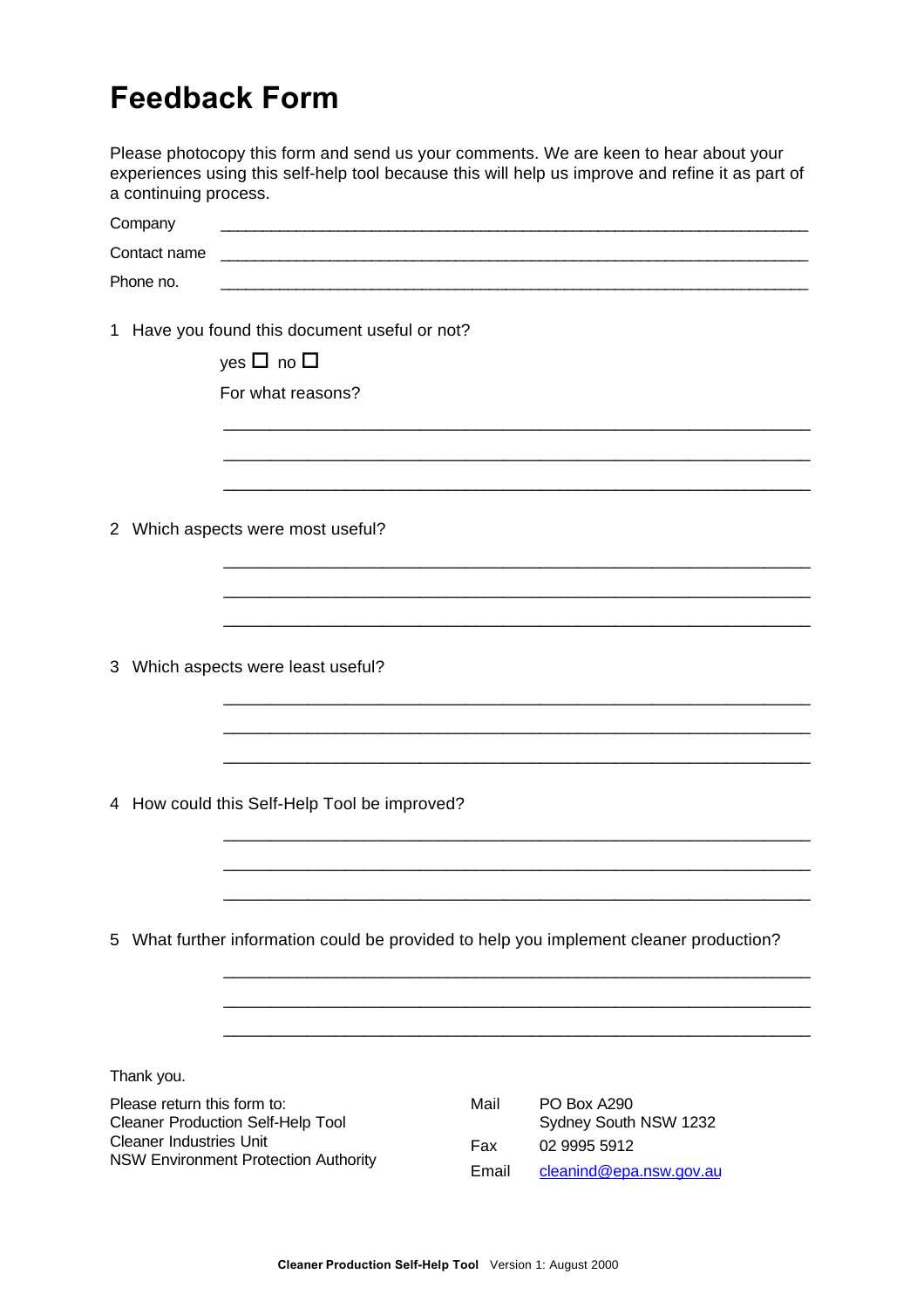# Feedback Form

Please photocopy this form and send us your comments. We are keen to hear about your experiences using this self-help tool because this will help us improve and refine it as part of a continuing process.

Company ______________________________________________________________

Contact name ______________________________________________________________

Phone no. ______________________________________________________________

1 Have you found this document useful or not?

yes ☐ no ☐

For what reasons?

______________________________________________________________

______________________________________________________________

______________________________________________________________

2 Which aspects were most useful?

______________________________________________________________

______________________________________________________________

______________________________________________________________

3 Which aspects were least useful?

______________________________________________________________

______________________________________________________________

______________________________________________________________

4 How could this Self-Help Tool be improved?

______________________________________________________________

______________________________________________________________

______________________________________________________________

5 What further information could be provided to help you implement cleaner production?

______________________________________________________________

______________________________________________________________

______________________________________________________________

Thank you.

Please return this form to:
Cleaner Production Self-Help Tool
Cleaner Industries Unit
NSW Environment Protection Authority

Mail PO Box A290
Sydney South NSW 1232

Fax 02 9995 5912

Email cleanind@epa.nsw.gov.au